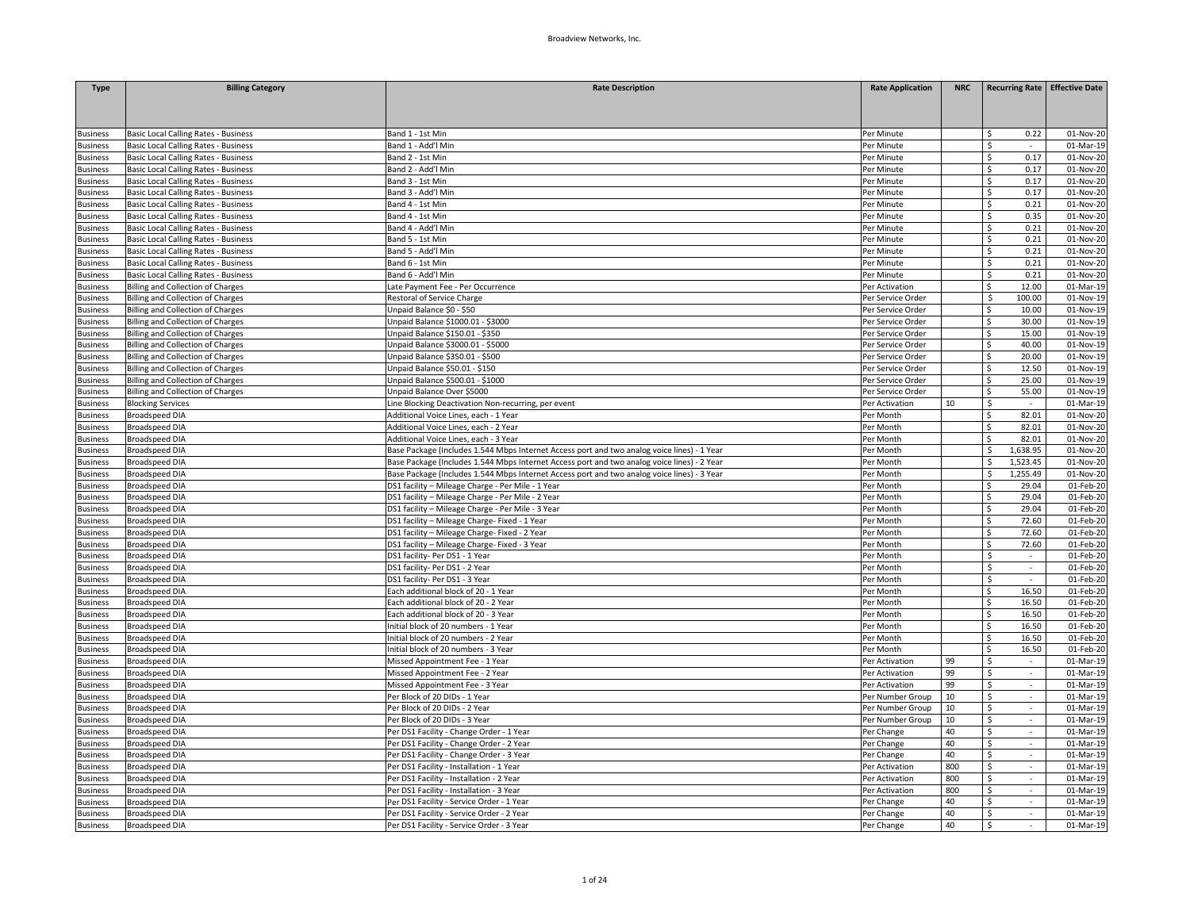| Type | Billing Category | Rate Description | Rate Application | NRC | Recurring Rate | Effective Date |
|---|---|---|---|---|---|---|
| Business | Basic Local Calling Rates - Business | Band 1 - 1st Min | Per Minute | | $ 0.22 | 01-Nov-20 |
| Business | Basic Local Calling Rates - Business | Band 1 - Add'l Min | Per Minute | | $ - | 01-Mar-19 |
| Business | Basic Local Calling Rates - Business | Band 2 - 1st Min | Per Minute | | $ 0.17 | 01-Nov-20 |
| Business | Basic Local Calling Rates - Business | Band 2 - Add'l Min | Per Minute | | $ 0.17 | 01-Nov-20 |
| Business | Basic Local Calling Rates - Business | Band 3 - 1st Min | Per Minute | | $ 0.17 | 01-Nov-20 |
| Business | Basic Local Calling Rates - Business | Band 3 - Add'l Min | Per Minute | | $ 0.17 | 01-Nov-20 |
| Business | Basic Local Calling Rates - Business | Band 4 - 1st Min | Per Minute | | $ 0.21 | 01-Nov-20 |
| Business | Basic Local Calling Rates - Business | Band 4 - 1st Min | Per Minute | | $ 0.35 | 01-Nov-20 |
| Business | Basic Local Calling Rates - Business | Band 4 - Add'l Min | Per Minute | | $ 0.21 | 01-Nov-20 |
| Business | Basic Local Calling Rates - Business | Band 5 - 1st Min | Per Minute | | $ 0.21 | 01-Nov-20 |
| Business | Basic Local Calling Rates - Business | Band 5 - Add'l Min | Per Minute | | $ 0.21 | 01-Nov-20 |
| Business | Basic Local Calling Rates - Business | Band 6 - 1st Min | Per Minute | | $ 0.21 | 01-Nov-20 |
| Business | Basic Local Calling Rates - Business | Band 6 - Add'l Min | Per Minute | | $ 0.21 | 01-Nov-20 |
| Business | Billing and Collection of Charges | Late Payment Fee - Per Occurrence | Per Activation | | $ 12.00 | 01-Mar-19 |
| Business | Billing and Collection of Charges | Restoral of Service Charge | Per Service Order | | $ 100.00 | 01-Nov-19 |
| Business | Billing and Collection of Charges | Unpaid Balance $0 - $50 | Per Service Order | | $ 10.00 | 01-Nov-19 |
| Business | Billing and Collection of Charges | Unpaid Balance $1000.01 - $3000 | Per Service Order | | $ 30.00 | 01-Nov-19 |
| Business | Billing and Collection of Charges | Unpaid Balance $150.01 - $350 | Per Service Order | | $ 15.00 | 01-Nov-19 |
| Business | Billing and Collection of Charges | Unpaid Balance $3000.01 - $5000 | Per Service Order | | $ 40.00 | 01-Nov-19 |
| Business | Billing and Collection of Charges | Unpaid Balance $350.01 - $500 | Per Service Order | | $ 20.00 | 01-Nov-19 |
| Business | Billing and Collection of Charges | Unpaid Balance $50.01 - $150 | Per Service Order | | $ 12.50 | 01-Nov-19 |
| Business | Billing and Collection of Charges | Unpaid Balance $500.01 - $1000 | Per Service Order | | $ 25.00 | 01-Nov-19 |
| Business | Billing and Collection of Charges | Unpaid Balance Over $5000 | Per Service Order | | $ 55.00 | 01-Nov-19 |
| Business | Blocking Services | Line Blocking Deactivation Non-recurring, per event | Per Activation | 10 | $ - | 01-Mar-19 |
| Business | Broadspeed DIA | Additional Voice Lines, each - 1 Year | Per Month | | $ 82.01 | 01-Nov-20 |
| Business | Broadspeed DIA | Additional Voice Lines, each - 2 Year | Per Month | | $ 82.01 | 01-Nov-20 |
| Business | Broadspeed DIA | Additional Voice Lines, each - 3 Year | Per Month | | $ 82.01 | 01-Nov-20 |
| Business | Broadspeed DIA | Base Package (Includes 1.544 Mbps Internet Access port and two analog voice lines) - 1 Year | Per Month | | $ 1,638.95 | 01-Nov-20 |
| Business | Broadspeed DIA | Base Package (Includes 1.544 Mbps Internet Access port and two analog voice lines) - 2 Year | Per Month | | $ 1,523.45 | 01-Nov-20 |
| Business | Broadspeed DIA | Base Package (Includes 1.544 Mbps Internet Access port and two analog voice lines) - 3 Year | Per Month | | $ 1,255.49 | 01-Nov-20 |
| Business | Broadspeed DIA | DS1 facility – Mileage Charge - Per Mile - 1 Year | Per Month | | $ 29.04 | 01-Feb-20 |
| Business | Broadspeed DIA | DS1 facility – Mileage Charge - Per Mile - 2 Year | Per Month | | $ 29.04 | 01-Feb-20 |
| Business | Broadspeed DIA | DS1 facility – Mileage Charge - Per Mile - 3 Year | Per Month | | $ 29.04 | 01-Feb-20 |
| Business | Broadspeed DIA | DS1 facility – Mileage Charge- Fixed - 1 Year | Per Month | | $ 72.60 | 01-Feb-20 |
| Business | Broadspeed DIA | DS1 facility – Mileage Charge- Fixed - 2 Year | Per Month | | $ 72.60 | 01-Feb-20 |
| Business | Broadspeed DIA | DS1 facility – Mileage Charge- Fixed - 3 Year | Per Month | | $ 72.60 | 01-Feb-20 |
| Business | Broadspeed DIA | DS1 facility- Per DS1 - 1 Year | Per Month | | $ - | 01-Feb-20 |
| Business | Broadspeed DIA | DS1 facility- Per DS1 - 2 Year | Per Month | | $ - | 01-Feb-20 |
| Business | Broadspeed DIA | DS1 facility- Per DS1 - 3 Year | Per Month | | $ - | 01-Feb-20 |
| Business | Broadspeed DIA | Each additional block of 20 - 1 Year | Per Month | | $ 16.50 | 01-Feb-20 |
| Business | Broadspeed DIA | Each additional block of 20 - 2 Year | Per Month | | $ 16.50 | 01-Feb-20 |
| Business | Broadspeed DIA | Each additional block of 20 - 3 Year | Per Month | | $ 16.50 | 01-Feb-20 |
| Business | Broadspeed DIA | Initial block of 20 numbers - 1 Year | Per Month | | $ 16.50 | 01-Feb-20 |
| Business | Broadspeed DIA | Initial block of 20 numbers - 2 Year | Per Month | | $ 16.50 | 01-Feb-20 |
| Business | Broadspeed DIA | Initial block of 20 numbers - 3 Year | Per Month | | $ 16.50 | 01-Feb-20 |
| Business | Broadspeed DIA | Missed Appointment Fee - 1 Year | Per Activation | 99 | $ - | 01-Mar-19 |
| Business | Broadspeed DIA | Missed Appointment Fee - 2 Year | Per Activation | 99 | $ - | 01-Mar-19 |
| Business | Broadspeed DIA | Missed Appointment Fee - 3 Year | Per Activation | 99 | $ - | 01-Mar-19 |
| Business | Broadspeed DIA | Per Block of 20 DIDs - 1 Year | Per Number Group | 10 | $ - | 01-Mar-19 |
| Business | Broadspeed DIA | Per Block of 20 DIDs - 2 Year | Per Number Group | 10 | $ - | 01-Mar-19 |
| Business | Broadspeed DIA | Per Block of 20 DIDs - 3 Year | Per Number Group | 10 | $ - | 01-Mar-19 |
| Business | Broadspeed DIA | Per DS1 Facility - Change Order - 1 Year | Per Change | 40 | $ - | 01-Mar-19 |
| Business | Broadspeed DIA | Per DS1 Facility - Change Order - 2 Year | Per Change | 40 | $ - | 01-Mar-19 |
| Business | Broadspeed DIA | Per DS1 Facility - Change Order - 3 Year | Per Change | 40 | $ - | 01-Mar-19 |
| Business | Broadspeed DIA | Per DS1 Facility - Installation - 1 Year | Per Activation | 800 | $ - | 01-Mar-19 |
| Business | Broadspeed DIA | Per DS1 Facility - Installation - 2 Year | Per Activation | 800 | $ - | 01-Mar-19 |
| Business | Broadspeed DIA | Per DS1 Facility - Installation - 3 Year | Per Activation | 800 | $ - | 01-Mar-19 |
| Business | Broadspeed DIA | Per DS1 Facility - Service Order - 1 Year | Per Change | 40 | $ - | 01-Mar-19 |
| Business | Broadspeed DIA | Per DS1 Facility - Service Order - 2 Year | Per Change | 40 | $ - | 01-Mar-19 |
| Business | Broadspeed DIA | Per DS1 Facility - Service Order - 3 Year | Per Change | 40 | $ - | 01-Mar-19 |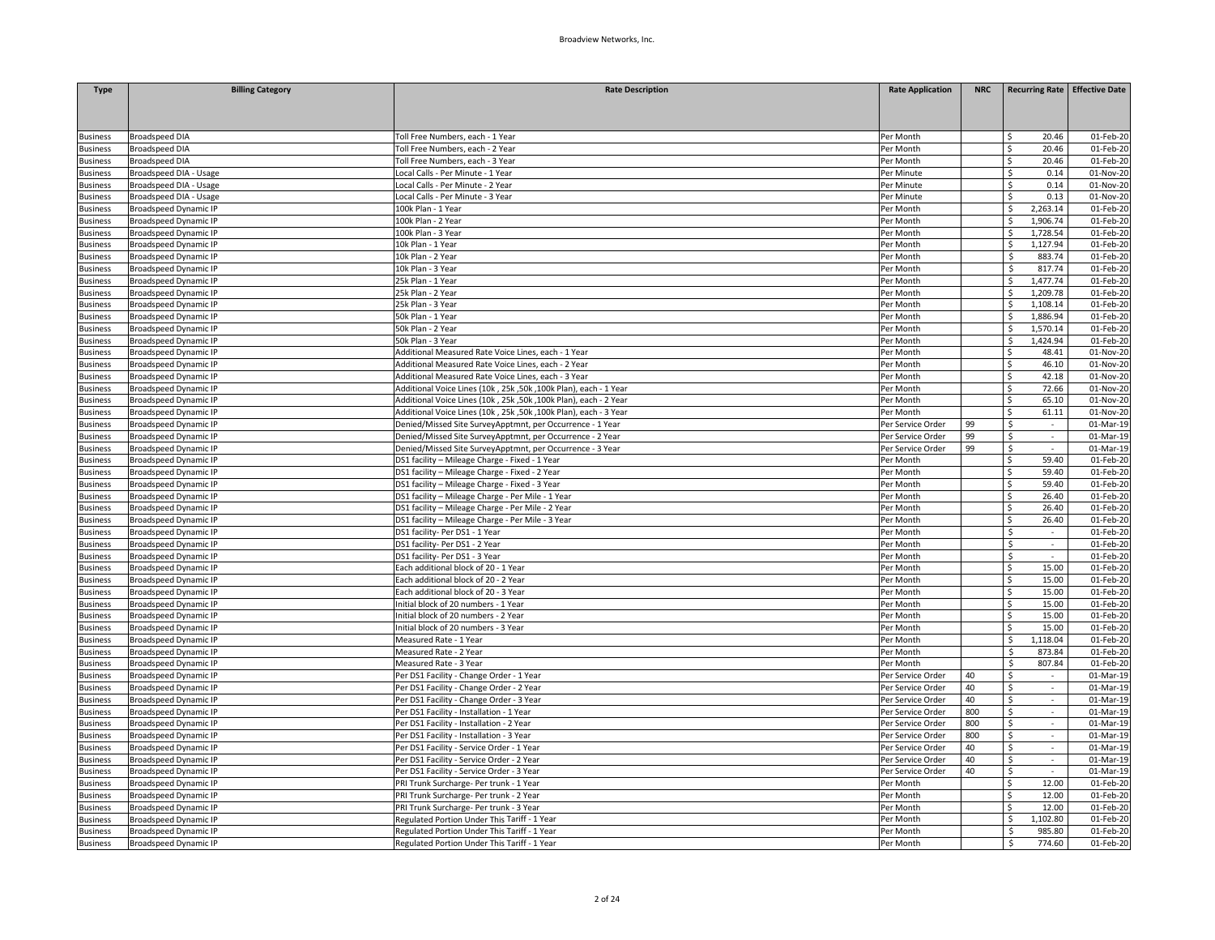| Type | Billing Category | Rate Description | Rate Application | NRC | Recurring Rate | Effective Date |
|---|---|---|---|---|---|---|
| Business | Broadspeed DIA | Toll Free Numbers, each - 1 Year | Per Month | | $ 20.46 | 01-Feb-20 |
| Business | Broadspeed DIA | Toll Free Numbers, each - 2 Year | Per Month | | $ 20.46 | 01-Feb-20 |
| Business | Broadspeed DIA | Toll Free Numbers, each - 3 Year | Per Month | | $ 20.46 | 01-Feb-20 |
| Business | Broadspeed DIA - Usage | Local Calls - Per Minute - 1 Year | Per Minute | | $ 0.14 | 01-Nov-20 |
| Business | Broadspeed DIA - Usage | Local Calls - Per Minute - 2 Year | Per Minute | | $ 0.14 | 01-Nov-20 |
| Business | Broadspeed DIA - Usage | Local Calls - Per Minute - 3 Year | Per Minute | | $ 0.13 | 01-Nov-20 |
| Business | Broadspeed Dynamic IP | 100k Plan - 1 Year | Per Month | | $ 2,263.14 | 01-Feb-20 |
| Business | Broadspeed Dynamic IP | 100k Plan - 2 Year | Per Month | | $ 1,906.74 | 01-Feb-20 |
| Business | Broadspeed Dynamic IP | 100k Plan - 3 Year | Per Month | | $ 1,728.54 | 01-Feb-20 |
| Business | Broadspeed Dynamic IP | 10k Plan - 1 Year | Per Month | | $ 1,127.94 | 01-Feb-20 |
| Business | Broadspeed Dynamic IP | 10k Plan - 2 Year | Per Month | | $ 883.74 | 01-Feb-20 |
| Business | Broadspeed Dynamic IP | 10k Plan - 3 Year | Per Month | | $ 817.74 | 01-Feb-20 |
| Business | Broadspeed Dynamic IP | 25k Plan - 1 Year | Per Month | | $ 1,477.74 | 01-Feb-20 |
| Business | Broadspeed Dynamic IP | 25k Plan - 2 Year | Per Month | | $ 1,209.78 | 01-Feb-20 |
| Business | Broadspeed Dynamic IP | 25k Plan - 3 Year | Per Month | | $ 1,108.14 | 01-Feb-20 |
| Business | Broadspeed Dynamic IP | 50k Plan - 1 Year | Per Month | | $ 1,886.94 | 01-Feb-20 |
| Business | Broadspeed Dynamic IP | 50k Plan - 2 Year | Per Month | | $ 1,570.14 | 01-Feb-20 |
| Business | Broadspeed Dynamic IP | 50k Plan - 3 Year | Per Month | | $ 1,424.94 | 01-Feb-20 |
| Business | Broadspeed Dynamic IP | Additional Measured Rate Voice Lines, each - 1 Year | Per Month | | $ 48.41 | 01-Nov-20 |
| Business | Broadspeed Dynamic IP | Additional Measured Rate Voice Lines, each - 2 Year | Per Month | | $ 46.10 | 01-Nov-20 |
| Business | Broadspeed Dynamic IP | Additional Measured Rate Voice Lines, each - 3 Year | Per Month | | $ 42.18 | 01-Nov-20 |
| Business | Broadspeed Dynamic IP | Additional Voice Lines (10k , 25k ,50k ,100k Plan), each - 1 Year | Per Month | | $ 72.66 | 01-Nov-20 |
| Business | Broadspeed Dynamic IP | Additional Voice Lines (10k , 25k ,50k ,100k Plan), each - 2 Year | Per Month | | $ 65.10 | 01-Nov-20 |
| Business | Broadspeed Dynamic IP | Additional Voice Lines (10k , 25k ,50k ,100k Plan), each - 3 Year | Per Month | | $ 61.11 | 01-Nov-20 |
| Business | Broadspeed Dynamic IP | Denied/Missed Site SurveyApptmnt, per Occurrence - 1 Year | Per Service Order | 99 | $ - | 01-Mar-19 |
| Business | Broadspeed Dynamic IP | Denied/Missed Site SurveyApptmnt, per Occurrence - 2 Year | Per Service Order | 99 | $ - | 01-Mar-19 |
| Business | Broadspeed Dynamic IP | Denied/Missed Site SurveyApptmnt, per Occurrence - 3 Year | Per Service Order | 99 | $ - | 01-Mar-19 |
| Business | Broadspeed Dynamic IP | DS1 facility – Mileage Charge - Fixed - 1 Year | Per Month | | $ 59.40 | 01-Feb-20 |
| Business | Broadspeed Dynamic IP | DS1 facility – Mileage Charge - Fixed - 2 Year | Per Month | | $ 59.40 | 01-Feb-20 |
| Business | Broadspeed Dynamic IP | DS1 facility – Mileage Charge - Fixed - 3 Year | Per Month | | $ 59.40 | 01-Feb-20 |
| Business | Broadspeed Dynamic IP | DS1 facility – Mileage Charge - Per Mile - 1 Year | Per Month | | $ 26.40 | 01-Feb-20 |
| Business | Broadspeed Dynamic IP | DS1 facility – Mileage Charge - Per Mile - 2 Year | Per Month | | $ 26.40 | 01-Feb-20 |
| Business | Broadspeed Dynamic IP | DS1 facility – Mileage Charge - Per Mile - 3 Year | Per Month | | $ 26.40 | 01-Feb-20 |
| Business | Broadspeed Dynamic IP | DS1 facility- Per DS1 - 1 Year | Per Month | | $ - | 01-Feb-20 |
| Business | Broadspeed Dynamic IP | DS1 facility- Per DS1 - 2 Year | Per Month | | $ - | 01-Feb-20 |
| Business | Broadspeed Dynamic IP | DS1 facility- Per DS1 - 3 Year | Per Month | | $ - | 01-Feb-20 |
| Business | Broadspeed Dynamic IP | Each additional block of 20 - 1 Year | Per Month | | $ 15.00 | 01-Feb-20 |
| Business | Broadspeed Dynamic IP | Each additional block of 20 - 2 Year | Per Month | | $ 15.00 | 01-Feb-20 |
| Business | Broadspeed Dynamic IP | Each additional block of 20 - 3 Year | Per Month | | $ 15.00 | 01-Feb-20 |
| Business | Broadspeed Dynamic IP | Initial block of 20 numbers - 1 Year | Per Month | | $ 15.00 | 01-Feb-20 |
| Business | Broadspeed Dynamic IP | Initial block of 20 numbers - 2 Year | Per Month | | $ 15.00 | 01-Feb-20 |
| Business | Broadspeed Dynamic IP | Initial block of 20 numbers - 3 Year | Per Month | | $ 15.00 | 01-Feb-20 |
| Business | Broadspeed Dynamic IP | Measured Rate - 1 Year | Per Month | | $ 1,118.04 | 01-Feb-20 |
| Business | Broadspeed Dynamic IP | Measured Rate - 2 Year | Per Month | | $ 873.84 | 01-Feb-20 |
| Business | Broadspeed Dynamic IP | Measured Rate - 3 Year | Per Month | | $ 807.84 | 01-Feb-20 |
| Business | Broadspeed Dynamic IP | Per DS1 Facility - Change Order - 1 Year | Per Service Order | 40 | $ - | 01-Mar-19 |
| Business | Broadspeed Dynamic IP | Per DS1 Facility - Change Order - 2 Year | Per Service Order | 40 | $ - | 01-Mar-19 |
| Business | Broadspeed Dynamic IP | Per DS1 Facility - Change Order - 3 Year | Per Service Order | 40 | $ - | 01-Mar-19 |
| Business | Broadspeed Dynamic IP | Per DS1 Facility - Installation - 1 Year | Per Service Order | 800 | $ - | 01-Mar-19 |
| Business | Broadspeed Dynamic IP | Per DS1 Facility - Installation - 2 Year | Per Service Order | 800 | $ - | 01-Mar-19 |
| Business | Broadspeed Dynamic IP | Per DS1 Facility - Installation - 3 Year | Per Service Order | 800 | $ - | 01-Mar-19 |
| Business | Broadspeed Dynamic IP | Per DS1 Facility - Service Order - 1 Year | Per Service Order | 40 | $ - | 01-Mar-19 |
| Business | Broadspeed Dynamic IP | Per DS1 Facility - Service Order - 2 Year | Per Service Order | 40 | $ - | 01-Mar-19 |
| Business | Broadspeed Dynamic IP | Per DS1 Facility - Service Order - 3 Year | Per Service Order | 40 | $ - | 01-Mar-19 |
| Business | Broadspeed Dynamic IP | PRI Trunk Surcharge- Per trunk - 1 Year | Per Month | | $ 12.00 | 01-Feb-20 |
| Business | Broadspeed Dynamic IP | PRI Trunk Surcharge- Per trunk - 2 Year | Per Month | | $ 12.00 | 01-Feb-20 |
| Business | Broadspeed Dynamic IP | PRI Trunk Surcharge- Per trunk - 3 Year | Per Month | | $ 12.00 | 01-Feb-20 |
| Business | Broadspeed Dynamic IP | Regulated Portion Under This Tariff - 1 Year | Per Month | | $ 1,102.80 | 01-Feb-20 |
| Business | Broadspeed Dynamic IP | Regulated Portion Under This Tariff - 1 Year | Per Month | | $ 985.80 | 01-Feb-20 |
| Business | Broadspeed Dynamic IP | Regulated Portion Under This Tariff - 1 Year | Per Month | | $ 774.60 | 01-Feb-20 |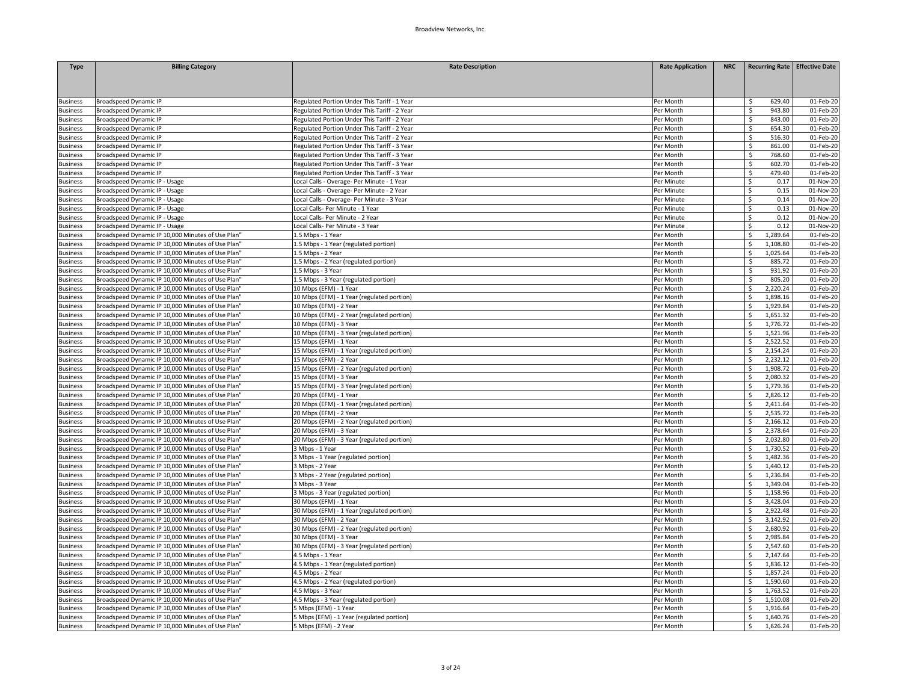| Type | Billing Category | Rate Description | Rate Application | NRC | Recurring Rate | Effective Date |
|---|---|---|---|---|---|---|
| Business | Broadspeed Dynamic IP | Regulated Portion Under This Tariff - 1 Year | Per Month | | $ 629.40 | 01-Feb-20 |
| Business | Broadspeed Dynamic IP | Regulated Portion Under This Tariff - 2 Year | Per Month | | $ 943.80 | 01-Feb-20 |
| Business | Broadspeed Dynamic IP | Regulated Portion Under This Tariff - 2 Year | Per Month | | $ 843.00 | 01-Feb-20 |
| Business | Broadspeed Dynamic IP | Regulated Portion Under This Tariff - 2 Year | Per Month | | $ 654.30 | 01-Feb-20 |
| Business | Broadspeed Dynamic IP | Regulated Portion Under This Tariff - 2 Year | Per Month | | $ 516.30 | 01-Feb-20 |
| Business | Broadspeed Dynamic IP | Regulated Portion Under This Tariff - 3 Year | Per Month | | $ 861.00 | 01-Feb-20 |
| Business | Broadspeed Dynamic IP | Regulated Portion Under This Tariff - 3 Year | Per Month | | $ 768.60 | 01-Feb-20 |
| Business | Broadspeed Dynamic IP | Regulated Portion Under This Tariff - 3 Year | Per Month | | $ 602.70 | 01-Feb-20 |
| Business | Broadspeed Dynamic IP | Regulated Portion Under This Tariff - 3 Year | Per Month | | $ 479.40 | 01-Feb-20 |
| Business | Broadspeed Dynamic IP - Usage | Local Calls - Overage- Per Minute - 1 Year | Per Minute | | $ 0.17 | 01-Nov-20 |
| Business | Broadspeed Dynamic IP - Usage | Local Calls - Overage- Per Minute - 2 Year | Per Minute | | $ 0.15 | 01-Nov-20 |
| Business | Broadspeed Dynamic IP - Usage | Local Calls - Overage- Per Minute - 3 Year | Per Minute | | $ 0.14 | 01-Nov-20 |
| Business | Broadspeed Dynamic IP - Usage | Local Calls- Per Minute - 1 Year | Per Minute | | $ 0.13 | 01-Nov-20 |
| Business | Broadspeed Dynamic IP - Usage | Local Calls- Per Minute - 2 Year | Per Minute | | $ 0.12 | 01-Nov-20 |
| Business | Broadspeed Dynamic IP - Usage | Local Calls- Per Minute - 3 Year | Per Minute | | $ 0.12 | 01-Nov-20 |
| Business | Broadspeed Dynamic IP 10,000 Minutes of Use Plan" | 1.5 Mbps - 1 Year | Per Month | | $ 1,289.64 | 01-Feb-20 |
| Business | Broadspeed Dynamic IP 10,000 Minutes of Use Plan" | 1.5 Mbps - 1 Year (regulated portion) | Per Month | | $ 1,108.80 | 01-Feb-20 |
| Business | Broadspeed Dynamic IP 10,000 Minutes of Use Plan" | 1.5 Mbps - 2 Year | Per Month | | $ 1,025.64 | 01-Feb-20 |
| Business | Broadspeed Dynamic IP 10,000 Minutes of Use Plan" | 1.5 Mbps - 2 Year (regulated portion) | Per Month | | $ 885.72 | 01-Feb-20 |
| Business | Broadspeed Dynamic IP 10,000 Minutes of Use Plan" | 1.5 Mbps - 3 Year | Per Month | | $ 931.92 | 01-Feb-20 |
| Business | Broadspeed Dynamic IP 10,000 Minutes of Use Plan" | 1.5 Mbps - 3 Year (regulated portion) | Per Month | | $ 805.20 | 01-Feb-20 |
| Business | Broadspeed Dynamic IP 10,000 Minutes of Use Plan" | 10 Mbps (EFM) - 1 Year | Per Month | | $ 2,220.24 | 01-Feb-20 |
| Business | Broadspeed Dynamic IP 10,000 Minutes of Use Plan" | 10 Mbps (EFM) - 1 Year (regulated portion) | Per Month | | $ 1,898.16 | 01-Feb-20 |
| Business | Broadspeed Dynamic IP 10,000 Minutes of Use Plan" | 10 Mbps (EFM) - 2 Year | Per Month | | $ 1,929.84 | 01-Feb-20 |
| Business | Broadspeed Dynamic IP 10,000 Minutes of Use Plan" | 10 Mbps (EFM) - 2 Year (regulated portion) | Per Month | | $ 1,651.32 | 01-Feb-20 |
| Business | Broadspeed Dynamic IP 10,000 Minutes of Use Plan" | 10 Mbps (EFM) - 3 Year | Per Month | | $ 1,776.72 | 01-Feb-20 |
| Business | Broadspeed Dynamic IP 10,000 Minutes of Use Plan" | 10 Mbps (EFM) - 3 Year (regulated portion) | Per Month | | $ 1,521.96 | 01-Feb-20 |
| Business | Broadspeed Dynamic IP 10,000 Minutes of Use Plan" | 15 Mbps (EFM) - 1 Year | Per Month | | $ 2,522.52 | 01-Feb-20 |
| Business | Broadspeed Dynamic IP 10,000 Minutes of Use Plan" | 15 Mbps (EFM) - 1 Year (regulated portion) | Per Month | | $ 2,154.24 | 01-Feb-20 |
| Business | Broadspeed Dynamic IP 10,000 Minutes of Use Plan" | 15 Mbps (EFM) - 2 Year | Per Month | | $ 2,232.12 | 01-Feb-20 |
| Business | Broadspeed Dynamic IP 10,000 Minutes of Use Plan" | 15 Mbps (EFM) - 2 Year (regulated portion) | Per Month | | $ 1,908.72 | 01-Feb-20 |
| Business | Broadspeed Dynamic IP 10,000 Minutes of Use Plan" | 15 Mbps (EFM) - 3 Year | Per Month | | $ 2,080.32 | 01-Feb-20 |
| Business | Broadspeed Dynamic IP 10,000 Minutes of Use Plan" | 15 Mbps (EFM) - 3 Year (regulated portion) | Per Month | | $ 1,779.36 | 01-Feb-20 |
| Business | Broadspeed Dynamic IP 10,000 Minutes of Use Plan" | 20 Mbps (EFM) - 1 Year | Per Month | | $ 2,826.12 | 01-Feb-20 |
| Business | Broadspeed Dynamic IP 10,000 Minutes of Use Plan" | 20 Mbps (EFM) - 1 Year (regulated portion) | Per Month | | $ 2,411.64 | 01-Feb-20 |
| Business | Broadspeed Dynamic IP 10,000 Minutes of Use Plan" | 20 Mbps (EFM) - 2 Year | Per Month | | $ 2,535.72 | 01-Feb-20 |
| Business | Broadspeed Dynamic IP 10,000 Minutes of Use Plan" | 20 Mbps (EFM) - 2 Year (regulated portion) | Per Month | | $ 2,166.12 | 01-Feb-20 |
| Business | Broadspeed Dynamic IP 10,000 Minutes of Use Plan" | 20 Mbps (EFM) - 3 Year | Per Month | | $ 2,378.64 | 01-Feb-20 |
| Business | Broadspeed Dynamic IP 10,000 Minutes of Use Plan" | 20 Mbps (EFM) - 3 Year (regulated portion) | Per Month | | $ 2,032.80 | 01-Feb-20 |
| Business | Broadspeed Dynamic IP 10,000 Minutes of Use Plan" | 3 Mbps - 1 Year | Per Month | | $ 1,730.52 | 01-Feb-20 |
| Business | Broadspeed Dynamic IP 10,000 Minutes of Use Plan" | 3 Mbps - 1 Year (regulated portion) | Per Month | | $ 1,482.36 | 01-Feb-20 |
| Business | Broadspeed Dynamic IP 10,000 Minutes of Use Plan" | 3 Mbps - 2 Year | Per Month | | $ 1,440.12 | 01-Feb-20 |
| Business | Broadspeed Dynamic IP 10,000 Minutes of Use Plan" | 3 Mbps - 2 Year (regulated portion) | Per Month | | $ 1,236.84 | 01-Feb-20 |
| Business | Broadspeed Dynamic IP 10,000 Minutes of Use Plan" | 3 Mbps - 3 Year | Per Month | | $ 1,349.04 | 01-Feb-20 |
| Business | Broadspeed Dynamic IP 10,000 Minutes of Use Plan" | 3 Mbps - 3 Year (regulated portion) | Per Month | | $ 1,158.96 | 01-Feb-20 |
| Business | Broadspeed Dynamic IP 10,000 Minutes of Use Plan" | 30 Mbps (EFM) - 1 Year | Per Month | | $ 3,428.04 | 01-Feb-20 |
| Business | Broadspeed Dynamic IP 10,000 Minutes of Use Plan" | 30 Mbps (EFM) - 1 Year (regulated portion) | Per Month | | $ 2,922.48 | 01-Feb-20 |
| Business | Broadspeed Dynamic IP 10,000 Minutes of Use Plan" | 30 Mbps (EFM) - 2 Year | Per Month | | $ 3,142.92 | 01-Feb-20 |
| Business | Broadspeed Dynamic IP 10,000 Minutes of Use Plan" | 30 Mbps (EFM) - 2 Year (regulated portion) | Per Month | | $ 2,680.92 | 01-Feb-20 |
| Business | Broadspeed Dynamic IP 10,000 Minutes of Use Plan" | 30 Mbps (EFM) - 3 Year | Per Month | | $ 2,985.84 | 01-Feb-20 |
| Business | Broadspeed Dynamic IP 10,000 Minutes of Use Plan" | 30 Mbps (EFM) - 3 Year (regulated portion) | Per Month | | $ 2,547.60 | 01-Feb-20 |
| Business | Broadspeed Dynamic IP 10,000 Minutes of Use Plan" | 4.5 Mbps - 1 Year | Per Month | | $ 2,147.64 | 01-Feb-20 |
| Business | Broadspeed Dynamic IP 10,000 Minutes of Use Plan" | 4.5 Mbps - 1 Year (regulated portion) | Per Month | | $ 1,836.12 | 01-Feb-20 |
| Business | Broadspeed Dynamic IP 10,000 Minutes of Use Plan" | 4.5 Mbps - 2 Year | Per Month | | $ 1,857.24 | 01-Feb-20 |
| Business | Broadspeed Dynamic IP 10,000 Minutes of Use Plan" | 4.5 Mbps - 2 Year (regulated portion) | Per Month | | $ 1,590.60 | 01-Feb-20 |
| Business | Broadspeed Dynamic IP 10,000 Minutes of Use Plan" | 4.5 Mbps - 3 Year | Per Month | | $ 1,763.52 | 01-Feb-20 |
| Business | Broadspeed Dynamic IP 10,000 Minutes of Use Plan" | 4.5 Mbps - 3 Year (regulated portion) | Per Month | | $ 1,510.08 | 01-Feb-20 |
| Business | Broadspeed Dynamic IP 10,000 Minutes of Use Plan" | 5 Mbps (EFM) - 1 Year | Per Month | | $ 1,916.64 | 01-Feb-20 |
| Business | Broadspeed Dynamic IP 10,000 Minutes of Use Plan" | 5 Mbps (EFM) - 1 Year (regulated portion) | Per Month | | $ 1,640.76 | 01-Feb-20 |
| Business | Broadspeed Dynamic IP 10,000 Minutes of Use Plan" | 5 Mbps (EFM) - 2 Year | Per Month | | $ 1,626.24 | 01-Feb-20 |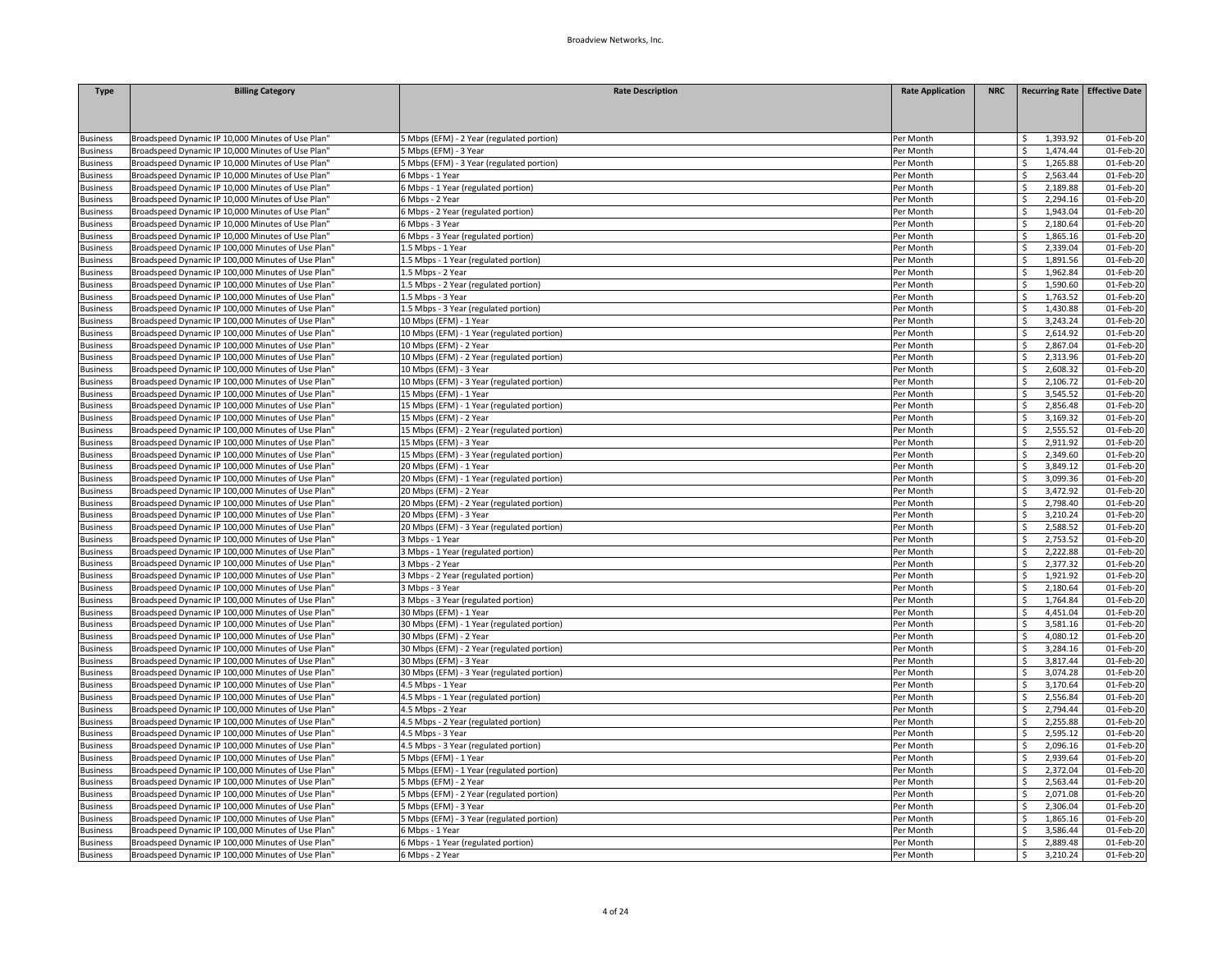Broadview Networks, Inc.

| Type | Billing Category | Rate Description | Rate Application | NRC | Recurring Rate | Effective Date |
|---|---|---|---|---|---|---|
| Business | Broadspeed Dynamic IP 10,000 Minutes of Use Plan" | 5 Mbps (EFM) - 2 Year (regulated portion) | Per Month | | $ 1,393.92 | 01-Feb-20 |
| Business | Broadspeed Dynamic IP 10,000 Minutes of Use Plan" | 5 Mbps (EFM) - 3 Year | Per Month | | $ 1,474.44 | 01-Feb-20 |
| Business | Broadspeed Dynamic IP 10,000 Minutes of Use Plan" | 5 Mbps (EFM) - 3 Year (regulated portion) | Per Month | | $ 1,265.88 | 01-Feb-20 |
| Business | Broadspeed Dynamic IP 10,000 Minutes of Use Plan" | 6 Mbps - 1 Year | Per Month | | $ 2,563.44 | 01-Feb-20 |
| Business | Broadspeed Dynamic IP 10,000 Minutes of Use Plan" | 6 Mbps - 1 Year (regulated portion) | Per Month | | $ 2,189.88 | 01-Feb-20 |
| Business | Broadspeed Dynamic IP 10,000 Minutes of Use Plan" | 6 Mbps - 2 Year | Per Month | | $ 2,294.16 | 01-Feb-20 |
| Business | Broadspeed Dynamic IP 10,000 Minutes of Use Plan" | 6 Mbps - 2 Year (regulated portion) | Per Month | | $ 1,943.04 | 01-Feb-20 |
| Business | Broadspeed Dynamic IP 10,000 Minutes of Use Plan" | 6 Mbps - 3 Year | Per Month | | $ 2,180.64 | 01-Feb-20 |
| Business | Broadspeed Dynamic IP 10,000 Minutes of Use Plan" | 6 Mbps - 3 Year (regulated portion) | Per Month | | $ 1,865.16 | 01-Feb-20 |
| Business | Broadspeed Dynamic IP 100,000 Minutes of Use Plan" | 1.5 Mbps - 1 Year | Per Month | | $ 2,339.04 | 01-Feb-20 |
| Business | Broadspeed Dynamic IP 100,000 Minutes of Use Plan" | 1.5 Mbps - 1 Year (regulated portion) | Per Month | | $ 1,891.56 | 01-Feb-20 |
| Business | Broadspeed Dynamic IP 100,000 Minutes of Use Plan" | 1.5 Mbps - 2 Year | Per Month | | $ 1,962.84 | 01-Feb-20 |
| Business | Broadspeed Dynamic IP 100,000 Minutes of Use Plan" | 1.5 Mbps - 2 Year (regulated portion) | Per Month | | $ 1,590.60 | 01-Feb-20 |
| Business | Broadspeed Dynamic IP 100,000 Minutes of Use Plan" | 1.5 Mbps - 3 Year | Per Month | | $ 1,763.52 | 01-Feb-20 |
| Business | Broadspeed Dynamic IP 100,000 Minutes of Use Plan" | 1.5 Mbps - 3 Year (regulated portion) | Per Month | | $ 1,430.88 | 01-Feb-20 |
| Business | Broadspeed Dynamic IP 100,000 Minutes of Use Plan" | 10 Mbps (EFM) - 1 Year | Per Month | | $ 3,243.24 | 01-Feb-20 |
| Business | Broadspeed Dynamic IP 100,000 Minutes of Use Plan" | 10 Mbps (EFM) - 1 Year (regulated portion) | Per Month | | $ 2,614.92 | 01-Feb-20 |
| Business | Broadspeed Dynamic IP 100,000 Minutes of Use Plan" | 10 Mbps (EFM) - 2 Year | Per Month | | $ 2,867.04 | 01-Feb-20 |
| Business | Broadspeed Dynamic IP 100,000 Minutes of Use Plan" | 10 Mbps (EFM) - 2 Year (regulated portion) | Per Month | | $ 2,313.96 | 01-Feb-20 |
| Business | Broadspeed Dynamic IP 100,000 Minutes of Use Plan" | 10 Mbps (EFM) - 3 Year | Per Month | | $ 2,608.32 | 01-Feb-20 |
| Business | Broadspeed Dynamic IP 100,000 Minutes of Use Plan" | 10 Mbps (EFM) - 3 Year (regulated portion) | Per Month | | $ 2,106.72 | 01-Feb-20 |
| Business | Broadspeed Dynamic IP 100,000 Minutes of Use Plan" | 15 Mbps (EFM) - 1 Year | Per Month | | $ 3,545.52 | 01-Feb-20 |
| Business | Broadspeed Dynamic IP 100,000 Minutes of Use Plan" | 15 Mbps (EFM) - 1 Year (regulated portion) | Per Month | | $ 2,856.48 | 01-Feb-20 |
| Business | Broadspeed Dynamic IP 100,000 Minutes of Use Plan" | 15 Mbps (EFM) - 2 Year | Per Month | | $ 3,169.32 | 01-Feb-20 |
| Business | Broadspeed Dynamic IP 100,000 Minutes of Use Plan" | 15 Mbps (EFM) - 2 Year (regulated portion) | Per Month | | $ 2,555.52 | 01-Feb-20 |
| Business | Broadspeed Dynamic IP 100,000 Minutes of Use Plan" | 15 Mbps (EFM) - 3 Year | Per Month | | $ 2,911.92 | 01-Feb-20 |
| Business | Broadspeed Dynamic IP 100,000 Minutes of Use Plan" | 15 Mbps (EFM) - 3 Year (regulated portion) | Per Month | | $ 2,349.60 | 01-Feb-20 |
| Business | Broadspeed Dynamic IP 100,000 Minutes of Use Plan" | 20 Mbps (EFM) - 1 Year | Per Month | | $ 3,849.12 | 01-Feb-20 |
| Business | Broadspeed Dynamic IP 100,000 Minutes of Use Plan" | 20 Mbps (EFM) - 1 Year (regulated portion) | Per Month | | $ 3,099.36 | 01-Feb-20 |
| Business | Broadspeed Dynamic IP 100,000 Minutes of Use Plan" | 20 Mbps (EFM) - 2 Year | Per Month | | $ 3,472.92 | 01-Feb-20 |
| Business | Broadspeed Dynamic IP 100,000 Minutes of Use Plan" | 20 Mbps (EFM) - 2 Year (regulated portion) | Per Month | | $ 2,798.40 | 01-Feb-20 |
| Business | Broadspeed Dynamic IP 100,000 Minutes of Use Plan" | 20 Mbps (EFM) - 3 Year | Per Month | | $ 3,210.24 | 01-Feb-20 |
| Business | Broadspeed Dynamic IP 100,000 Minutes of Use Plan" | 20 Mbps (EFM) - 3 Year (regulated portion) | Per Month | | $ 2,588.52 | 01-Feb-20 |
| Business | Broadspeed Dynamic IP 100,000 Minutes of Use Plan" | 3 Mbps - 1 Year | Per Month | | $ 2,753.52 | 01-Feb-20 |
| Business | Broadspeed Dynamic IP 100,000 Minutes of Use Plan" | 3 Mbps - 1 Year (regulated portion) | Per Month | | $ 2,222.88 | 01-Feb-20 |
| Business | Broadspeed Dynamic IP 100,000 Minutes of Use Plan" | 3 Mbps - 2 Year | Per Month | | $ 2,377.32 | 01-Feb-20 |
| Business | Broadspeed Dynamic IP 100,000 Minutes of Use Plan" | 3 Mbps - 2 Year (regulated portion) | Per Month | | $ 1,921.92 | 01-Feb-20 |
| Business | Broadspeed Dynamic IP 100,000 Minutes of Use Plan" | 3 Mbps - 3 Year | Per Month | | $ 2,180.64 | 01-Feb-20 |
| Business | Broadspeed Dynamic IP 100,000 Minutes of Use Plan" | 3 Mbps - 3 Year (regulated portion) | Per Month | | $ 1,764.84 | 01-Feb-20 |
| Business | Broadspeed Dynamic IP 100,000 Minutes of Use Plan" | 30 Mbps (EFM) - 1 Year | Per Month | | $ 4,451.04 | 01-Feb-20 |
| Business | Broadspeed Dynamic IP 100,000 Minutes of Use Plan" | 30 Mbps (EFM) - 1 Year (regulated portion) | Per Month | | $ 3,581.16 | 01-Feb-20 |
| Business | Broadspeed Dynamic IP 100,000 Minutes of Use Plan" | 30 Mbps (EFM) - 2 Year | Per Month | | $ 4,080.12 | 01-Feb-20 |
| Business | Broadspeed Dynamic IP 100,000 Minutes of Use Plan" | 30 Mbps (EFM) - 2 Year (regulated portion) | Per Month | | $ 3,284.16 | 01-Feb-20 |
| Business | Broadspeed Dynamic IP 100,000 Minutes of Use Plan" | 30 Mbps (EFM) - 3 Year | Per Month | | $ 3,817.44 | 01-Feb-20 |
| Business | Broadspeed Dynamic IP 100,000 Minutes of Use Plan" | 30 Mbps (EFM) - 3 Year (regulated portion) | Per Month | | $ 3,074.28 | 01-Feb-20 |
| Business | Broadspeed Dynamic IP 100,000 Minutes of Use Plan" | 4.5 Mbps - 1 Year | Per Month | | $ 3,170.64 | 01-Feb-20 |
| Business | Broadspeed Dynamic IP 100,000 Minutes of Use Plan" | 4.5 Mbps - 1 Year (regulated portion) | Per Month | | $ 2,556.84 | 01-Feb-20 |
| Business | Broadspeed Dynamic IP 100,000 Minutes of Use Plan" | 4.5 Mbps - 2 Year | Per Month | | $ 2,794.44 | 01-Feb-20 |
| Business | Broadspeed Dynamic IP 100,000 Minutes of Use Plan" | 4.5 Mbps - 2 Year (regulated portion) | Per Month | | $ 2,255.88 | 01-Feb-20 |
| Business | Broadspeed Dynamic IP 100,000 Minutes of Use Plan" | 4.5 Mbps - 3 Year | Per Month | | $ 2,595.12 | 01-Feb-20 |
| Business | Broadspeed Dynamic IP 100,000 Minutes of Use Plan" | 4.5 Mbps - 3 Year (regulated portion) | Per Month | | $ 2,096.16 | 01-Feb-20 |
| Business | Broadspeed Dynamic IP 100,000 Minutes of Use Plan" | 5 Mbps (EFM) - 1 Year | Per Month | | $ 2,939.64 | 01-Feb-20 |
| Business | Broadspeed Dynamic IP 100,000 Minutes of Use Plan" | 5 Mbps (EFM) - 1 Year (regulated portion) | Per Month | | $ 2,372.04 | 01-Feb-20 |
| Business | Broadspeed Dynamic IP 100,000 Minutes of Use Plan" | 5 Mbps (EFM) - 2 Year | Per Month | | $ 2,563.44 | 01-Feb-20 |
| Business | Broadspeed Dynamic IP 100,000 Minutes of Use Plan" | 5 Mbps (EFM) - 2 Year (regulated portion) | Per Month | | $ 2,071.08 | 01-Feb-20 |
| Business | Broadspeed Dynamic IP 100,000 Minutes of Use Plan" | 5 Mbps (EFM) - 3 Year | Per Month | | $ 2,306.04 | 01-Feb-20 |
| Business | Broadspeed Dynamic IP 100,000 Minutes of Use Plan" | 5 Mbps (EFM) - 3 Year (regulated portion) | Per Month | | $ 1,865.16 | 01-Feb-20 |
| Business | Broadspeed Dynamic IP 100,000 Minutes of Use Plan" | 6 Mbps - 1 Year | Per Month | | $ 3,586.44 | 01-Feb-20 |
| Business | Broadspeed Dynamic IP 100,000 Minutes of Use Plan" | 6 Mbps - 1 Year (regulated portion) | Per Month | | $ 2,889.48 | 01-Feb-20 |
| Business | Broadspeed Dynamic IP 100,000 Minutes of Use Plan" | 6 Mbps - 2 Year | Per Month | | $ 3,210.24 | 01-Feb-20 |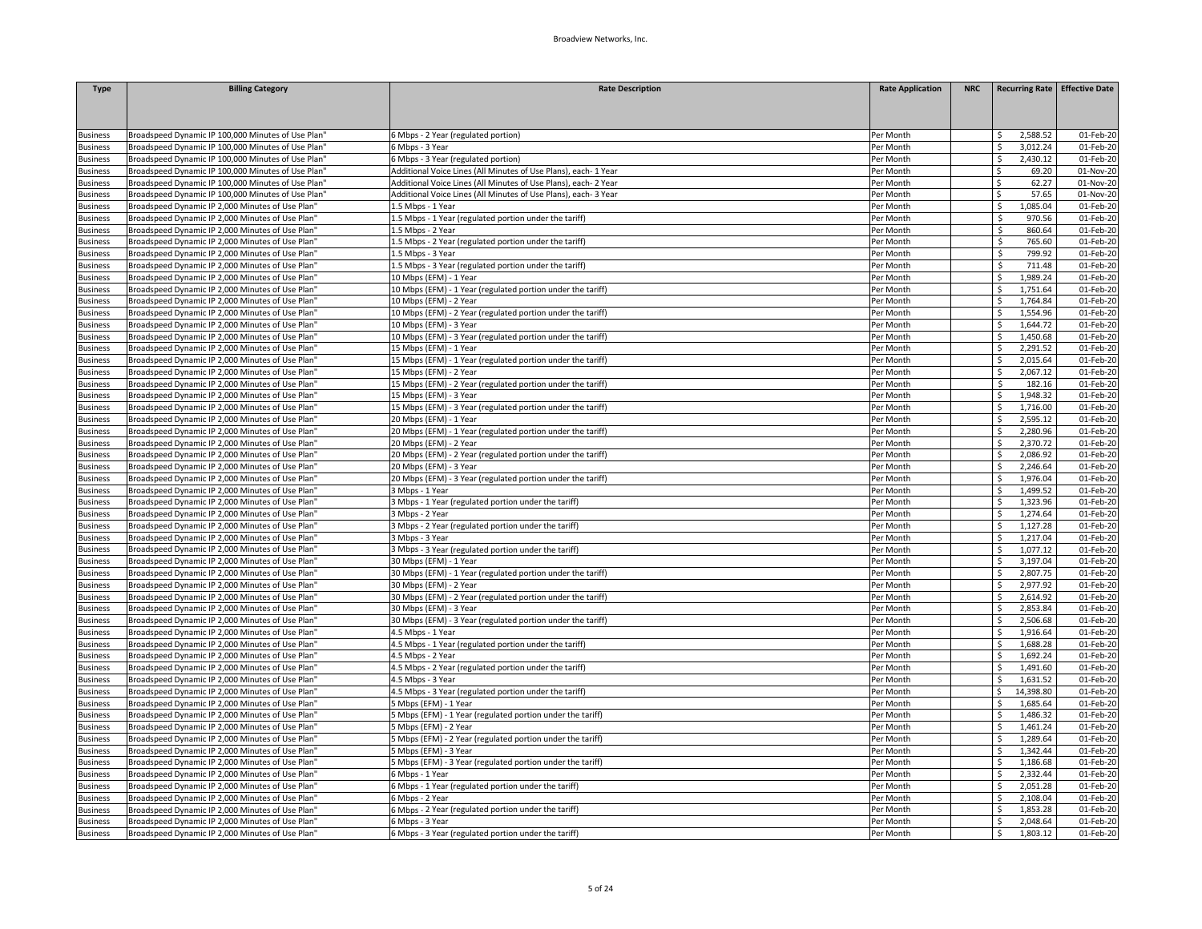| Type | Billing Category | Rate Description | Rate Application | NRC | Recurring Rate | Effective Date |
|---|---|---|---|---|---|---|
| Business | Broadspeed Dynamic IP 100,000 Minutes of Use Plan" | 6 Mbps - 2 Year (regulated portion) | Per Month | | $ 2,588.52 | 01-Feb-20 |
| Business | Broadspeed Dynamic IP 100,000 Minutes of Use Plan" | 6 Mbps - 3 Year | Per Month | | $ 3,012.24 | 01-Feb-20 |
| Business | Broadspeed Dynamic IP 100,000 Minutes of Use Plan" | 6 Mbps - 3 Year (regulated portion) | Per Month | | $ 2,430.12 | 01-Feb-20 |
| Business | Broadspeed Dynamic IP 100,000 Minutes of Use Plan" | Additional Voice Lines (All Minutes of Use Plans), each- 1 Year | Per Month | | $ 69.20 | 01-Nov-20 |
| Business | Broadspeed Dynamic IP 100,000 Minutes of Use Plan" | Additional Voice Lines (All Minutes of Use Plans), each- 2 Year | Per Month | | $ 62.27 | 01-Nov-20 |
| Business | Broadspeed Dynamic IP 100,000 Minutes of Use Plan" | Additional Voice Lines (All Minutes of Use Plans), each- 3 Year | Per Month | | $ 57.65 | 01-Nov-20 |
| Business | Broadspeed Dynamic IP 2,000 Minutes of Use Plan" | 1.5 Mbps - 1 Year | Per Month | | $ 1,085.04 | 01-Feb-20 |
| Business | Broadspeed Dynamic IP 2,000 Minutes of Use Plan" | 1.5 Mbps - 1 Year (regulated portion under the tariff) | Per Month | | $ 970.56 | 01-Feb-20 |
| Business | Broadspeed Dynamic IP 2,000 Minutes of Use Plan" | 1.5 Mbps - 2 Year | Per Month | | $ 860.64 | 01-Feb-20 |
| Business | Broadspeed Dynamic IP 2,000 Minutes of Use Plan" | 1.5 Mbps - 2 Year (regulated portion under the tariff) | Per Month | | $ 765.60 | 01-Feb-20 |
| Business | Broadspeed Dynamic IP 2,000 Minutes of Use Plan" | 1.5 Mbps - 3 Year | Per Month | | $ 799.92 | 01-Feb-20 |
| Business | Broadspeed Dynamic IP 2,000 Minutes of Use Plan" | 1.5 Mbps - 3 Year (regulated portion under the tariff) | Per Month | | $ 711.48 | 01-Feb-20 |
| Business | Broadspeed Dynamic IP 2,000 Minutes of Use Plan" | 10 Mbps (EFM) - 1 Year | Per Month | | $ 1,989.24 | 01-Feb-20 |
| Business | Broadspeed Dynamic IP 2,000 Minutes of Use Plan" | 10 Mbps (EFM) - 1 Year (regulated portion under the tariff) | Per Month | | $ 1,751.64 | 01-Feb-20 |
| Business | Broadspeed Dynamic IP 2,000 Minutes of Use Plan" | 10 Mbps (EFM) - 2 Year | Per Month | | $ 1,764.84 | 01-Feb-20 |
| Business | Broadspeed Dynamic IP 2,000 Minutes of Use Plan" | 10 Mbps (EFM) - 2 Year (regulated portion under the tariff) | Per Month | | $ 1,554.96 | 01-Feb-20 |
| Business | Broadspeed Dynamic IP 2,000 Minutes of Use Plan" | 10 Mbps (EFM) - 3 Year | Per Month | | $ 1,644.72 | 01-Feb-20 |
| Business | Broadspeed Dynamic IP 2,000 Minutes of Use Plan" | 10 Mbps (EFM) - 3 Year (regulated portion under the tariff) | Per Month | | $ 1,450.68 | 01-Feb-20 |
| Business | Broadspeed Dynamic IP 2,000 Minutes of Use Plan" | 15 Mbps (EFM) - 1 Year | Per Month | | $ 2,291.52 | 01-Feb-20 |
| Business | Broadspeed Dynamic IP 2,000 Minutes of Use Plan" | 15 Mbps (EFM) - 1 Year (regulated portion under the tariff) | Per Month | | $ 2,015.64 | 01-Feb-20 |
| Business | Broadspeed Dynamic IP 2,000 Minutes of Use Plan" | 15 Mbps (EFM) - 2 Year | Per Month | | $ 2,067.12 | 01-Feb-20 |
| Business | Broadspeed Dynamic IP 2,000 Minutes of Use Plan" | 15 Mbps (EFM) - 2 Year (regulated portion under the tariff) | Per Month | | $ 182.16 | 01-Feb-20 |
| Business | Broadspeed Dynamic IP 2,000 Minutes of Use Plan" | 15 Mbps (EFM) - 3 Year | Per Month | | $ 1,948.32 | 01-Feb-20 |
| Business | Broadspeed Dynamic IP 2,000 Minutes of Use Plan" | 15 Mbps (EFM) - 3 Year (regulated portion under the tariff) | Per Month | | $ 1,716.00 | 01-Feb-20 |
| Business | Broadspeed Dynamic IP 2,000 Minutes of Use Plan" | 20 Mbps (EFM) - 1 Year | Per Month | | $ 2,595.12 | 01-Feb-20 |
| Business | Broadspeed Dynamic IP 2,000 Minutes of Use Plan" | 20 Mbps (EFM) - 1 Year (regulated portion under the tariff) | Per Month | | $ 2,280.96 | 01-Feb-20 |
| Business | Broadspeed Dynamic IP 2,000 Minutes of Use Plan" | 20 Mbps (EFM) - 2 Year | Per Month | | $ 2,370.72 | 01-Feb-20 |
| Business | Broadspeed Dynamic IP 2,000 Minutes of Use Plan" | 20 Mbps (EFM) - 2 Year (regulated portion under the tariff) | Per Month | | $ 2,086.92 | 01-Feb-20 |
| Business | Broadspeed Dynamic IP 2,000 Minutes of Use Plan" | 20 Mbps (EFM) - 3 Year | Per Month | | $ 2,246.64 | 01-Feb-20 |
| Business | Broadspeed Dynamic IP 2,000 Minutes of Use Plan" | 20 Mbps (EFM) - 3 Year (regulated portion under the tariff) | Per Month | | $ 1,976.04 | 01-Feb-20 |
| Business | Broadspeed Dynamic IP 2,000 Minutes of Use Plan" | 3 Mbps - 1 Year | Per Month | | $ 1,499.52 | 01-Feb-20 |
| Business | Broadspeed Dynamic IP 2,000 Minutes of Use Plan" | 3 Mbps - 1 Year (regulated portion under the tariff) | Per Month | | $ 1,323.96 | 01-Feb-20 |
| Business | Broadspeed Dynamic IP 2,000 Minutes of Use Plan" | 3 Mbps - 2 Year | Per Month | | $ 1,274.64 | 01-Feb-20 |
| Business | Broadspeed Dynamic IP 2,000 Minutes of Use Plan" | 3 Mbps - 2 Year (regulated portion under the tariff) | Per Month | | $ 1,127.28 | 01-Feb-20 |
| Business | Broadspeed Dynamic IP 2,000 Minutes of Use Plan" | 3 Mbps - 3 Year | Per Month | | $ 1,217.04 | 01-Feb-20 |
| Business | Broadspeed Dynamic IP 2,000 Minutes of Use Plan" | 3 Mbps - 3 Year (regulated portion under the tariff) | Per Month | | $ 1,077.12 | 01-Feb-20 |
| Business | Broadspeed Dynamic IP 2,000 Minutes of Use Plan" | 30 Mbps (EFM) - 1 Year | Per Month | | $ 3,197.04 | 01-Feb-20 |
| Business | Broadspeed Dynamic IP 2,000 Minutes of Use Plan" | 30 Mbps (EFM) - 1 Year (regulated portion under the tariff) | Per Month | | $ 2,807.75 | 01-Feb-20 |
| Business | Broadspeed Dynamic IP 2,000 Minutes of Use Plan" | 30 Mbps (EFM) - 2 Year | Per Month | | $ 2,977.92 | 01-Feb-20 |
| Business | Broadspeed Dynamic IP 2,000 Minutes of Use Plan" | 30 Mbps (EFM) - 2 Year (regulated portion under the tariff) | Per Month | | $ 2,614.92 | 01-Feb-20 |
| Business | Broadspeed Dynamic IP 2,000 Minutes of Use Plan" | 30 Mbps (EFM) - 3 Year | Per Month | | $ 2,853.84 | 01-Feb-20 |
| Business | Broadspeed Dynamic IP 2,000 Minutes of Use Plan" | 30 Mbps (EFM) - 3 Year (regulated portion under the tariff) | Per Month | | $ 2,506.68 | 01-Feb-20 |
| Business | Broadspeed Dynamic IP 2,000 Minutes of Use Plan" | 4.5 Mbps - 1 Year | Per Month | | $ 1,916.64 | 01-Feb-20 |
| Business | Broadspeed Dynamic IP 2,000 Minutes of Use Plan" | 4.5 Mbps - 1 Year (regulated portion under the tariff) | Per Month | | $ 1,688.28 | 01-Feb-20 |
| Business | Broadspeed Dynamic IP 2,000 Minutes of Use Plan" | 4.5 Mbps - 2 Year | Per Month | | $ 1,692.24 | 01-Feb-20 |
| Business | Broadspeed Dynamic IP 2,000 Minutes of Use Plan" | 4.5 Mbps - 2 Year (regulated portion under the tariff) | Per Month | | $ 1,491.60 | 01-Feb-20 |
| Business | Broadspeed Dynamic IP 2,000 Minutes of Use Plan" | 4.5 Mbps - 3 Year | Per Month | | $ 1,631.52 | 01-Feb-20 |
| Business | Broadspeed Dynamic IP 2,000 Minutes of Use Plan" | 4.5 Mbps - 3 Year (regulated portion under the tariff) | Per Month | | $ 14,398.80 | 01-Feb-20 |
| Business | Broadspeed Dynamic IP 2,000 Minutes of Use Plan" | 5 Mbps (EFM) - 1 Year | Per Month | | $ 1,685.64 | 01-Feb-20 |
| Business | Broadspeed Dynamic IP 2,000 Minutes of Use Plan" | 5 Mbps (EFM) - 1 Year (regulated portion under the tariff) | Per Month | | $ 1,486.32 | 01-Feb-20 |
| Business | Broadspeed Dynamic IP 2,000 Minutes of Use Plan" | 5 Mbps (EFM) - 2 Year | Per Month | | $ 1,461.24 | 01-Feb-20 |
| Business | Broadspeed Dynamic IP 2,000 Minutes of Use Plan" | 5 Mbps (EFM) - 2 Year (regulated portion under the tariff) | Per Month | | $ 1,289.64 | 01-Feb-20 |
| Business | Broadspeed Dynamic IP 2,000 Minutes of Use Plan" | 5 Mbps (EFM) - 3 Year | Per Month | | $ 1,342.44 | 01-Feb-20 |
| Business | Broadspeed Dynamic IP 2,000 Minutes of Use Plan" | 5 Mbps (EFM) - 3 Year (regulated portion under the tariff) | Per Month | | $ 1,186.68 | 01-Feb-20 |
| Business | Broadspeed Dynamic IP 2,000 Minutes of Use Plan" | 6 Mbps - 1 Year | Per Month | | $ 2,332.44 | 01-Feb-20 |
| Business | Broadspeed Dynamic IP 2,000 Minutes of Use Plan" | 6 Mbps - 1 Year (regulated portion under the tariff) | Per Month | | $ 2,051.28 | 01-Feb-20 |
| Business | Broadspeed Dynamic IP 2,000 Minutes of Use Plan" | 6 Mbps - 2 Year | Per Month | | $ 2,108.04 | 01-Feb-20 |
| Business | Broadspeed Dynamic IP 2,000 Minutes of Use Plan" | 6 Mbps - 2 Year (regulated portion under the tariff) | Per Month | | $ 1,853.28 | 01-Feb-20 |
| Business | Broadspeed Dynamic IP 2,000 Minutes of Use Plan" | 6 Mbps - 3 Year | Per Month | | $ 2,048.64 | 01-Feb-20 |
| Business | Broadspeed Dynamic IP 2,000 Minutes of Use Plan" | 6 Mbps - 3 Year (regulated portion under the tariff) | Per Month | | $ 1,803.12 | 01-Feb-20 |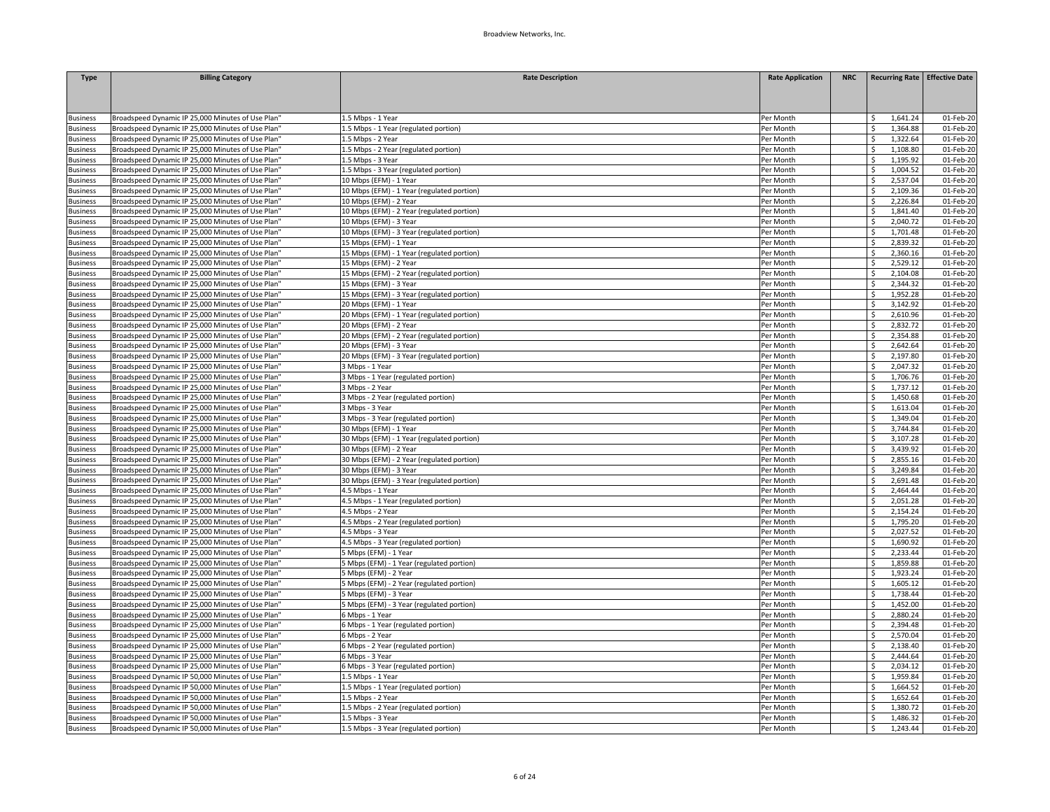| Type | Billing Category | Rate Description | Rate Application | NRC | Recurring Rate | Effective Date |
|---|---|---|---|---|---|---|
| Business | Broadspeed Dynamic IP 25,000 Minutes of Use Plan" | 1.5 Mbps - 1 Year | Per Month | | $ 1,641.24 | 01-Feb-20 |
| Business | Broadspeed Dynamic IP 25,000 Minutes of Use Plan" | 1.5 Mbps - 1 Year (regulated portion) | Per Month | | $ 1,364.88 | 01-Feb-20 |
| Business | Broadspeed Dynamic IP 25,000 Minutes of Use Plan" | 1.5 Mbps - 2 Year | Per Month | | $ 1,322.64 | 01-Feb-20 |
| Business | Broadspeed Dynamic IP 25,000 Minutes of Use Plan" | 1.5 Mbps - 2 Year (regulated portion) | Per Month | | $ 1,108.80 | 01-Feb-20 |
| Business | Broadspeed Dynamic IP 25,000 Minutes of Use Plan" | 1.5 Mbps - 3 Year | Per Month | | $ 1,195.92 | 01-Feb-20 |
| Business | Broadspeed Dynamic IP 25,000 Minutes of Use Plan" | 1.5 Mbps - 3 Year (regulated portion) | Per Month | | $ 1,004.52 | 01-Feb-20 |
| Business | Broadspeed Dynamic IP 25,000 Minutes of Use Plan" | 10 Mbps (EFM) - 1 Year | Per Month | | $ 2,537.04 | 01-Feb-20 |
| Business | Broadspeed Dynamic IP 25,000 Minutes of Use Plan" | 10 Mbps (EFM) - 1 Year (regulated portion) | Per Month | | $ 2,109.36 | 01-Feb-20 |
| Business | Broadspeed Dynamic IP 25,000 Minutes of Use Plan" | 10 Mbps (EFM) - 2 Year | Per Month | | $ 2,226.84 | 01-Feb-20 |
| Business | Broadspeed Dynamic IP 25,000 Minutes of Use Plan" | 10 Mbps (EFM) - 2 Year (regulated portion) | Per Month | | $ 1,841.40 | 01-Feb-20 |
| Business | Broadspeed Dynamic IP 25,000 Minutes of Use Plan" | 10 Mbps (EFM) - 3 Year | Per Month | | $ 2,040.72 | 01-Feb-20 |
| Business | Broadspeed Dynamic IP 25,000 Minutes of Use Plan" | 10 Mbps (EFM) - 3 Year (regulated portion) | Per Month | | $ 1,701.48 | 01-Feb-20 |
| Business | Broadspeed Dynamic IP 25,000 Minutes of Use Plan" | 15 Mbps (EFM) - 1 Year | Per Month | | $ 2,839.32 | 01-Feb-20 |
| Business | Broadspeed Dynamic IP 25,000 Minutes of Use Plan" | 15 Mbps (EFM) - 1 Year (regulated portion) | Per Month | | $ 2,360.16 | 01-Feb-20 |
| Business | Broadspeed Dynamic IP 25,000 Minutes of Use Plan" | 15 Mbps (EFM) - 2 Year | Per Month | | $ 2,529.12 | 01-Feb-20 |
| Business | Broadspeed Dynamic IP 25,000 Minutes of Use Plan" | 15 Mbps (EFM) - 2 Year (regulated portion) | Per Month | | $ 2,104.08 | 01-Feb-20 |
| Business | Broadspeed Dynamic IP 25,000 Minutes of Use Plan" | 15 Mbps (EFM) - 3 Year | Per Month | | $ 2,344.32 | 01-Feb-20 |
| Business | Broadspeed Dynamic IP 25,000 Minutes of Use Plan" | 15 Mbps (EFM) - 3 Year (regulated portion) | Per Month | | $ 1,952.28 | 01-Feb-20 |
| Business | Broadspeed Dynamic IP 25,000 Minutes of Use Plan" | 20 Mbps (EFM) - 1 Year | Per Month | | $ 3,142.92 | 01-Feb-20 |
| Business | Broadspeed Dynamic IP 25,000 Minutes of Use Plan" | 20 Mbps (EFM) - 1 Year (regulated portion) | Per Month | | $ 2,610.96 | 01-Feb-20 |
| Business | Broadspeed Dynamic IP 25,000 Minutes of Use Plan" | 20 Mbps (EFM) - 2 Year | Per Month | | $ 2,832.72 | 01-Feb-20 |
| Business | Broadspeed Dynamic IP 25,000 Minutes of Use Plan" | 20 Mbps (EFM) - 2 Year (regulated portion) | Per Month | | $ 2,354.88 | 01-Feb-20 |
| Business | Broadspeed Dynamic IP 25,000 Minutes of Use Plan" | 20 Mbps (EFM) - 3 Year | Per Month | | $ 2,642.64 | 01-Feb-20 |
| Business | Broadspeed Dynamic IP 25,000 Minutes of Use Plan" | 20 Mbps (EFM) - 3 Year (regulated portion) | Per Month | | $ 2,197.80 | 01-Feb-20 |
| Business | Broadspeed Dynamic IP 25,000 Minutes of Use Plan" | 3 Mbps - 1 Year | Per Month | | $ 2,047.32 | 01-Feb-20 |
| Business | Broadspeed Dynamic IP 25,000 Minutes of Use Plan" | 3 Mbps - 1 Year (regulated portion) | Per Month | | $ 1,706.76 | 01-Feb-20 |
| Business | Broadspeed Dynamic IP 25,000 Minutes of Use Plan" | 3 Mbps - 2 Year | Per Month | | $ 1,737.12 | 01-Feb-20 |
| Business | Broadspeed Dynamic IP 25,000 Minutes of Use Plan" | 3 Mbps - 2 Year (regulated portion) | Per Month | | $ 1,450.68 | 01-Feb-20 |
| Business | Broadspeed Dynamic IP 25,000 Minutes of Use Plan" | 3 Mbps - 3 Year | Per Month | | $ 1,613.04 | 01-Feb-20 |
| Business | Broadspeed Dynamic IP 25,000 Minutes of Use Plan" | 3 Mbps - 3 Year (regulated portion) | Per Month | | $ 1,349.04 | 01-Feb-20 |
| Business | Broadspeed Dynamic IP 25,000 Minutes of Use Plan" | 30 Mbps (EFM) - 1 Year | Per Month | | $ 3,744.84 | 01-Feb-20 |
| Business | Broadspeed Dynamic IP 25,000 Minutes of Use Plan" | 30 Mbps (EFM) - 1 Year (regulated portion) | Per Month | | $ 3,107.28 | 01-Feb-20 |
| Business | Broadspeed Dynamic IP 25,000 Minutes of Use Plan" | 30 Mbps (EFM) - 2 Year | Per Month | | $ 3,439.92 | 01-Feb-20 |
| Business | Broadspeed Dynamic IP 25,000 Minutes of Use Plan" | 30 Mbps (EFM) - 2 Year (regulated portion) | Per Month | | $ 2,855.16 | 01-Feb-20 |
| Business | Broadspeed Dynamic IP 25,000 Minutes of Use Plan" | 30 Mbps (EFM) - 3 Year | Per Month | | $ 3,249.84 | 01-Feb-20 |
| Business | Broadspeed Dynamic IP 25,000 Minutes of Use Plan" | 30 Mbps (EFM) - 3 Year (regulated portion) | Per Month | | $ 2,691.48 | 01-Feb-20 |
| Business | Broadspeed Dynamic IP 25,000 Minutes of Use Plan" | 4.5 Mbps - 1 Year | Per Month | | $ 2,464.44 | 01-Feb-20 |
| Business | Broadspeed Dynamic IP 25,000 Minutes of Use Plan" | 4.5 Mbps - 1 Year (regulated portion) | Per Month | | $ 2,051.28 | 01-Feb-20 |
| Business | Broadspeed Dynamic IP 25,000 Minutes of Use Plan" | 4.5 Mbps - 2 Year | Per Month | | $ 2,154.24 | 01-Feb-20 |
| Business | Broadspeed Dynamic IP 25,000 Minutes of Use Plan" | 4.5 Mbps - 2 Year (regulated portion) | Per Month | | $ 1,795.20 | 01-Feb-20 |
| Business | Broadspeed Dynamic IP 25,000 Minutes of Use Plan" | 4.5 Mbps - 3 Year | Per Month | | $ 2,027.52 | 01-Feb-20 |
| Business | Broadspeed Dynamic IP 25,000 Minutes of Use Plan" | 4.5 Mbps - 3 Year (regulated portion) | Per Month | | $ 1,690.92 | 01-Feb-20 |
| Business | Broadspeed Dynamic IP 25,000 Minutes of Use Plan" | 5 Mbps (EFM) - 1 Year | Per Month | | $ 2,233.44 | 01-Feb-20 |
| Business | Broadspeed Dynamic IP 25,000 Minutes of Use Plan" | 5 Mbps (EFM) - 1 Year (regulated portion) | Per Month | | $ 1,859.88 | 01-Feb-20 |
| Business | Broadspeed Dynamic IP 25,000 Minutes of Use Plan" | 5 Mbps (EFM) - 2 Year | Per Month | | $ 1,923.24 | 01-Feb-20 |
| Business | Broadspeed Dynamic IP 25,000 Minutes of Use Plan" | 5 Mbps (EFM) - 2 Year (regulated portion) | Per Month | | $ 1,605.12 | 01-Feb-20 |
| Business | Broadspeed Dynamic IP 25,000 Minutes of Use Plan" | 5 Mbps (EFM) - 3 Year | Per Month | | $ 1,738.44 | 01-Feb-20 |
| Business | Broadspeed Dynamic IP 25,000 Minutes of Use Plan" | 5 Mbps (EFM) - 3 Year (regulated portion) | Per Month | | $ 1,452.00 | 01-Feb-20 |
| Business | Broadspeed Dynamic IP 25,000 Minutes of Use Plan" | 6 Mbps - 1 Year | Per Month | | $ 2,880.24 | 01-Feb-20 |
| Business | Broadspeed Dynamic IP 25,000 Minutes of Use Plan" | 6 Mbps - 1 Year (regulated portion) | Per Month | | $ 2,394.48 | 01-Feb-20 |
| Business | Broadspeed Dynamic IP 25,000 Minutes of Use Plan" | 6 Mbps - 2 Year | Per Month | | $ 2,570.04 | 01-Feb-20 |
| Business | Broadspeed Dynamic IP 25,000 Minutes of Use Plan" | 6 Mbps - 2 Year (regulated portion) | Per Month | | $ 2,138.40 | 01-Feb-20 |
| Business | Broadspeed Dynamic IP 25,000 Minutes of Use Plan" | 6 Mbps - 3 Year | Per Month | | $ 2,444.64 | 01-Feb-20 |
| Business | Broadspeed Dynamic IP 25,000 Minutes of Use Plan" | 6 Mbps - 3 Year (regulated portion) | Per Month | | $ 2,034.12 | 01-Feb-20 |
| Business | Broadspeed Dynamic IP 50,000 Minutes of Use Plan" | 1.5 Mbps - 1 Year | Per Month | | $ 1,959.84 | 01-Feb-20 |
| Business | Broadspeed Dynamic IP 50,000 Minutes of Use Plan" | 1.5 Mbps - 1 Year (regulated portion) | Per Month | | $ 1,664.52 | 01-Feb-20 |
| Business | Broadspeed Dynamic IP 50,000 Minutes of Use Plan" | 1.5 Mbps - 2 Year | Per Month | | $ 1,652.64 | 01-Feb-20 |
| Business | Broadspeed Dynamic IP 50,000 Minutes of Use Plan" | 1.5 Mbps - 2 Year (regulated portion) | Per Month | | $ 1,380.72 | 01-Feb-20 |
| Business | Broadspeed Dynamic IP 50,000 Minutes of Use Plan" | 1.5 Mbps - 3 Year | Per Month | | $ 1,486.32 | 01-Feb-20 |
| Business | Broadspeed Dynamic IP 50,000 Minutes of Use Plan" | 1.5 Mbps - 3 Year (regulated portion) | Per Month | | $ 1,243.44 | 01-Feb-20 |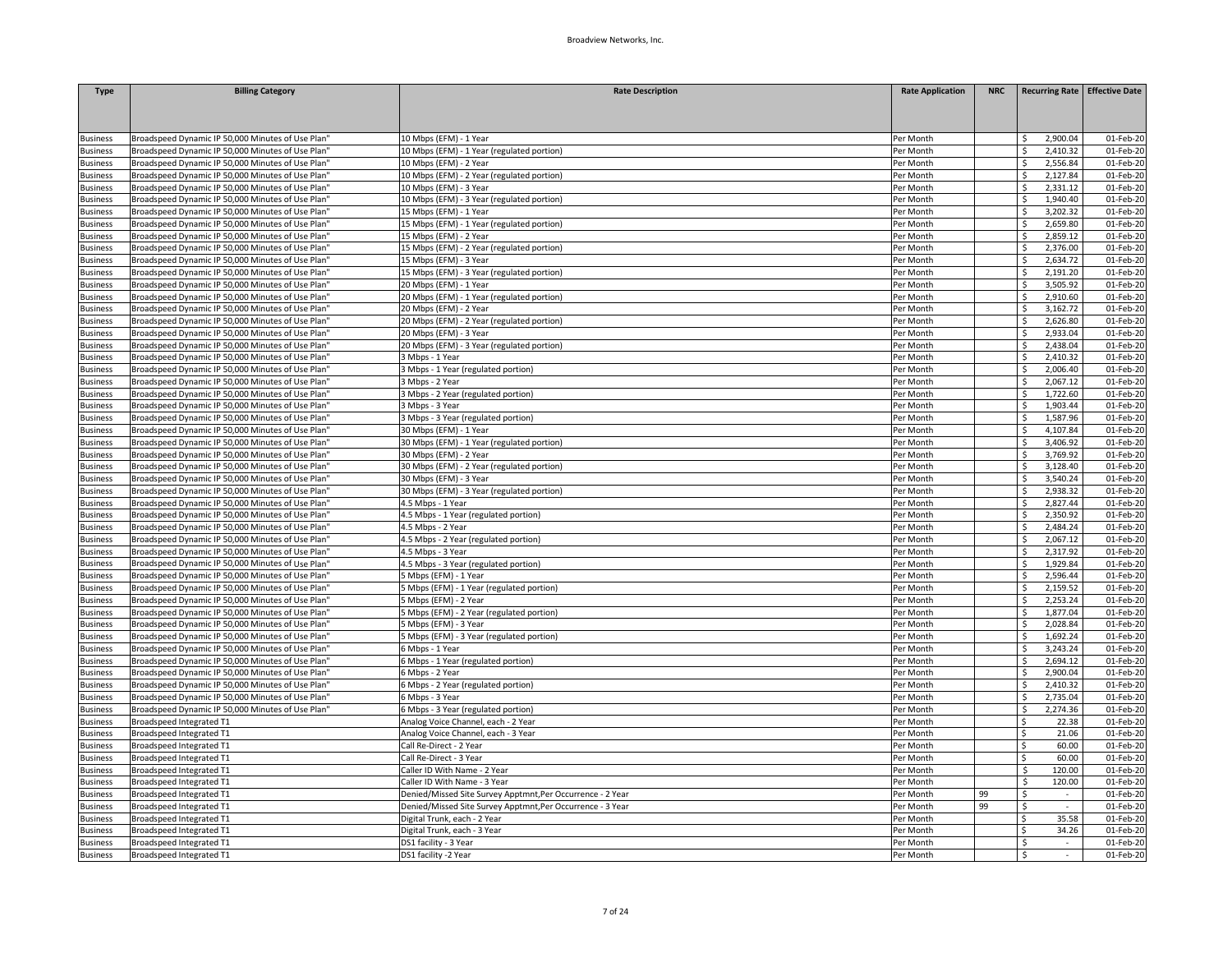| Type | Billing Category | Rate Description | Rate Application | NRC | Recurring Rate | Effective Date |
|---|---|---|---|---|---|---|
| Business | Broadspeed Dynamic IP 50,000 Minutes of Use Plan" | 10 Mbps (EFM) - 1 Year | Per Month | | $ 2,900.04 | 01-Feb-20 |
| Business | Broadspeed Dynamic IP 50,000 Minutes of Use Plan" | 10 Mbps (EFM) - 1 Year (regulated portion) | Per Month | | $ 2,410.32 | 01-Feb-20 |
| Business | Broadspeed Dynamic IP 50,000 Minutes of Use Plan" | 10 Mbps (EFM) - 2 Year | Per Month | | $ 2,556.84 | 01-Feb-20 |
| Business | Broadspeed Dynamic IP 50,000 Minutes of Use Plan" | 10 Mbps (EFM) - 2 Year (regulated portion) | Per Month | | $ 2,127.84 | 01-Feb-20 |
| Business | Broadspeed Dynamic IP 50,000 Minutes of Use Plan" | 10 Mbps (EFM) - 3 Year | Per Month | | $ 2,331.12 | 01-Feb-20 |
| Business | Broadspeed Dynamic IP 50,000 Minutes of Use Plan" | 10 Mbps (EFM) - 3 Year (regulated portion) | Per Month | | $ 1,940.40 | 01-Feb-20 |
| Business | Broadspeed Dynamic IP 50,000 Minutes of Use Plan" | 15 Mbps (EFM) - 1 Year | Per Month | | $ 3,202.32 | 01-Feb-20 |
| Business | Broadspeed Dynamic IP 50,000 Minutes of Use Plan" | 15 Mbps (EFM) - 1 Year (regulated portion) | Per Month | | $ 2,659.80 | 01-Feb-20 |
| Business | Broadspeed Dynamic IP 50,000 Minutes of Use Plan" | 15 Mbps (EFM) - 2 Year | Per Month | | $ 2,859.12 | 01-Feb-20 |
| Business | Broadspeed Dynamic IP 50,000 Minutes of Use Plan" | 15 Mbps (EFM) - 2 Year (regulated portion) | Per Month | | $ 2,376.00 | 01-Feb-20 |
| Business | Broadspeed Dynamic IP 50,000 Minutes of Use Plan" | 15 Mbps (EFM) - 3 Year | Per Month | | $ 2,634.72 | 01-Feb-20 |
| Business | Broadspeed Dynamic IP 50,000 Minutes of Use Plan" | 15 Mbps (EFM) - 3 Year (regulated portion) | Per Month | | $ 2,191.20 | 01-Feb-20 |
| Business | Broadspeed Dynamic IP 50,000 Minutes of Use Plan" | 20 Mbps (EFM) - 1 Year | Per Month | | $ 3,505.92 | 01-Feb-20 |
| Business | Broadspeed Dynamic IP 50,000 Minutes of Use Plan" | 20 Mbps (EFM) - 1 Year (regulated portion) | Per Month | | $ 2,910.60 | 01-Feb-20 |
| Business | Broadspeed Dynamic IP 50,000 Minutes of Use Plan" | 20 Mbps (EFM) - 2 Year | Per Month | | $ 3,162.72 | 01-Feb-20 |
| Business | Broadspeed Dynamic IP 50,000 Minutes of Use Plan" | 20 Mbps (EFM) - 2 Year (regulated portion) | Per Month | | $ 2,626.80 | 01-Feb-20 |
| Business | Broadspeed Dynamic IP 50,000 Minutes of Use Plan" | 20 Mbps (EFM) - 3 Year | Per Month | | $ 2,933.04 | 01-Feb-20 |
| Business | Broadspeed Dynamic IP 50,000 Minutes of Use Plan" | 20 Mbps (EFM) - 3 Year (regulated portion) | Per Month | | $ 2,438.04 | 01-Feb-20 |
| Business | Broadspeed Dynamic IP 50,000 Minutes of Use Plan" | 3 Mbps - 1 Year | Per Month | | $ 2,410.32 | 01-Feb-20 |
| Business | Broadspeed Dynamic IP 50,000 Minutes of Use Plan" | 3 Mbps - 1 Year (regulated portion) | Per Month | | $ 2,006.40 | 01-Feb-20 |
| Business | Broadspeed Dynamic IP 50,000 Minutes of Use Plan" | 3 Mbps - 2 Year | Per Month | | $ 2,067.12 | 01-Feb-20 |
| Business | Broadspeed Dynamic IP 50,000 Minutes of Use Plan" | 3 Mbps - 2 Year (regulated portion) | Per Month | | $ 1,722.60 | 01-Feb-20 |
| Business | Broadspeed Dynamic IP 50,000 Minutes of Use Plan" | 3 Mbps - 3 Year | Per Month | | $ 1,903.44 | 01-Feb-20 |
| Business | Broadspeed Dynamic IP 50,000 Minutes of Use Plan" | 3 Mbps - 3 Year (regulated portion) | Per Month | | $ 1,587.96 | 01-Feb-20 |
| Business | Broadspeed Dynamic IP 50,000 Minutes of Use Plan" | 30 Mbps (EFM) - 1 Year | Per Month | | $ 4,107.84 | 01-Feb-20 |
| Business | Broadspeed Dynamic IP 50,000 Minutes of Use Plan" | 30 Mbps (EFM) - 1 Year (regulated portion) | Per Month | | $ 3,406.92 | 01-Feb-20 |
| Business | Broadspeed Dynamic IP 50,000 Minutes of Use Plan" | 30 Mbps (EFM) - 2 Year | Per Month | | $ 3,769.92 | 01-Feb-20 |
| Business | Broadspeed Dynamic IP 50,000 Minutes of Use Plan" | 30 Mbps (EFM) - 2 Year (regulated portion) | Per Month | | $ 3,128.40 | 01-Feb-20 |
| Business | Broadspeed Dynamic IP 50,000 Minutes of Use Plan" | 30 Mbps (EFM) - 3 Year | Per Month | | $ 3,540.24 | 01-Feb-20 |
| Business | Broadspeed Dynamic IP 50,000 Minutes of Use Plan" | 30 Mbps (EFM) - 3 Year (regulated portion) | Per Month | | $ 2,938.32 | 01-Feb-20 |
| Business | Broadspeed Dynamic IP 50,000 Minutes of Use Plan" | 4.5 Mbps - 1 Year | Per Month | | $ 2,827.44 | 01-Feb-20 |
| Business | Broadspeed Dynamic IP 50,000 Minutes of Use Plan" | 4.5 Mbps - 1 Year (regulated portion) | Per Month | | $ 2,350.92 | 01-Feb-20 |
| Business | Broadspeed Dynamic IP 50,000 Minutes of Use Plan" | 4.5 Mbps - 2 Year | Per Month | | $ 2,484.24 | 01-Feb-20 |
| Business | Broadspeed Dynamic IP 50,000 Minutes of Use Plan" | 4.5 Mbps - 2 Year (regulated portion) | Per Month | | $ 2,067.12 | 01-Feb-20 |
| Business | Broadspeed Dynamic IP 50,000 Minutes of Use Plan" | 4.5 Mbps - 3 Year | Per Month | | $ 2,317.92 | 01-Feb-20 |
| Business | Broadspeed Dynamic IP 50,000 Minutes of Use Plan" | 4.5 Mbps - 3 Year (regulated portion) | Per Month | | $ 1,929.84 | 01-Feb-20 |
| Business | Broadspeed Dynamic IP 50,000 Minutes of Use Plan" | 5 Mbps (EFM) - 1 Year | Per Month | | $ 2,596.44 | 01-Feb-20 |
| Business | Broadspeed Dynamic IP 50,000 Minutes of Use Plan" | 5 Mbps (EFM) - 1 Year (regulated portion) | Per Month | | $ 2,159.52 | 01-Feb-20 |
| Business | Broadspeed Dynamic IP 50,000 Minutes of Use Plan" | 5 Mbps (EFM) - 2 Year | Per Month | | $ 2,253.24 | 01-Feb-20 |
| Business | Broadspeed Dynamic IP 50,000 Minutes of Use Plan" | 5 Mbps (EFM) - 2 Year (regulated portion) | Per Month | | $ 1,877.04 | 01-Feb-20 |
| Business | Broadspeed Dynamic IP 50,000 Minutes of Use Plan" | 5 Mbps (EFM) - 3 Year | Per Month | | $ 2,028.84 | 01-Feb-20 |
| Business | Broadspeed Dynamic IP 50,000 Minutes of Use Plan" | 5 Mbps (EFM) - 3 Year (regulated portion) | Per Month | | $ 1,692.24 | 01-Feb-20 |
| Business | Broadspeed Dynamic IP 50,000 Minutes of Use Plan" | 6 Mbps - 1 Year | Per Month | | $ 3,243.24 | 01-Feb-20 |
| Business | Broadspeed Dynamic IP 50,000 Minutes of Use Plan" | 6 Mbps - 1 Year (regulated portion) | Per Month | | $ 2,694.12 | 01-Feb-20 |
| Business | Broadspeed Dynamic IP 50,000 Minutes of Use Plan" | 6 Mbps - 2 Year | Per Month | | $ 2,900.04 | 01-Feb-20 |
| Business | Broadspeed Dynamic IP 50,000 Minutes of Use Plan" | 6 Mbps - 2 Year (regulated portion) | Per Month | | $ 2,410.32 | 01-Feb-20 |
| Business | Broadspeed Dynamic IP 50,000 Minutes of Use Plan" | 6 Mbps - 3 Year | Per Month | | $ 2,735.04 | 01-Feb-20 |
| Business | Broadspeed Dynamic IP 50,000 Minutes of Use Plan" | 6 Mbps - 3 Year (regulated portion) | Per Month | | $ 2,274.36 | 01-Feb-20 |
| Business | Broadspeed Integrated T1 | Analog Voice Channel, each - 2 Year | Per Month | | $ 22.38 | 01-Feb-20 |
| Business | Broadspeed Integrated T1 | Analog Voice Channel, each - 3 Year | Per Month | | $ 21.06 | 01-Feb-20 |
| Business | Broadspeed Integrated T1 | Call Re-Direct - 2 Year | Per Month | | $ 60.00 | 01-Feb-20 |
| Business | Broadspeed Integrated T1 | Call Re-Direct - 3 Year | Per Month | | $ 60.00 | 01-Feb-20 |
| Business | Broadspeed Integrated T1 | Caller ID With Name - 2 Year | Per Month | | $ 120.00 | 01-Feb-20 |
| Business | Broadspeed Integrated T1 | Caller ID With Name - 3 Year | Per Month | | $ 120.00 | 01-Feb-20 |
| Business | Broadspeed Integrated T1 | Denied/Missed Site Survey Apptmnt,Per Occurrence - 2 Year | Per Month | 99 | $ - | 01-Feb-20 |
| Business | Broadspeed Integrated T1 | Denied/Missed Site Survey Apptmnt,Per Occurrence - 3 Year | Per Month | 99 | $ - | 01-Feb-20 |
| Business | Broadspeed Integrated T1 | Digital Trunk, each - 2 Year | Per Month | | $ 35.58 | 01-Feb-20 |
| Business | Broadspeed Integrated T1 | Digital Trunk, each - 3 Year | Per Month | | $ 34.26 | 01-Feb-20 |
| Business | Broadspeed Integrated T1 | DS1 facility - 3 Year | Per Month | | $ - | 01-Feb-20 |
| Business | Broadspeed Integrated T1 | DS1 facility -2 Year | Per Month | | $ - | 01-Feb-20 |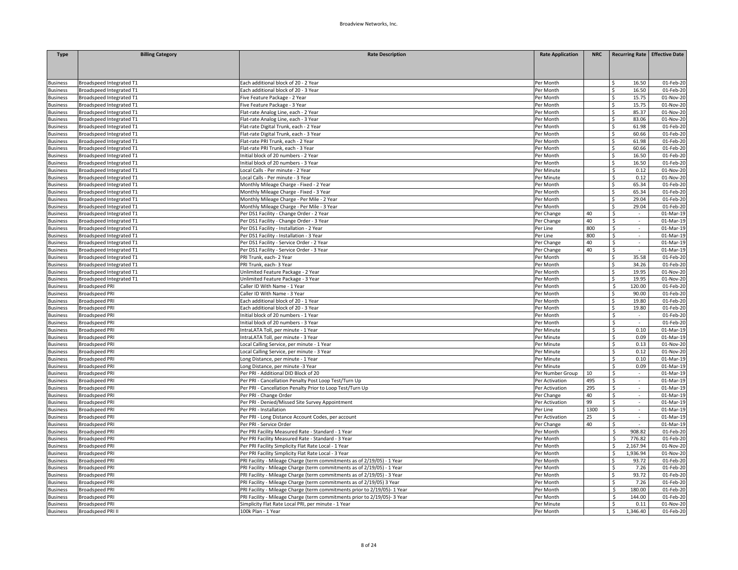| Type | Billing Category | Rate Description | Rate Application | NRC | Recurring Rate | Effective Date |
|---|---|---|---|---|---|---|
| Business | Broadspeed Integrated T1 | Each additional block of 20 - 2 Year | Per Month | | $ 16.50 | 01-Feb-20 |
| Business | Broadspeed Integrated T1 | Each additional block of 20 - 3 Year | Per Month | | $ 16.50 | 01-Feb-20 |
| Business | Broadspeed Integrated T1 | Five Feature Package - 2 Year | Per Month | | $ 15.75 | 01-Nov-20 |
| Business | Broadspeed Integrated T1 | Five Feature Package - 3 Year | Per Month | | $ 15.75 | 01-Nov-20 |
| Business | Broadspeed Integrated T1 | Flat-rate Analog Line, each - 2 Year | Per Month | | $ 85.37 | 01-Nov-20 |
| Business | Broadspeed Integrated T1 | Flat-rate Analog Line, each - 3 Year | Per Month | | $ 83.06 | 01-Nov-20 |
| Business | Broadspeed Integrated T1 | Flat-rate Digital Trunk, each - 2 Year | Per Month | | $ 61.98 | 01-Feb-20 |
| Business | Broadspeed Integrated T1 | Flat-rate Digital Trunk, each - 3 Year | Per Month | | $ 60.66 | 01-Feb-20 |
| Business | Broadspeed Integrated T1 | Flat-rate PRI Trunk, each - 2 Year | Per Month | | $ 61.98 | 01-Feb-20 |
| Business | Broadspeed Integrated T1 | Flat-rate PRI Trunk, each - 3 Year | Per Month | | $ 60.66 | 01-Feb-20 |
| Business | Broadspeed Integrated T1 | Initial block of 20 numbers - 2 Year | Per Month | | $ 16.50 | 01-Feb-20 |
| Business | Broadspeed Integrated T1 | Initial block of 20 numbers - 3 Year | Per Month | | $ 16.50 | 01-Feb-20 |
| Business | Broadspeed Integrated T1 | Local Calls - Per minute - 2 Year | Per Minute | | $ 0.12 | 01-Nov-20 |
| Business | Broadspeed Integrated T1 | Local Calls - Per minute - 3 Year | Per Minute | | $ 0.12 | 01-Nov-20 |
| Business | Broadspeed Integrated T1 | Monthly Mileage Charge - Fixed - 2 Year | Per Month | | $ 65.34 | 01-Feb-20 |
| Business | Broadspeed Integrated T1 | Monthly Mileage Charge - Fixed - 3 Year | Per Month | | $ 65.34 | 01-Feb-20 |
| Business | Broadspeed Integrated T1 | Monthly Mileage Charge - Per Mile - 2 Year | Per Month | | $ 29.04 | 01-Feb-20 |
| Business | Broadspeed Integrated T1 | Monthly Mileage Charge - Per Mile - 3 Year | Per Month | | $ 29.04 | 01-Feb-20 |
| Business | Broadspeed Integrated T1 | Per DS1 Facility - Change Order - 2 Year | Per Change | 40 | $ - | 01-Mar-19 |
| Business | Broadspeed Integrated T1 | Per DS1 Facility - Change Order - 3 Year | Per Change | 40 | $ - | 01-Mar-19 |
| Business | Broadspeed Integrated T1 | Per DS1 Facility - Installation - 2 Year | Per Line | 800 | $ - | 01-Mar-19 |
| Business | Broadspeed Integrated T1 | Per DS1 Facility - Installation - 3 Year | Per Line | 800 | $ - | 01-Mar-19 |
| Business | Broadspeed Integrated T1 | Per DS1 Facility - Service Order - 2 Year | Per Change | 40 | $ - | 01-Mar-19 |
| Business | Broadspeed Integrated T1 | Per DS1 Facility - Service Order - 3 Year | Per Change | 40 | $ - | 01-Mar-19 |
| Business | Broadspeed Integrated T1 | PRI Trunk, each- 2 Year | Per Month | | $ 35.58 | 01-Feb-20 |
| Business | Broadspeed Integrated T1 | PRI Trunk, each- 3 Year | Per Month | | $ 34.26 | 01-Feb-20 |
| Business | Broadspeed Integrated T1 | Unlimited Feature Package - 2 Year | Per Month | | $ 19.95 | 01-Nov-20 |
| Business | Broadspeed Integrated T1 | Unlimited Feature Package - 3 Year | Per Month | | $ 19.95 | 01-Nov-20 |
| Business | Broadspeed PRI | Caller ID With Name - 1 Year | Per Month | | $ 120.00 | 01-Feb-20 |
| Business | Broadspeed PRI | Caller ID With Name - 3 Year | Per Month | | $ 90.00 | 01-Feb-20 |
| Business | Broadspeed PRI | Each additional block of 20 - 1 Year | Per Month | | $ 19.80 | 01-Feb-20 |
| Business | Broadspeed PRI | Each additional block of 20 - 3 Year | Per Month | | $ 19.80 | 01-Feb-20 |
| Business | Broadspeed PRI | Initial block of 20 numbers - 1 Year | Per Month | | $ - | 01-Feb-20 |
| Business | Broadspeed PRI | Initial block of 20 numbers - 3 Year | Per Month | | $ - | 01-Feb-20 |
| Business | Broadspeed PRI | IntraLATA Toll, per minute - 1 Year | Per Minute | | $ 0.10 | 01-Mar-19 |
| Business | Broadspeed PRI | IntraLATA Toll, per minute - 3 Year | Per Minute | | $ 0.09 | 01-Mar-19 |
| Business | Broadspeed PRI | Local Calling Service, per minute - 1 Year | Per Minute | | $ 0.13 | 01-Nov-20 |
| Business | Broadspeed PRI | Local Calling Service, per minute - 3 Year | Per Minute | | $ 0.12 | 01-Nov-20 |
| Business | Broadspeed PRI | Long Distance, per minute - 1 Year | Per Minute | | $ 0.10 | 01-Mar-19 |
| Business | Broadspeed PRI | Long Distance, per minute -3 Year | Per Minute | | $ 0.09 | 01-Mar-19 |
| Business | Broadspeed PRI | Per PRI - Additional DID Block of 20 | Per Number Group | 10 | $ - | 01-Mar-19 |
| Business | Broadspeed PRI | Per PRI - Cancellation Penalty Post Loop Test/Turn Up | Per Activation | 495 | $ - | 01-Mar-19 |
| Business | Broadspeed PRI | Per PRI - Cancellation Penalty Prior to Loop Test/Turn Up | Per Activation | 295 | $ - | 01-Mar-19 |
| Business | Broadspeed PRI | Per PRI - Change Order | Per Change | 40 | $ - | 01-Mar-19 |
| Business | Broadspeed PRI | Per PRI - Denied/Missed Site Survey Appointment | Per Activation | 99 | $ - | 01-Mar-19 |
| Business | Broadspeed PRI | Per PRI - Installation | Per Line | 1300 | $ - | 01-Mar-19 |
| Business | Broadspeed PRI | Per PRI - Long Distance Account Codes, per account | Per Activation | 25 | $ - | 01-Mar-19 |
| Business | Broadspeed PRI | Per PRI - Service Order | Per Change | 40 | $ - | 01-Mar-19 |
| Business | Broadspeed PRI | Per PRI Facility Measured Rate - Standard - 1 Year | Per Month | | $ 908.82 | 01-Feb-20 |
| Business | Broadspeed PRI | Per PRI Facility Measured Rate - Standard - 3 Year | Per Month | | $ 776.82 | 01-Feb-20 |
| Business | Broadspeed PRI | Per PRI Facility Simplicity Flat Rate Local - 1 Year | Per Month | | $ 2,167.94 | 01-Nov-20 |
| Business | Broadspeed PRI | Per PRI Facility Simplicity Flat Rate Local - 3 Year | Per Month | | $ 1,936.94 | 01-Nov-20 |
| Business | Broadspeed PRI | PRI Facility - Mileage Charge (term commitments as of 2/19/05) - 1 Year | Per Month | | $ 93.72 | 01-Feb-20 |
| Business | Broadspeed PRI | PRI Facility - Mileage Charge (term commitments as of 2/19/05) - 1 Year | Per Month | | $ 7.26 | 01-Feb-20 |
| Business | Broadspeed PRI | PRI Facility - Mileage Charge (term commitments as of 2/19/05) - 3 Year | Per Month | | $ 93.72 | 01-Feb-20 |
| Business | Broadspeed PRI | PRI Facility - Mileage Charge (term commitments as of 2/19/05) 3 Year | Per Month | | $ 7.26 | 01-Feb-20 |
| Business | Broadspeed PRI | PRI Facility - Mileage Charge (term commitments prior to 2/19/05)- 1 Year | Per Month | | $ 180.00 | 01-Feb-20 |
| Business | Broadspeed PRI | PRI Facility - Mileage Charge (term commitments prior to 2/19/05)- 3 Year | Per Month | | $ 144.00 | 01-Feb-20 |
| Business | Broadspeed PRI | Simplicity Flat Rate Local PRI, per minute - 1 Year | Per Minute | | $ 0.11 | 01-Nov-20 |
| Business | Broadspeed PRI II | 100k Plan - 1 Year | Per Month | | $ 1,346.40 | 01-Feb-20 |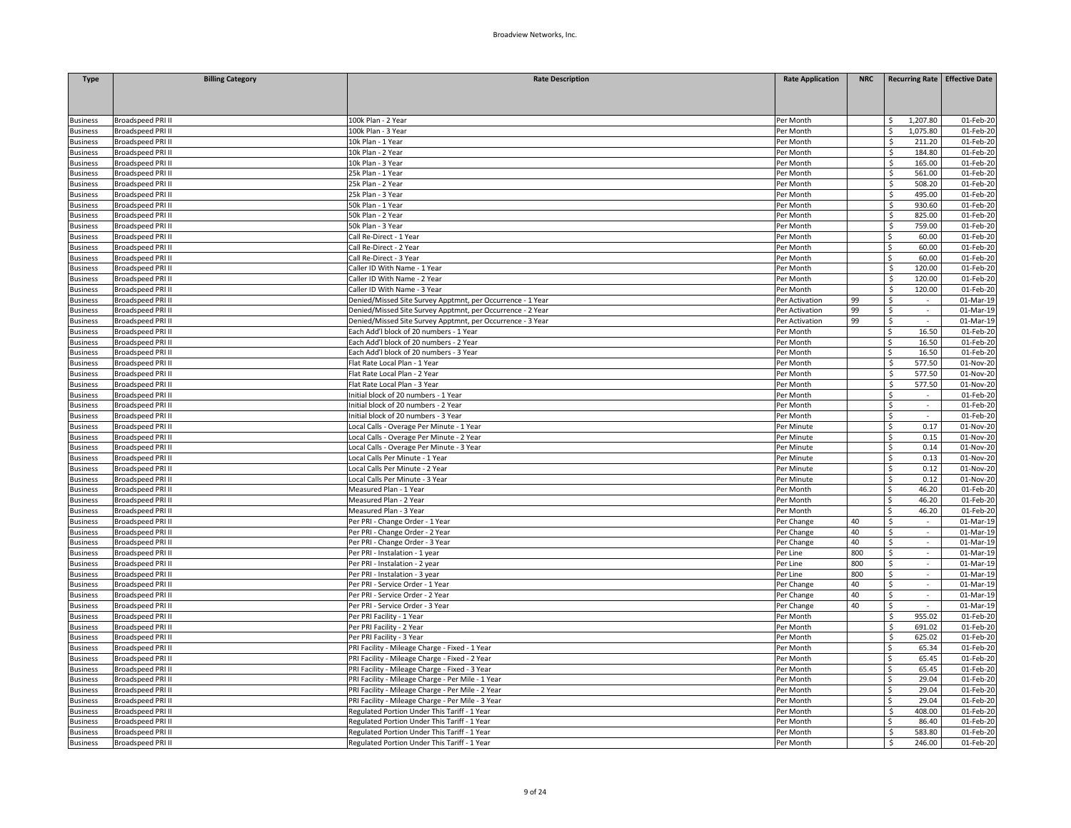| Type | Billing Category | Rate Description | Rate Application | NRC | Recurring Rate | Effective Date |
|---|---|---|---|---|---|---|
| Business | Broadspeed PRI II | 100k Plan - 2 Year | Per Month | | $ 1,207.80 | 01-Feb-20 |
| Business | Broadspeed PRI II | 100k Plan - 3 Year | Per Month | | $ 1,075.80 | 01-Feb-20 |
| Business | Broadspeed PRI II | 10k Plan - 1 Year | Per Month | | $ 211.20 | 01-Feb-20 |
| Business | Broadspeed PRI II | 10k Plan - 2 Year | Per Month | | $ 184.80 | 01-Feb-20 |
| Business | Broadspeed PRI II | 10k Plan - 3 Year | Per Month | | $ 165.00 | 01-Feb-20 |
| Business | Broadspeed PRI II | 25k Plan - 1 Year | Per Month | | $ 561.00 | 01-Feb-20 |
| Business | Broadspeed PRI II | 25k Plan - 2 Year | Per Month | | $ 508.20 | 01-Feb-20 |
| Business | Broadspeed PRI II | 25k Plan - 3 Year | Per Month | | $ 495.00 | 01-Feb-20 |
| Business | Broadspeed PRI II | 50k Plan - 1 Year | Per Month | | $ 930.60 | 01-Feb-20 |
| Business | Broadspeed PRI II | 50k Plan - 2 Year | Per Month | | $ 825.00 | 01-Feb-20 |
| Business | Broadspeed PRI II | 50k Plan - 3 Year | Per Month | | $ 759.00 | 01-Feb-20 |
| Business | Broadspeed PRI II | Call Re-Direct - 1 Year | Per Month | | $ 60.00 | 01-Feb-20 |
| Business | Broadspeed PRI II | Call Re-Direct - 2 Year | Per Month | | $ 60.00 | 01-Feb-20 |
| Business | Broadspeed PRI II | Call Re-Direct - 3 Year | Per Month | | $ 60.00 | 01-Feb-20 |
| Business | Broadspeed PRI II | Caller ID With Name - 1 Year | Per Month | | $ 120.00 | 01-Feb-20 |
| Business | Broadspeed PRI II | Caller ID With Name - 2 Year | Per Month | | $ 120.00 | 01-Feb-20 |
| Business | Broadspeed PRI II | Caller ID With Name - 3 Year | Per Month | | $ 120.00 | 01-Feb-20 |
| Business | Broadspeed PRI II | Denied/Missed Site Survey Apptmnt, per Occurrence - 1 Year | Per Activation | 99 | $ - | 01-Mar-19 |
| Business | Broadspeed PRI II | Denied/Missed Site Survey Apptmnt, per Occurrence - 2 Year | Per Activation | 99 | $ - | 01-Mar-19 |
| Business | Broadspeed PRI II | Denied/Missed Site Survey Apptmnt, per Occurrence - 3 Year | Per Activation | 99 | $ - | 01-Mar-19 |
| Business | Broadspeed PRI II | Each Add'l block of 20 numbers - 1 Year | Per Month | | $ 16.50 | 01-Feb-20 |
| Business | Broadspeed PRI II | Each Add'l block of 20 numbers - 2 Year | Per Month | | $ 16.50 | 01-Feb-20 |
| Business | Broadspeed PRI II | Each Add'l block of 20 numbers - 3 Year | Per Month | | $ 16.50 | 01-Feb-20 |
| Business | Broadspeed PRI II | Flat Rate Local Plan - 1 Year | Per Month | | $ 577.50 | 01-Nov-20 |
| Business | Broadspeed PRI II | Flat Rate Local Plan - 2 Year | Per Month | | $ 577.50 | 01-Nov-20 |
| Business | Broadspeed PRI II | Flat Rate Local Plan - 3 Year | Per Month | | $ 577.50 | 01-Nov-20 |
| Business | Broadspeed PRI II | Initial block of 20 numbers - 1 Year | Per Month | | $ - | 01-Feb-20 |
| Business | Broadspeed PRI II | Initial block of 20 numbers - 2 Year | Per Month | | $ - | 01-Feb-20 |
| Business | Broadspeed PRI II | Initial block of 20 numbers - 3 Year | Per Month | | $ - | 01-Feb-20 |
| Business | Broadspeed PRI II | Local Calls - Overage Per Minute - 1 Year | Per Minute | | $ 0.17 | 01-Nov-20 |
| Business | Broadspeed PRI II | Local Calls - Overage Per Minute - 2 Year | Per Minute | | $ 0.15 | 01-Nov-20 |
| Business | Broadspeed PRI II | Local Calls - Overage Per Minute - 3 Year | Per Minute | | $ 0.14 | 01-Nov-20 |
| Business | Broadspeed PRI II | Local Calls Per Minute - 1 Year | Per Minute | | $ 0.13 | 01-Nov-20 |
| Business | Broadspeed PRI II | Local Calls Per Minute - 2 Year | Per Minute | | $ 0.12 | 01-Nov-20 |
| Business | Broadspeed PRI II | Local Calls Per Minute - 3 Year | Per Minute | | $ 0.12 | 01-Nov-20 |
| Business | Broadspeed PRI II | Measured Plan - 1 Year | Per Month | | $ 46.20 | 01-Feb-20 |
| Business | Broadspeed PRI II | Measured Plan - 2 Year | Per Month | | $ 46.20 | 01-Feb-20 |
| Business | Broadspeed PRI II | Measured Plan - 3 Year | Per Month | | $ 46.20 | 01-Feb-20 |
| Business | Broadspeed PRI II | Per PRI - Change Order - 1 Year | Per Change | 40 | $ - | 01-Mar-19 |
| Business | Broadspeed PRI II | Per PRI - Change Order - 2 Year | Per Change | 40 | $ - | 01-Mar-19 |
| Business | Broadspeed PRI II | Per PRI - Change Order - 3 Year | Per Change | 40 | $ - | 01-Mar-19 |
| Business | Broadspeed PRI II | Per PRI - Instalation - 1 year | Per Line | 800 | $ - | 01-Mar-19 |
| Business | Broadspeed PRI II | Per PRI - Instalation - 2 year | Per Line | 800 | $ - | 01-Mar-19 |
| Business | Broadspeed PRI II | Per PRI - Instalation - 3 year | Per Line | 800 | $ - | 01-Mar-19 |
| Business | Broadspeed PRI II | Per PRI - Service Order - 1 Year | Per Change | 40 | $ - | 01-Mar-19 |
| Business | Broadspeed PRI II | Per PRI - Service Order - 2 Year | Per Change | 40 | $ - | 01-Mar-19 |
| Business | Broadspeed PRI II | Per PRI - Service Order - 3 Year | Per Change | 40 | $ - | 01-Mar-19 |
| Business | Broadspeed PRI II | Per PRI Facility - 1 Year | Per Month | | $ 955.02 | 01-Feb-20 |
| Business | Broadspeed PRI II | Per PRI Facility - 2 Year | Per Month | | $ 691.02 | 01-Feb-20 |
| Business | Broadspeed PRI II | Per PRI Facility - 3 Year | Per Month | | $ 625.02 | 01-Feb-20 |
| Business | Broadspeed PRI II | PRI Facility - Mileage Charge - Fixed - 1 Year | Per Month | | $ 65.34 | 01-Feb-20 |
| Business | Broadspeed PRI II | PRI Facility - Mileage Charge - Fixed - 2 Year | Per Month | | $ 65.45 | 01-Feb-20 |
| Business | Broadspeed PRI II | PRI Facility - Mileage Charge - Fixed - 3 Year | Per Month | | $ 65.45 | 01-Feb-20 |
| Business | Broadspeed PRI II | PRI Facility - Mileage Charge - Per Mile - 1 Year | Per Month | | $ 29.04 | 01-Feb-20 |
| Business | Broadspeed PRI II | PRI Facility - Mileage Charge - Per Mile - 2 Year | Per Month | | $ 29.04 | 01-Feb-20 |
| Business | Broadspeed PRI II | PRI Facility - Mileage Charge - Per Mile - 3 Year | Per Month | | $ 29.04 | 01-Feb-20 |
| Business | Broadspeed PRI II | Regulated Portion Under This Tariff - 1 Year | Per Month | | $ 408.00 | 01-Feb-20 |
| Business | Broadspeed PRI II | Regulated Portion Under This Tariff - 1 Year | Per Month | | $ 86.40 | 01-Feb-20 |
| Business | Broadspeed PRI II | Regulated Portion Under This Tariff - 1 Year | Per Month | | $ 583.80 | 01-Feb-20 |
| Business | Broadspeed PRI II | Regulated Portion Under This Tariff - 1 Year | Per Month | | $ 246.00 | 01-Feb-20 |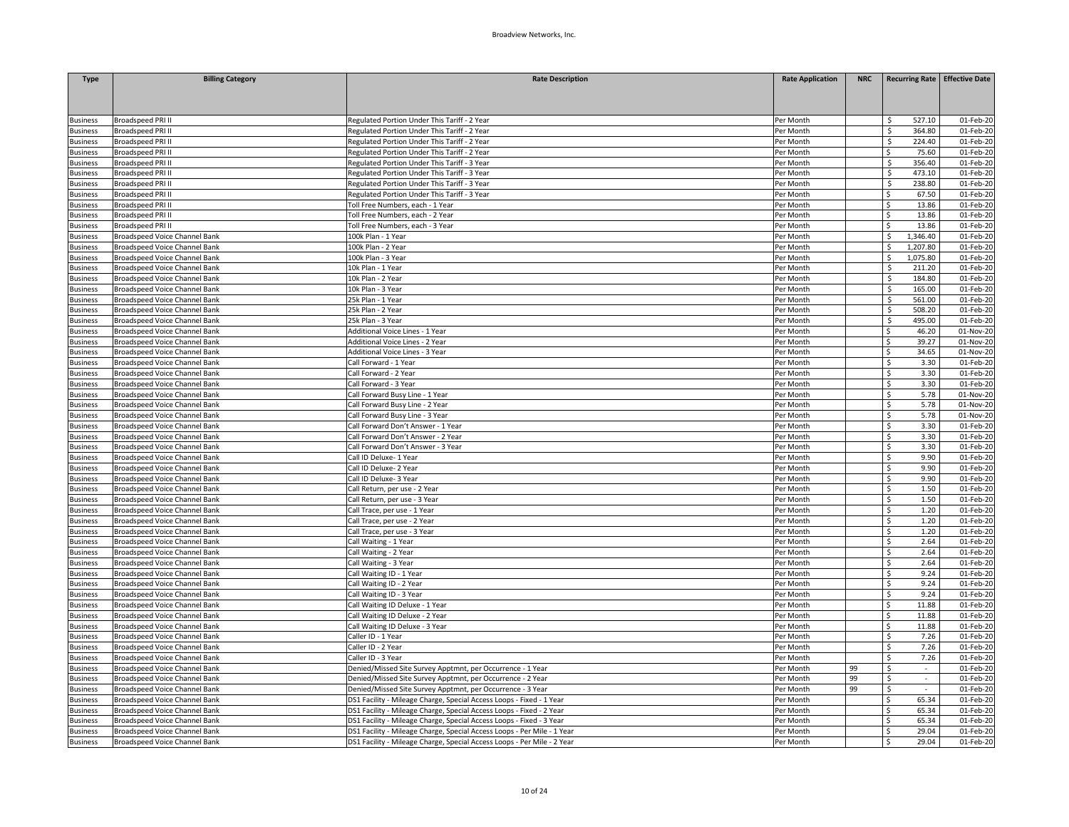| Type | Billing Category | Rate Description | Rate Application | NRC | Recurring Rate | Effective Date |
|---|---|---|---|---|---|---|
| Business | Broadspeed PRI II | Regulated Portion Under This Tariff - 2 Year | Per Month | | $ 527.10 | 01-Feb-20 |
| Business | Broadspeed PRI II | Regulated Portion Under This Tariff - 2 Year | Per Month | | $ 364.80 | 01-Feb-20 |
| Business | Broadspeed PRI II | Regulated Portion Under This Tariff - 2 Year | Per Month | | $ 224.40 | 01-Feb-20 |
| Business | Broadspeed PRI II | Regulated Portion Under This Tariff - 2 Year | Per Month | | $ 75.60 | 01-Feb-20 |
| Business | Broadspeed PRI II | Regulated Portion Under This Tariff - 3 Year | Per Month | | $ 356.40 | 01-Feb-20 |
| Business | Broadspeed PRI II | Regulated Portion Under This Tariff - 3 Year | Per Month | | $ 473.10 | 01-Feb-20 |
| Business | Broadspeed PRI II | Regulated Portion Under This Tariff - 3 Year | Per Month | | $ 238.80 | 01-Feb-20 |
| Business | Broadspeed PRI II | Regulated Portion Under This Tariff - 3 Year | Per Month | | $ 67.50 | 01-Feb-20 |
| Business | Broadspeed PRI II | Toll Free Numbers, each - 1 Year | Per Month | | $ 13.86 | 01-Feb-20 |
| Business | Broadspeed PRI II | Toll Free Numbers, each - 2 Year | Per Month | | $ 13.86 | 01-Feb-20 |
| Business | Broadspeed PRI II | Toll Free Numbers, each - 3 Year | Per Month | | $ 13.86 | 01-Feb-20 |
| Business | Broadspeed Voice Channel Bank | 100k Plan - 1 Year | Per Month | | $ 1,346.40 | 01-Feb-20 |
| Business | Broadspeed Voice Channel Bank | 100k Plan - 2 Year | Per Month | | $ 1,207.80 | 01-Feb-20 |
| Business | Broadspeed Voice Channel Bank | 100k Plan - 3 Year | Per Month | | $ 1,075.80 | 01-Feb-20 |
| Business | Broadspeed Voice Channel Bank | 10k Plan - 1 Year | Per Month | | $ 211.20 | 01-Feb-20 |
| Business | Broadspeed Voice Channel Bank | 10k Plan - 2 Year | Per Month | | $ 184.80 | 01-Feb-20 |
| Business | Broadspeed Voice Channel Bank | 10k Plan - 3 Year | Per Month | | $ 165.00 | 01-Feb-20 |
| Business | Broadspeed Voice Channel Bank | 25k Plan - 1 Year | Per Month | | $ 561.00 | 01-Feb-20 |
| Business | Broadspeed Voice Channel Bank | 25k Plan - 2 Year | Per Month | | $ 508.20 | 01-Feb-20 |
| Business | Broadspeed Voice Channel Bank | 25k Plan - 3 Year | Per Month | | $ 495.00 | 01-Feb-20 |
| Business | Broadspeed Voice Channel Bank | Additional Voice Lines - 1 Year | Per Month | | $ 46.20 | 01-Nov-20 |
| Business | Broadspeed Voice Channel Bank | Additional Voice Lines - 2 Year | Per Month | | $ 39.27 | 01-Nov-20 |
| Business | Broadspeed Voice Channel Bank | Additional Voice Lines - 3 Year | Per Month | | $ 34.65 | 01-Nov-20 |
| Business | Broadspeed Voice Channel Bank | Call Forward - 1 Year | Per Month | | $ 3.30 | 01-Feb-20 |
| Business | Broadspeed Voice Channel Bank | Call Forward - 2 Year | Per Month | | $ 3.30 | 01-Feb-20 |
| Business | Broadspeed Voice Channel Bank | Call Forward - 3 Year | Per Month | | $ 3.30 | 01-Feb-20 |
| Business | Broadspeed Voice Channel Bank | Call Forward Busy Line - 1 Year | Per Month | | $ 5.78 | 01-Nov-20 |
| Business | Broadspeed Voice Channel Bank | Call Forward Busy Line - 2 Year | Per Month | | $ 5.78 | 01-Nov-20 |
| Business | Broadspeed Voice Channel Bank | Call Forward Busy Line - 3 Year | Per Month | | $ 5.78 | 01-Nov-20 |
| Business | Broadspeed Voice Channel Bank | Call Forward Don't Answer - 1 Year | Per Month | | $ 3.30 | 01-Feb-20 |
| Business | Broadspeed Voice Channel Bank | Call Forward Don't Answer - 2 Year | Per Month | | $ 3.30 | 01-Feb-20 |
| Business | Broadspeed Voice Channel Bank | Call Forward Don't Answer - 3 Year | Per Month | | $ 3.30 | 01-Feb-20 |
| Business | Broadspeed Voice Channel Bank | Call ID Deluxe- 1 Year | Per Month | | $ 9.90 | 01-Feb-20 |
| Business | Broadspeed Voice Channel Bank | Call ID Deluxe- 2 Year | Per Month | | $ 9.90 | 01-Feb-20 |
| Business | Broadspeed Voice Channel Bank | Call ID Deluxe- 3 Year | Per Month | | $ 9.90 | 01-Feb-20 |
| Business | Broadspeed Voice Channel Bank | Call Return, per use - 2 Year | Per Month | | $ 1.50 | 01-Feb-20 |
| Business | Broadspeed Voice Channel Bank | Call Return, per use - 3 Year | Per Month | | $ 1.50 | 01-Feb-20 |
| Business | Broadspeed Voice Channel Bank | Call Trace, per use - 1 Year | Per Month | | $ 1.20 | 01-Feb-20 |
| Business | Broadspeed Voice Channel Bank | Call Trace, per use - 2 Year | Per Month | | $ 1.20 | 01-Feb-20 |
| Business | Broadspeed Voice Channel Bank | Call Trace, per use - 3 Year | Per Month | | $ 1.20 | 01-Feb-20 |
| Business | Broadspeed Voice Channel Bank | Call Waiting - 1 Year | Per Month | | $ 2.64 | 01-Feb-20 |
| Business | Broadspeed Voice Channel Bank | Call Waiting - 2 Year | Per Month | | $ 2.64 | 01-Feb-20 |
| Business | Broadspeed Voice Channel Bank | Call Waiting - 3 Year | Per Month | | $ 2.64 | 01-Feb-20 |
| Business | Broadspeed Voice Channel Bank | Call Waiting ID - 1 Year | Per Month | | $ 9.24 | 01-Feb-20 |
| Business | Broadspeed Voice Channel Bank | Call Waiting ID - 2 Year | Per Month | | $ 9.24 | 01-Feb-20 |
| Business | Broadspeed Voice Channel Bank | Call Waiting ID - 3 Year | Per Month | | $ 9.24 | 01-Feb-20 |
| Business | Broadspeed Voice Channel Bank | Call Waiting ID Deluxe - 1 Year | Per Month | | $ 11.88 | 01-Feb-20 |
| Business | Broadspeed Voice Channel Bank | Call Waiting ID Deluxe - 2 Year | Per Month | | $ 11.88 | 01-Feb-20 |
| Business | Broadspeed Voice Channel Bank | Call Waiting ID Deluxe - 3 Year | Per Month | | $ 11.88 | 01-Feb-20 |
| Business | Broadspeed Voice Channel Bank | Caller ID - 1 Year | Per Month | | $ 7.26 | 01-Feb-20 |
| Business | Broadspeed Voice Channel Bank | Caller ID - 2 Year | Per Month | | $ 7.26 | 01-Feb-20 |
| Business | Broadspeed Voice Channel Bank | Caller ID - 3 Year | Per Month | | $ 7.26 | 01-Feb-20 |
| Business | Broadspeed Voice Channel Bank | Denied/Missed Site Survey Apptmnt, per Occurrence - 1 Year | Per Month | 99 | $ - | 01-Feb-20 |
| Business | Broadspeed Voice Channel Bank | Denied/Missed Site Survey Apptmnt, per Occurrence - 2 Year | Per Month | 99 | $ - | 01-Feb-20 |
| Business | Broadspeed Voice Channel Bank | Denied/Missed Site Survey Apptmnt, per Occurrence - 3 Year | Per Month | 99 | $ - | 01-Feb-20 |
| Business | Broadspeed Voice Channel Bank | DS1 Facility - Mileage Charge, Special Access Loops - Fixed - 1 Year | Per Month | | $ 65.34 | 01-Feb-20 |
| Business | Broadspeed Voice Channel Bank | DS1 Facility - Mileage Charge, Special Access Loops - Fixed - 2 Year | Per Month | | $ 65.34 | 01-Feb-20 |
| Business | Broadspeed Voice Channel Bank | DS1 Facility - Mileage Charge, Special Access Loops - Fixed - 3 Year | Per Month | | $ 65.34 | 01-Feb-20 |
| Business | Broadspeed Voice Channel Bank | DS1 Facility - Mileage Charge, Special Access Loops - Per Mile - 1 Year | Per Month | | $ 29.04 | 01-Feb-20 |
| Business | Broadspeed Voice Channel Bank | DS1 Facility - Mileage Charge, Special Access Loops - Per Mile - 2 Year | Per Month | | $ 29.04 | 01-Feb-20 |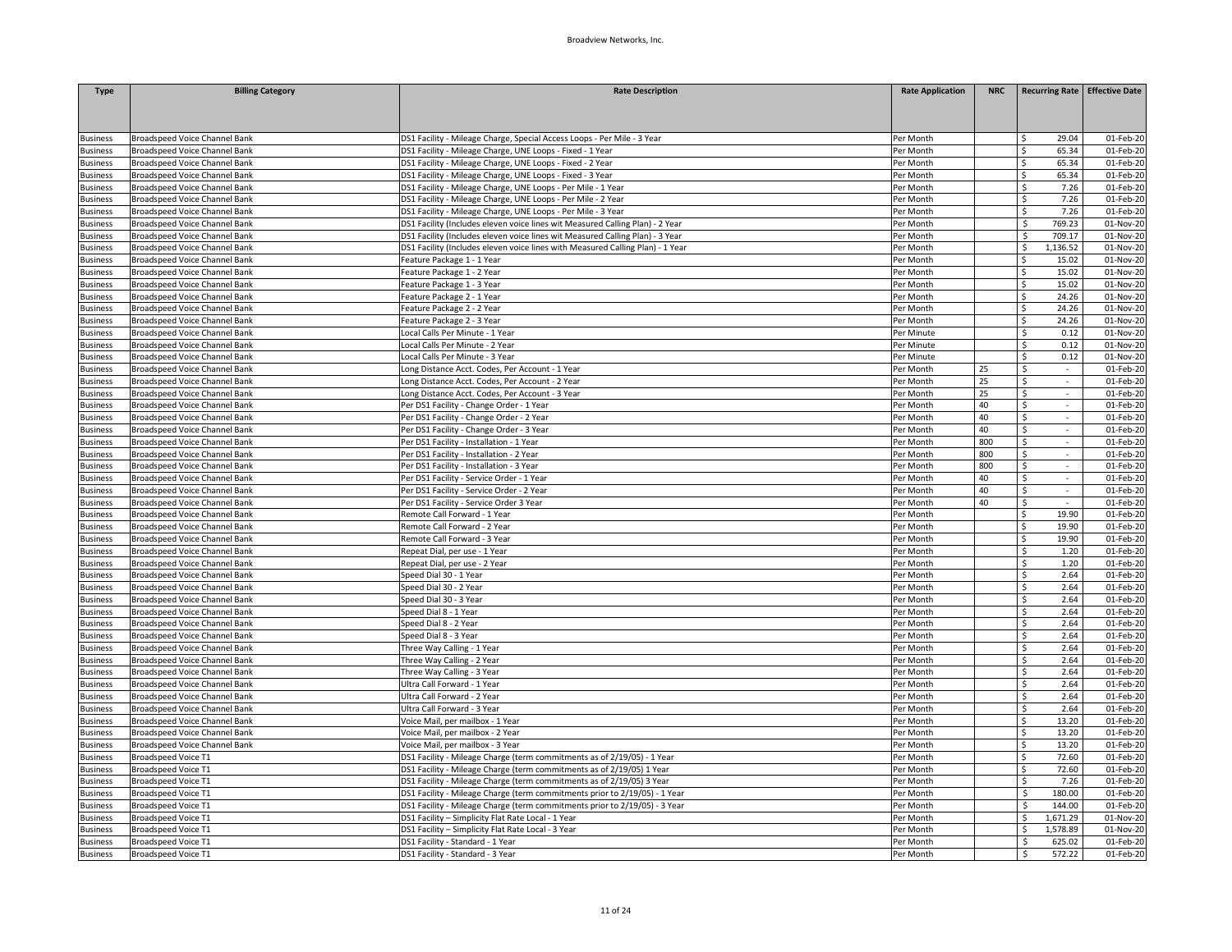| Type | Billing Category | Rate Description | Rate Application | NRC | Recurring Rate | Effective Date |
|---|---|---|---|---|---|---|
| Business | Broadspeed Voice Channel Bank | DS1 Facility - Mileage Charge, Special Access Loops - Per Mile - 3 Year | Per Month | | $ 29.04 | 01-Feb-20 |
| Business | Broadspeed Voice Channel Bank | DS1 Facility - Mileage Charge, UNE Loops - Fixed - 1 Year | Per Month | | $ 65.34 | 01-Feb-20 |
| Business | Broadspeed Voice Channel Bank | DS1 Facility - Mileage Charge, UNE Loops - Fixed - 2 Year | Per Month | | $ 65.34 | 01-Feb-20 |
| Business | Broadspeed Voice Channel Bank | DS1 Facility - Mileage Charge, UNE Loops - Fixed - 3 Year | Per Month | | $ 65.34 | 01-Feb-20 |
| Business | Broadspeed Voice Channel Bank | DS1 Facility - Mileage Charge, UNE Loops - Per Mile - 1 Year | Per Month | | $ 7.26 | 01-Feb-20 |
| Business | Broadspeed Voice Channel Bank | DS1 Facility - Mileage Charge, UNE Loops - Per Mile - 2 Year | Per Month | | $ 7.26 | 01-Feb-20 |
| Business | Broadspeed Voice Channel Bank | DS1 Facility - Mileage Charge, UNE Loops - Per Mile - 3 Year | Per Month | | $ 7.26 | 01-Feb-20 |
| Business | Broadspeed Voice Channel Bank | DS1 Facility (Includes eleven voice lines wit Measured Calling Plan) - 2 Year | Per Month | | $ 769.23 | 01-Nov-20 |
| Business | Broadspeed Voice Channel Bank | DS1 Facility (Includes eleven voice lines wit Measured Calling Plan) - 3 Year | Per Month | | $ 709.17 | 01-Nov-20 |
| Business | Broadspeed Voice Channel Bank | DS1 Facility (Includes eleven voice lines with Measured Calling Plan) - 1 Year | Per Month | | $ 1,136.52 | 01-Nov-20 |
| Business | Broadspeed Voice Channel Bank | Feature Package 1 - 1 Year | Per Month | | $ 15.02 | 01-Nov-20 |
| Business | Broadspeed Voice Channel Bank | Feature Package 1 - 2 Year | Per Month | | $ 15.02 | 01-Nov-20 |
| Business | Broadspeed Voice Channel Bank | Feature Package 1 - 3 Year | Per Month | | $ 15.02 | 01-Nov-20 |
| Business | Broadspeed Voice Channel Bank | Feature Package 2 - 1 Year | Per Month | | $ 24.26 | 01-Nov-20 |
| Business | Broadspeed Voice Channel Bank | Feature Package 2 - 2 Year | Per Month | | $ 24.26 | 01-Nov-20 |
| Business | Broadspeed Voice Channel Bank | Feature Package 2 - 3 Year | Per Month | | $ 24.26 | 01-Nov-20 |
| Business | Broadspeed Voice Channel Bank | Local Calls Per Minute - 1 Year | Per Minute | | $ 0.12 | 01-Nov-20 |
| Business | Broadspeed Voice Channel Bank | Local Calls Per Minute - 2 Year | Per Minute | | $ 0.12 | 01-Nov-20 |
| Business | Broadspeed Voice Channel Bank | Local Calls Per Minute - 3 Year | Per Minute | | $ 0.12 | 01-Nov-20 |
| Business | Broadspeed Voice Channel Bank | Long Distance Acct. Codes, Per Account - 1 Year | Per Month | 25 | $ - | 01-Feb-20 |
| Business | Broadspeed Voice Channel Bank | Long Distance Acct. Codes, Per Account - 2 Year | Per Month | 25 | $ - | 01-Feb-20 |
| Business | Broadspeed Voice Channel Bank | Long Distance Acct. Codes, Per Account - 3 Year | Per Month | 25 | $ - | 01-Feb-20 |
| Business | Broadspeed Voice Channel Bank | Per DS1 Facility - Change Order - 1 Year | Per Month | 40 | $ - | 01-Feb-20 |
| Business | Broadspeed Voice Channel Bank | Per DS1 Facility - Change Order - 2 Year | Per Month | 40 | $ - | 01-Feb-20 |
| Business | Broadspeed Voice Channel Bank | Per DS1 Facility - Change Order - 3 Year | Per Month | 40 | $ - | 01-Feb-20 |
| Business | Broadspeed Voice Channel Bank | Per DS1 Facility - Installation - 1 Year | Per Month | 800 | $ - | 01-Feb-20 |
| Business | Broadspeed Voice Channel Bank | Per DS1 Facility - Installation - 2 Year | Per Month | 800 | $ - | 01-Feb-20 |
| Business | Broadspeed Voice Channel Bank | Per DS1 Facility - Installation - 3 Year | Per Month | 800 | $ - | 01-Feb-20 |
| Business | Broadspeed Voice Channel Bank | Per DS1 Facility - Service Order - 1 Year | Per Month | 40 | $ - | 01-Feb-20 |
| Business | Broadspeed Voice Channel Bank | Per DS1 Facility - Service Order - 2 Year | Per Month | 40 | $ - | 01-Feb-20 |
| Business | Broadspeed Voice Channel Bank | Per DS1 Facility - Service Order 3 Year | Per Month | 40 | $ - | 01-Feb-20 |
| Business | Broadspeed Voice Channel Bank | Remote Call Forward - 1 Year | Per Month | | $ 19.90 | 01-Feb-20 |
| Business | Broadspeed Voice Channel Bank | Remote Call Forward - 2 Year | Per Month | | $ 19.90 | 01-Feb-20 |
| Business | Broadspeed Voice Channel Bank | Remote Call Forward - 3 Year | Per Month | | $ 19.90 | 01-Feb-20 |
| Business | Broadspeed Voice Channel Bank | Repeat Dial, per use - 1 Year | Per Month | | $ 1.20 | 01-Feb-20 |
| Business | Broadspeed Voice Channel Bank | Repeat Dial, per use - 2 Year | Per Month | | $ 1.20 | 01-Feb-20 |
| Business | Broadspeed Voice Channel Bank | Speed Dial 30 - 1 Year | Per Month | | $ 2.64 | 01-Feb-20 |
| Business | Broadspeed Voice Channel Bank | Speed Dial 30 - 2 Year | Per Month | | $ 2.64 | 01-Feb-20 |
| Business | Broadspeed Voice Channel Bank | Speed Dial 30 - 3 Year | Per Month | | $ 2.64 | 01-Feb-20 |
| Business | Broadspeed Voice Channel Bank | Speed Dial 8 - 1 Year | Per Month | | $ 2.64 | 01-Feb-20 |
| Business | Broadspeed Voice Channel Bank | Speed Dial 8 - 2 Year | Per Month | | $ 2.64 | 01-Feb-20 |
| Business | Broadspeed Voice Channel Bank | Speed Dial 8 - 3 Year | Per Month | | $ 2.64 | 01-Feb-20 |
| Business | Broadspeed Voice Channel Bank | Three Way Calling - 1 Year | Per Month | | $ 2.64 | 01-Feb-20 |
| Business | Broadspeed Voice Channel Bank | Three Way Calling - 2 Year | Per Month | | $ 2.64 | 01-Feb-20 |
| Business | Broadspeed Voice Channel Bank | Three Way Calling - 3 Year | Per Month | | $ 2.64 | 01-Feb-20 |
| Business | Broadspeed Voice Channel Bank | Ultra Call Forward - 1 Year | Per Month | | $ 2.64 | 01-Feb-20 |
| Business | Broadspeed Voice Channel Bank | Ultra Call Forward - 2 Year | Per Month | | $ 2.64 | 01-Feb-20 |
| Business | Broadspeed Voice Channel Bank | Ultra Call Forward - 3 Year | Per Month | | $ 2.64 | 01-Feb-20 |
| Business | Broadspeed Voice Channel Bank | Voice Mail, per mailbox - 1 Year | Per Month | | $ 13.20 | 01-Feb-20 |
| Business | Broadspeed Voice Channel Bank | Voice Mail, per mailbox - 2 Year | Per Month | | $ 13.20 | 01-Feb-20 |
| Business | Broadspeed Voice Channel Bank | Voice Mail, per mailbox - 3 Year | Per Month | | $ 13.20 | 01-Feb-20 |
| Business | Broadspeed Voice T1 | DS1 Facility - Mileage Charge (term commitments as of 2/19/05) - 1 Year | Per Month | | $ 72.60 | 01-Feb-20 |
| Business | Broadspeed Voice T1 | DS1 Facility - Mileage Charge (term commitments as of 2/19/05) 1 Year | Per Month | | $ 72.60 | 01-Feb-20 |
| Business | Broadspeed Voice T1 | DS1 Facility - Mileage Charge (term commitments as of 2/19/05) 3 Year | Per Month | | $ 7.26 | 01-Feb-20 |
| Business | Broadspeed Voice T1 | DS1 Facility - Mileage Charge (term commitments prior to 2/19/05) - 1 Year | Per Month | | $ 180.00 | 01-Feb-20 |
| Business | Broadspeed Voice T1 | DS1 Facility - Mileage Charge (term commitments prior to 2/19/05) - 3 Year | Per Month | | $ 144.00 | 01-Feb-20 |
| Business | Broadspeed Voice T1 | DS1 Facility – Simplicity Flat Rate Local - 1 Year | Per Month | | $ 1,671.29 | 01-Nov-20 |
| Business | Broadspeed Voice T1 | DS1 Facility – Simplicity Flat Rate Local - 3 Year | Per Month | | $ 1,578.89 | 01-Nov-20 |
| Business | Broadspeed Voice T1 | DS1 Facility - Standard - 1 Year | Per Month | | $ 625.02 | 01-Feb-20 |
| Business | Broadspeed Voice T1 | DS1 Facility - Standard - 3 Year | Per Month | | $ 572.22 | 01-Feb-20 |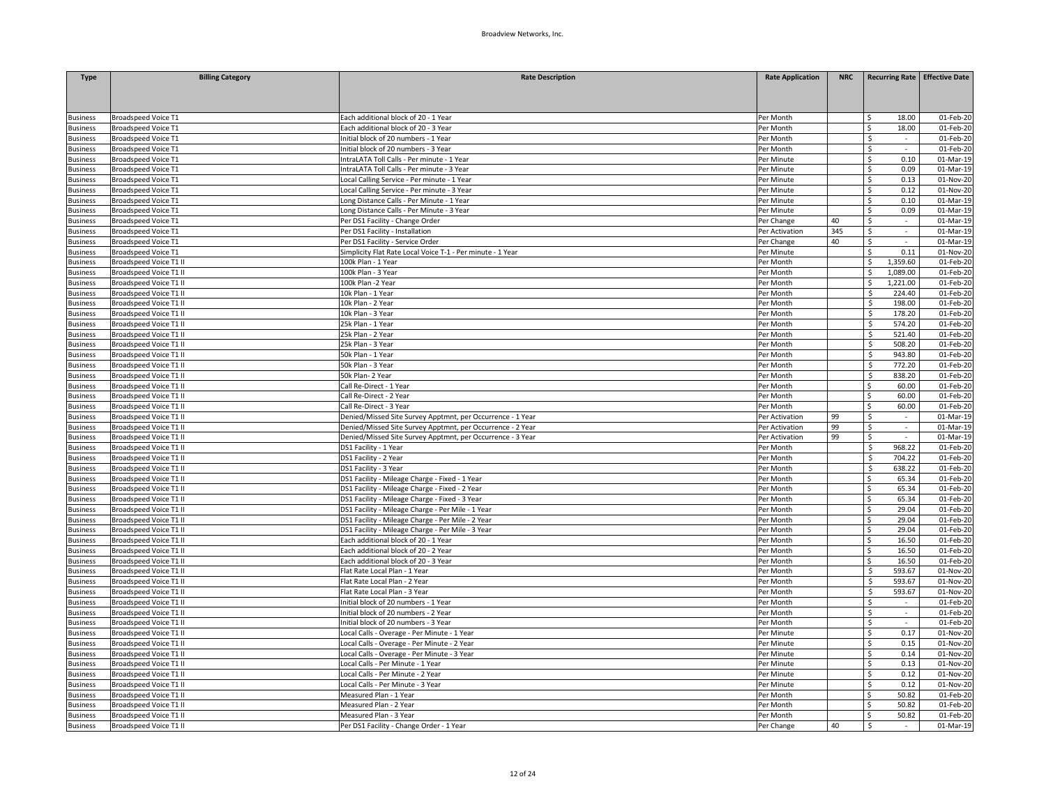| Type | Billing Category | Rate Description | Rate Application | NRC | Recurring Rate | Effective Date |
|---|---|---|---|---|---|---|
| Business | Broadspeed Voice T1 | Each additional block of 20 - 1 Year | Per Month | | $ 18.00 | 01-Feb-20 |
| Business | Broadspeed Voice T1 | Each additional block of 20 - 3 Year | Per Month | | $ 18.00 | 01-Feb-20 |
| Business | Broadspeed Voice T1 | Initial block of 20 numbers - 1 Year | Per Month | | $ - | 01-Feb-20 |
| Business | Broadspeed Voice T1 | Initial block of 20 numbers - 3 Year | Per Month | | $ - | 01-Feb-20 |
| Business | Broadspeed Voice T1 | IntraLATA Toll Calls - Per minute - 1 Year | Per Minute | | $ 0.10 | 01-Mar-19 |
| Business | Broadspeed Voice T1 | IntraLATA Toll Calls - Per minute - 3 Year | Per Minute | | $ 0.09 | 01-Mar-19 |
| Business | Broadspeed Voice T1 | Local Calling Service - Per minute - 1 Year | Per Minute | | $ 0.13 | 01-Nov-20 |
| Business | Broadspeed Voice T1 | Local Calling Service - Per minute - 3 Year | Per Minute | | $ 0.12 | 01-Nov-20 |
| Business | Broadspeed Voice T1 | Long Distance Calls - Per Minute - 1 Year | Per Minute | | $ 0.10 | 01-Mar-19 |
| Business | Broadspeed Voice T1 | Long Distance Calls - Per Minute - 3 Year | Per Minute | | $ 0.09 | 01-Mar-19 |
| Business | Broadspeed Voice T1 | Per DS1 Facility - Change Order | Per Change | 40 | $ - | 01-Mar-19 |
| Business | Broadspeed Voice T1 | Per DS1 Facility - Installation | Per Activation | 345 | $ - | 01-Mar-19 |
| Business | Broadspeed Voice T1 | Per DS1 Facility - Service Order | Per Change | 40 | $ - | 01-Mar-19 |
| Business | Broadspeed Voice T1 | Simplicity Flat Rate Local Voice T-1 - Per minute - 1 Year | Per Minute | | $ 0.11 | 01-Nov-20 |
| Business | Broadspeed Voice T1 II | 100k Plan - 1 Year | Per Month | | $ 1,359.60 | 01-Feb-20 |
| Business | Broadspeed Voice T1 II | 100k Plan - 3 Year | Per Month | | $ 1,089.00 | 01-Feb-20 |
| Business | Broadspeed Voice T1 II | 100k Plan -2 Year | Per Month | | $ 1,221.00 | 01-Feb-20 |
| Business | Broadspeed Voice T1 II | 10k Plan - 1 Year | Per Month | | $ 224.40 | 01-Feb-20 |
| Business | Broadspeed Voice T1 II | 10k Plan - 2 Year | Per Month | | $ 198.00 | 01-Feb-20 |
| Business | Broadspeed Voice T1 II | 10k Plan - 3 Year | Per Month | | $ 178.20 | 01-Feb-20 |
| Business | Broadspeed Voice T1 II | 25k Plan - 1 Year | Per Month | | $ 574.20 | 01-Feb-20 |
| Business | Broadspeed Voice T1 II | 25k Plan - 2 Year | Per Month | | $ 521.40 | 01-Feb-20 |
| Business | Broadspeed Voice T1 II | 25k Plan - 3 Year | Per Month | | $ 508.20 | 01-Feb-20 |
| Business | Broadspeed Voice T1 II | 50k Plan - 1 Year | Per Month | | $ 943.80 | 01-Feb-20 |
| Business | Broadspeed Voice T1 II | 50k Plan - 3 Year | Per Month | | $ 772.20 | 01-Feb-20 |
| Business | Broadspeed Voice T1 II | 50k Plan- 2 Year | Per Month | | $ 838.20 | 01-Feb-20 |
| Business | Broadspeed Voice T1 II | Call Re-Direct - 1 Year | Per Month | | $ 60.00 | 01-Feb-20 |
| Business | Broadspeed Voice T1 II | Call Re-Direct - 2 Year | Per Month | | $ 60.00 | 01-Feb-20 |
| Business | Broadspeed Voice T1 II | Call Re-Direct - 3 Year | Per Month | | $ 60.00 | 01-Feb-20 |
| Business | Broadspeed Voice T1 II | Denied/Missed Site Survey Apptmnt, per Occurrence - 1 Year | Per Activation | 99 | $ - | 01-Mar-19 |
| Business | Broadspeed Voice T1 II | Denied/Missed Site Survey Apptmnt, per Occurrence - 2 Year | Per Activation | 99 | $ - | 01-Mar-19 |
| Business | Broadspeed Voice T1 II | Denied/Missed Site Survey Apptmnt, per Occurrence - 3 Year | Per Activation | 99 | $ - | 01-Mar-19 |
| Business | Broadspeed Voice T1 II | DS1 Facility - 1 Year | Per Month | | $ 968.22 | 01-Feb-20 |
| Business | Broadspeed Voice T1 II | DS1 Facility - 2 Year | Per Month | | $ 704.22 | 01-Feb-20 |
| Business | Broadspeed Voice T1 II | DS1 Facility - 3 Year | Per Month | | $ 638.22 | 01-Feb-20 |
| Business | Broadspeed Voice T1 II | DS1 Facility - Mileage Charge - Fixed - 1 Year | Per Month | | $ 65.34 | 01-Feb-20 |
| Business | Broadspeed Voice T1 II | DS1 Facility - Mileage Charge - Fixed - 2 Year | Per Month | | $ 65.34 | 01-Feb-20 |
| Business | Broadspeed Voice T1 II | DS1 Facility - Mileage Charge - Fixed - 3 Year | Per Month | | $ 65.34 | 01-Feb-20 |
| Business | Broadspeed Voice T1 II | DS1 Facility - Mileage Charge - Per Mile - 1 Year | Per Month | | $ 29.04 | 01-Feb-20 |
| Business | Broadspeed Voice T1 II | DS1 Facility - Mileage Charge - Per Mile - 2 Year | Per Month | | $ 29.04 | 01-Feb-20 |
| Business | Broadspeed Voice T1 II | DS1 Facility - Mileage Charge - Per Mile - 3 Year | Per Month | | $ 29.04 | 01-Feb-20 |
| Business | Broadspeed Voice T1 II | Each additional block of 20 - 1 Year | Per Month | | $ 16.50 | 01-Feb-20 |
| Business | Broadspeed Voice T1 II | Each additional block of 20 - 2 Year | Per Month | | $ 16.50 | 01-Feb-20 |
| Business | Broadspeed Voice T1 II | Each additional block of 20 - 3 Year | Per Month | | $ 16.50 | 01-Feb-20 |
| Business | Broadspeed Voice T1 II | Flat Rate Local Plan - 1 Year | Per Month | | $ 593.67 | 01-Nov-20 |
| Business | Broadspeed Voice T1 II | Flat Rate Local Plan - 2 Year | Per Month | | $ 593.67 | 01-Nov-20 |
| Business | Broadspeed Voice T1 II | Flat Rate Local Plan - 3 Year | Per Month | | $ 593.67 | 01-Nov-20 |
| Business | Broadspeed Voice T1 II | Initial block of 20 numbers - 1 Year | Per Month | | $ - | 01-Feb-20 |
| Business | Broadspeed Voice T1 II | Initial block of 20 numbers - 2 Year | Per Month | | $ - | 01-Feb-20 |
| Business | Broadspeed Voice T1 II | Initial block of 20 numbers - 3 Year | Per Month | | $ - | 01-Feb-20 |
| Business | Broadspeed Voice T1 II | Local Calls - Overage - Per Minute - 1 Year | Per Minute | | $ 0.17 | 01-Nov-20 |
| Business | Broadspeed Voice T1 II | Local Calls - Overage - Per Minute - 2 Year | Per Minute | | $ 0.15 | 01-Nov-20 |
| Business | Broadspeed Voice T1 II | Local Calls - Overage - Per Minute - 3 Year | Per Minute | | $ 0.14 | 01-Nov-20 |
| Business | Broadspeed Voice T1 II | Local Calls - Per Minute - 1 Year | Per Minute | | $ 0.13 | 01-Nov-20 |
| Business | Broadspeed Voice T1 II | Local Calls - Per Minute - 2 Year | Per Minute | | $ 0.12 | 01-Nov-20 |
| Business | Broadspeed Voice T1 II | Local Calls - Per Minute - 3 Year | Per Minute | | $ 0.12 | 01-Nov-20 |
| Business | Broadspeed Voice T1 II | Measured Plan - 1 Year | Per Month | | $ 50.82 | 01-Feb-20 |
| Business | Broadspeed Voice T1 II | Measured Plan - 2 Year | Per Month | | $ 50.82 | 01-Feb-20 |
| Business | Broadspeed Voice T1 II | Measured Plan - 3 Year | Per Month | | $ 50.82 | 01-Feb-20 |
| Business | Broadspeed Voice T1 II | Per DS1 Facility - Change Order - 1 Year | Per Change | 40 | $ - | 01-Mar-19 |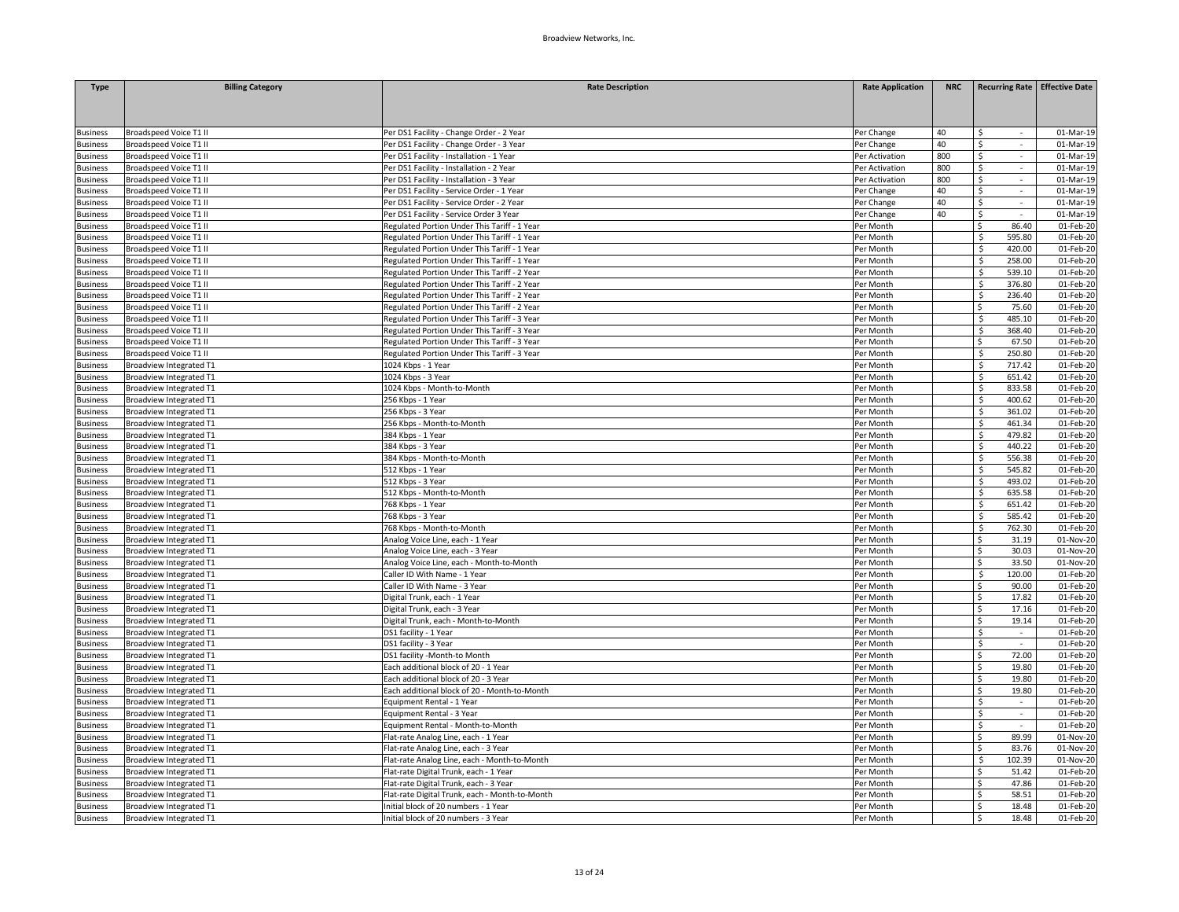| Type | Billing Category | Rate Description | Rate Application | NRC | Recurring Rate | Effective Date |
|---|---|---|---|---|---|---|
| Business | Broadspeed Voice T1 II | Per DS1 Facility - Change Order - 2 Year | Per Change | 40 | $ - | 01-Mar-19 |
| Business | Broadspeed Voice T1 II | Per DS1 Facility - Change Order - 3 Year | Per Change | 40 | $ - | 01-Mar-19 |
| Business | Broadspeed Voice T1 II | Per DS1 Facility - Installation - 1 Year | Per Activation | 800 | $ - | 01-Mar-19 |
| Business | Broadspeed Voice T1 II | Per DS1 Facility - Installation - 2 Year | Per Activation | 800 | $ - | 01-Mar-19 |
| Business | Broadspeed Voice T1 II | Per DS1 Facility - Installation - 3 Year | Per Activation | 800 | $ - | 01-Mar-19 |
| Business | Broadspeed Voice T1 II | Per DS1 Facility - Service Order - 1 Year | Per Change | 40 | $ - | 01-Mar-19 |
| Business | Broadspeed Voice T1 II | Per DS1 Facility - Service Order - 2 Year | Per Change | 40 | $ - | 01-Mar-19 |
| Business | Broadspeed Voice T1 II | Per DS1 Facility - Service Order 3 Year | Per Change | 40 | $ - | 01-Mar-19 |
| Business | Broadspeed Voice T1 II | Regulated Portion Under This Tariff - 1 Year | Per Month | | $ 86.40 | 01-Feb-20 |
| Business | Broadspeed Voice T1 II | Regulated Portion Under This Tariff - 1 Year | Per Month | | $ 595.80 | 01-Feb-20 |
| Business | Broadspeed Voice T1 II | Regulated Portion Under This Tariff - 1 Year | Per Month | | $ 420.00 | 01-Feb-20 |
| Business | Broadspeed Voice T1 II | Regulated Portion Under This Tariff - 1 Year | Per Month | | $ 258.00 | 01-Feb-20 |
| Business | Broadspeed Voice T1 II | Regulated Portion Under This Tariff - 2 Year | Per Month | | $ 539.10 | 01-Feb-20 |
| Business | Broadspeed Voice T1 II | Regulated Portion Under This Tariff - 2 Year | Per Month | | $ 376.80 | 01-Feb-20 |
| Business | Broadspeed Voice T1 II | Regulated Portion Under This Tariff - 2 Year | Per Month | | $ 236.40 | 01-Feb-20 |
| Business | Broadspeed Voice T1 II | Regulated Portion Under This Tariff - 2 Year | Per Month | | $ 75.60 | 01-Feb-20 |
| Business | Broadspeed Voice T1 II | Regulated Portion Under This Tariff - 3 Year | Per Month | | $ 485.10 | 01-Feb-20 |
| Business | Broadspeed Voice T1 II | Regulated Portion Under This Tariff - 3 Year | Per Month | | $ 368.40 | 01-Feb-20 |
| Business | Broadspeed Voice T1 II | Regulated Portion Under This Tariff - 3 Year | Per Month | | $ 67.50 | 01-Feb-20 |
| Business | Broadspeed Voice T1 II | Regulated Portion Under This Tariff - 3 Year | Per Month | | $ 250.80 | 01-Feb-20 |
| Business | Broadview Integrated T1 | 1024 Kbps - 1 Year | Per Month | | $ 717.42 | 01-Feb-20 |
| Business | Broadview Integrated T1 | 1024 Kbps - 3 Year | Per Month | | $ 651.42 | 01-Feb-20 |
| Business | Broadview Integrated T1 | 1024 Kbps - Month-to-Month | Per Month | | $ 833.58 | 01-Feb-20 |
| Business | Broadview Integrated T1 | 256 Kbps - 1 Year | Per Month | | $ 400.62 | 01-Feb-20 |
| Business | Broadview Integrated T1 | 256 Kbps - 3 Year | Per Month | | $ 361.02 | 01-Feb-20 |
| Business | Broadview Integrated T1 | 256 Kbps - Month-to-Month | Per Month | | $ 461.34 | 01-Feb-20 |
| Business | Broadview Integrated T1 | 384 Kbps - 1 Year | Per Month | | $ 479.82 | 01-Feb-20 |
| Business | Broadview Integrated T1 | 384 Kbps - 3 Year | Per Month | | $ 440.22 | 01-Feb-20 |
| Business | Broadview Integrated T1 | 384 Kbps - Month-to-Month | Per Month | | $ 556.38 | 01-Feb-20 |
| Business | Broadview Integrated T1 | 512 Kbps - 1 Year | Per Month | | $ 545.82 | 01-Feb-20 |
| Business | Broadview Integrated T1 | 512 Kbps - 3 Year | Per Month | | $ 493.02 | 01-Feb-20 |
| Business | Broadview Integrated T1 | 512 Kbps - Month-to-Month | Per Month | | $ 635.58 | 01-Feb-20 |
| Business | Broadview Integrated T1 | 768 Kbps - 1 Year | Per Month | | $ 651.42 | 01-Feb-20 |
| Business | Broadview Integrated T1 | 768 Kbps - 3 Year | Per Month | | $ 585.42 | 01-Feb-20 |
| Business | Broadview Integrated T1 | 768 Kbps - Month-to-Month | Per Month | | $ 762.30 | 01-Feb-20 |
| Business | Broadview Integrated T1 | Analog Voice Line, each - 1 Year | Per Month | | $ 31.19 | 01-Nov-20 |
| Business | Broadview Integrated T1 | Analog Voice Line, each - 3 Year | Per Month | | $ 30.03 | 01-Nov-20 |
| Business | Broadview Integrated T1 | Analog Voice Line, each - Month-to-Month | Per Month | | $ 33.50 | 01-Nov-20 |
| Business | Broadview Integrated T1 | Caller ID With Name - 1 Year | Per Month | | $ 120.00 | 01-Feb-20 |
| Business | Broadview Integrated T1 | Caller ID With Name - 3 Year | Per Month | | $ 90.00 | 01-Feb-20 |
| Business | Broadview Integrated T1 | Digital Trunk, each - 1 Year | Per Month | | $ 17.82 | 01-Feb-20 |
| Business | Broadview Integrated T1 | Digital Trunk, each - 3 Year | Per Month | | $ 17.16 | 01-Feb-20 |
| Business | Broadview Integrated T1 | Digital Trunk, each - Month-to-Month | Per Month | | $ 19.14 | 01-Feb-20 |
| Business | Broadview Integrated T1 | DS1 facility - 1 Year | Per Month | | $ - | 01-Feb-20 |
| Business | Broadview Integrated T1 | DS1 facility - 3 Year | Per Month | | $ - | 01-Feb-20 |
| Business | Broadview Integrated T1 | DS1 facility -Month-to Month | Per Month | | $ 72.00 | 01-Feb-20 |
| Business | Broadview Integrated T1 | Each additional block of 20 - 1 Year | Per Month | | $ 19.80 | 01-Feb-20 |
| Business | Broadview Integrated T1 | Each additional block of 20 - 3 Year | Per Month | | $ 19.80 | 01-Feb-20 |
| Business | Broadview Integrated T1 | Each additional block of 20 - Month-to-Month | Per Month | | $ 19.80 | 01-Feb-20 |
| Business | Broadview Integrated T1 | Equipment Rental - 1 Year | Per Month | | $ - | 01-Feb-20 |
| Business | Broadview Integrated T1 | Equipment Rental - 3 Year | Per Month | | $ - | 01-Feb-20 |
| Business | Broadview Integrated T1 | Equipment Rental - Month-to-Month | Per Month | | $ - | 01-Feb-20 |
| Business | Broadview Integrated T1 | Flat-rate Analog Line, each - 1 Year | Per Month | | $ 89.99 | 01-Nov-20 |
| Business | Broadview Integrated T1 | Flat-rate Analog Line, each - 3 Year | Per Month | | $ 83.76 | 01-Nov-20 |
| Business | Broadview Integrated T1 | Flat-rate Analog Line, each - Month-to-Month | Per Month | | $ 102.39 | 01-Nov-20 |
| Business | Broadview Integrated T1 | Flat-rate Digital Trunk, each - 1 Year | Per Month | | $ 51.42 | 01-Feb-20 |
| Business | Broadview Integrated T1 | Flat-rate Digital Trunk, each - 3 Year | Per Month | | $ 47.86 | 01-Feb-20 |
| Business | Broadview Integrated T1 | Flat-rate Digital Trunk, each - Month-to-Month | Per Month | | $ 58.51 | 01-Feb-20 |
| Business | Broadview Integrated T1 | Initial block of 20 numbers - 1 Year | Per Month | | $ 18.48 | 01-Feb-20 |
| Business | Broadview Integrated T1 | Initial block of 20 numbers - 3 Year | Per Month | | $ 18.48 | 01-Feb-20 |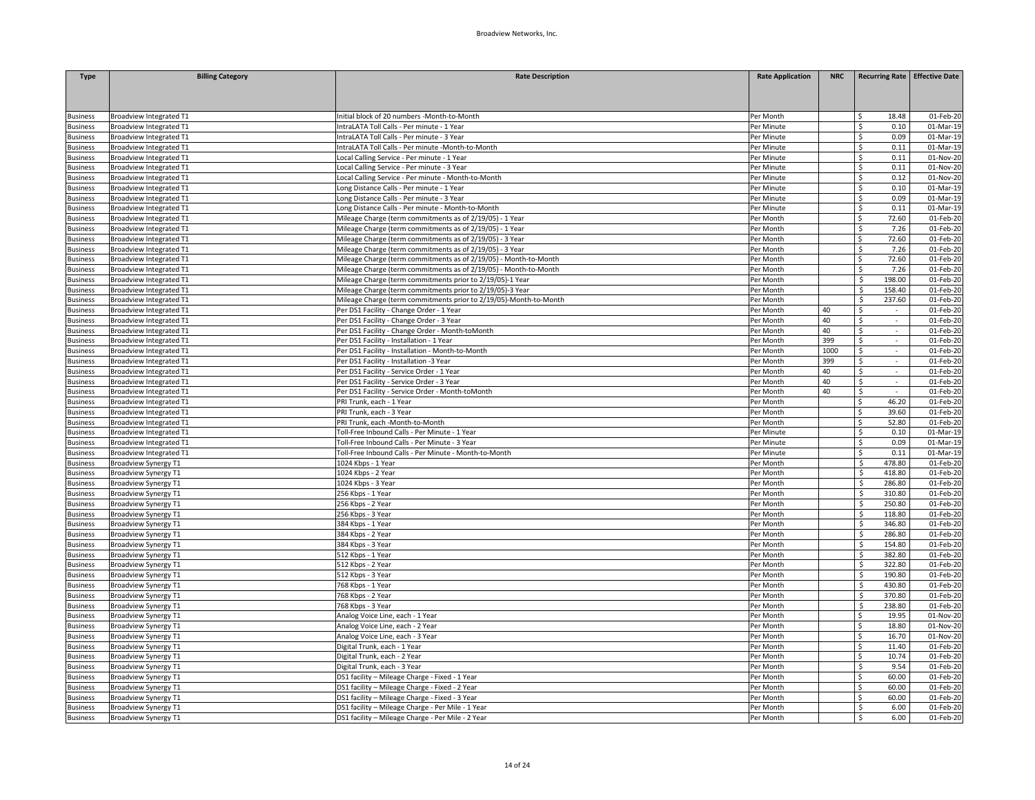| Type | Billing Category | Rate Description | Rate Application | NRC | Recurring Rate | Effective Date |
|---|---|---|---|---|---|---|
| Business | Broadview Integrated T1 | Initial block of 20 numbers -Month-to-Month | Per Month | | $ 18.48 | 01-Feb-20 |
| Business | Broadview Integrated T1 | IntraLATA Toll Calls - Per minute - 1 Year | Per Minute | | $ 0.10 | 01-Mar-19 |
| Business | Broadview Integrated T1 | IntraLATA Toll Calls - Per minute - 3 Year | Per Minute | | $ 0.09 | 01-Mar-19 |
| Business | Broadview Integrated T1 | IntraLATA Toll Calls - Per minute -Month-to-Month | Per Minute | | $ 0.11 | 01-Mar-19 |
| Business | Broadview Integrated T1 | Local Calling Service - Per minute - 1 Year | Per Minute | | $ 0.11 | 01-Nov-20 |
| Business | Broadview Integrated T1 | Local Calling Service - Per minute - 3 Year | Per Minute | | $ 0.11 | 01-Nov-20 |
| Business | Broadview Integrated T1 | Local Calling Service - Per minute - Month-to-Month | Per Minute | | $ 0.12 | 01-Nov-20 |
| Business | Broadview Integrated T1 | Long Distance Calls - Per minute - 1 Year | Per Minute | | $ 0.10 | 01-Mar-19 |
| Business | Broadview Integrated T1 | Long Distance Calls - Per minute - 3 Year | Per Minute | | $ 0.09 | 01-Mar-19 |
| Business | Broadview Integrated T1 | Long Distance Calls - Per minute - Month-to-Month | Per Minute | | $ 0.11 | 01-Mar-19 |
| Business | Broadview Integrated T1 | Mileage Charge (term commitments as of 2/19/05) - 1 Year | Per Month | | $ 72.60 | 01-Feb-20 |
| Business | Broadview Integrated T1 | Mileage Charge (term commitments as of 2/19/05) - 1 Year | Per Month | | $ 7.26 | 01-Feb-20 |
| Business | Broadview Integrated T1 | Mileage Charge (term commitments as of 2/19/05) - 3 Year | Per Month | | $ 72.60 | 01-Feb-20 |
| Business | Broadview Integrated T1 | Mileage Charge (term commitments as of 2/19/05) - 3 Year | Per Month | | $ 7.26 | 01-Feb-20 |
| Business | Broadview Integrated T1 | Mileage Charge (term commitments as of 2/19/05) - Month-to-Month | Per Month | | $ 72.60 | 01-Feb-20 |
| Business | Broadview Integrated T1 | Mileage Charge (term commitments as of 2/19/05) - Month-to-Month | Per Month | | $ 7.26 | 01-Feb-20 |
| Business | Broadview Integrated T1 | Mileage Charge (term commitments prior to 2/19/05)-1 Year | Per Month | | $ 198.00 | 01-Feb-20 |
| Business | Broadview Integrated T1 | Mileage Charge (term commitments prior to 2/19/05)-3 Year | Per Month | | $ 158.40 | 01-Feb-20 |
| Business | Broadview Integrated T1 | Mileage Charge (term commitments prior to 2/19/05)-Month-to-Month | Per Month | | $ 237.60 | 01-Feb-20 |
| Business | Broadview Integrated T1 | Per DS1 Facility - Change Order - 1 Year | Per Month | 40 | $ - | 01-Feb-20 |
| Business | Broadview Integrated T1 | Per DS1 Facility - Change Order - 3 Year | Per Month | 40 | $ - | 01-Feb-20 |
| Business | Broadview Integrated T1 | Per DS1 Facility - Change Order - Month-toMonth | Per Month | 40 | $ - | 01-Feb-20 |
| Business | Broadview Integrated T1 | Per DS1 Facility - Installation - 1 Year | Per Month | 399 | $ - | 01-Feb-20 |
| Business | Broadview Integrated T1 | Per DS1 Facility - Installation - Month-to-Month | Per Month | 1000 | $ - | 01-Feb-20 |
| Business | Broadview Integrated T1 | Per DS1 Facility - Installation -3 Year | Per Month | 399 | $ - | 01-Feb-20 |
| Business | Broadview Integrated T1 | Per DS1 Facility - Service Order - 1 Year | Per Month | 40 | $ - | 01-Feb-20 |
| Business | Broadview Integrated T1 | Per DS1 Facility - Service Order - 3 Year | Per Month | 40 | $ - | 01-Feb-20 |
| Business | Broadview Integrated T1 | Per DS1 Facility - Service Order - Month-toMonth | Per Month | 40 | $ - | 01-Feb-20 |
| Business | Broadview Integrated T1 | PRI Trunk, each - 1 Year | Per Month | | $ 46.20 | 01-Feb-20 |
| Business | Broadview Integrated T1 | PRI Trunk, each - 3 Year | Per Month | | $ 39.60 | 01-Feb-20 |
| Business | Broadview Integrated T1 | PRI Trunk, each -Month-to-Month | Per Month | | $ 52.80 | 01-Feb-20 |
| Business | Broadview Integrated T1 | Toll-Free Inbound Calls - Per Minute - 1 Year | Per Minute | | $ 0.10 | 01-Mar-19 |
| Business | Broadview Integrated T1 | Toll-Free Inbound Calls - Per Minute - 3 Year | Per Minute | | $ 0.09 | 01-Mar-19 |
| Business | Broadview Integrated T1 | Toll-Free Inbound Calls - Per Minute - Month-to-Month | Per Minute | | $ 0.11 | 01-Mar-19 |
| Business | Broadview Synergy T1 | 1024 Kbps - 1 Year | Per Month | | $ 478.80 | 01-Feb-20 |
| Business | Broadview Synergy T1 | 1024 Kbps - 2 Year | Per Month | | $ 418.80 | 01-Feb-20 |
| Business | Broadview Synergy T1 | 1024 Kbps - 3 Year | Per Month | | $ 286.80 | 01-Feb-20 |
| Business | Broadview Synergy T1 | 256 Kbps - 1 Year | Per Month | | $ 310.80 | 01-Feb-20 |
| Business | Broadview Synergy T1 | 256 Kbps - 2 Year | Per Month | | $ 250.80 | 01-Feb-20 |
| Business | Broadview Synergy T1 | 256 Kbps - 3 Year | Per Month | | $ 118.80 | 01-Feb-20 |
| Business | Broadview Synergy T1 | 384 Kbps - 1 Year | Per Month | | $ 346.80 | 01-Feb-20 |
| Business | Broadview Synergy T1 | 384 Kbps - 2 Year | Per Month | | $ 286.80 | 01-Feb-20 |
| Business | Broadview Synergy T1 | 384 Kbps - 3 Year | Per Month | | $ 154.80 | 01-Feb-20 |
| Business | Broadview Synergy T1 | 512 Kbps - 1 Year | Per Month | | $ 382.80 | 01-Feb-20 |
| Business | Broadview Synergy T1 | 512 Kbps - 2 Year | Per Month | | $ 322.80 | 01-Feb-20 |
| Business | Broadview Synergy T1 | 512 Kbps - 3 Year | Per Month | | $ 190.80 | 01-Feb-20 |
| Business | Broadview Synergy T1 | 768 Kbps - 1 Year | Per Month | | $ 430.80 | 01-Feb-20 |
| Business | Broadview Synergy T1 | 768 Kbps - 2 Year | Per Month | | $ 370.80 | 01-Feb-20 |
| Business | Broadview Synergy T1 | 768 Kbps - 3 Year | Per Month | | $ 238.80 | 01-Feb-20 |
| Business | Broadview Synergy T1 | Analog Voice Line, each - 1 Year | Per Month | | $ 19.95 | 01-Nov-20 |
| Business | Broadview Synergy T1 | Analog Voice Line, each - 2 Year | Per Month | | $ 18.80 | 01-Nov-20 |
| Business | Broadview Synergy T1 | Analog Voice Line, each - 3 Year | Per Month | | $ 16.70 | 01-Nov-20 |
| Business | Broadview Synergy T1 | Digital Trunk, each - 1 Year | Per Month | | $ 11.40 | 01-Feb-20 |
| Business | Broadview Synergy T1 | Digital Trunk, each - 2 Year | Per Month | | $ 10.74 | 01-Feb-20 |
| Business | Broadview Synergy T1 | Digital Trunk, each - 3 Year | Per Month | | $ 9.54 | 01-Feb-20 |
| Business | Broadview Synergy T1 | DS1 facility – Mileage Charge - Fixed - 1 Year | Per Month | | $ 60.00 | 01-Feb-20 |
| Business | Broadview Synergy T1 | DS1 facility – Mileage Charge - Fixed - 2 Year | Per Month | | $ 60.00 | 01-Feb-20 |
| Business | Broadview Synergy T1 | DS1 facility – Mileage Charge - Fixed - 3 Year | Per Month | | $ 60.00 | 01-Feb-20 |
| Business | Broadview Synergy T1 | DS1 facility – Mileage Charge - Per Mile - 1 Year | Per Month | | $ 6.00 | 01-Feb-20 |
| Business | Broadview Synergy T1 | DS1 facility – Mileage Charge - Per Mile - 2 Year | Per Month | | $ 6.00 | 01-Feb-20 |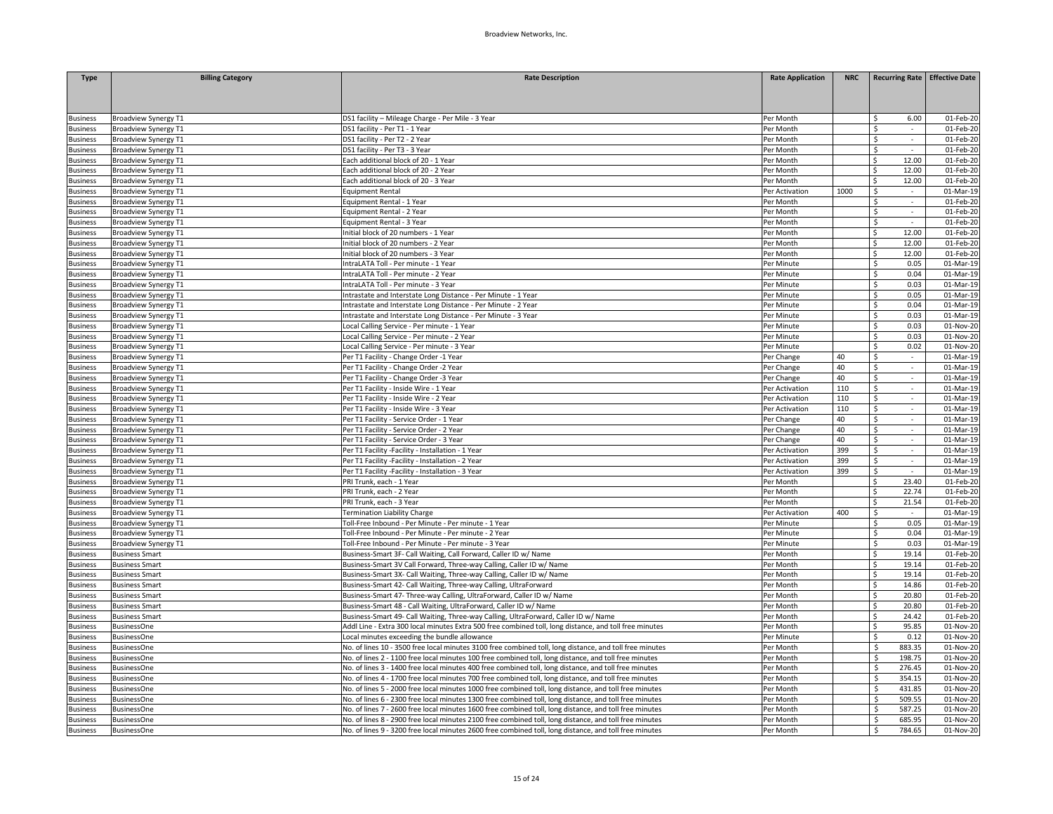| Type | Billing Category | Rate Description | Rate Application | NRC | Recurring Rate | Effective Date |
|---|---|---|---|---|---|---|
| Business | Broadview Synergy T1 | DS1 facility – Mileage Charge - Per Mile - 3 Year | Per Month | | $ 6.00 | 01-Feb-20 |
| Business | Broadview Synergy T1 | DS1 facility - Per T1 - 1 Year | Per Month | | $ - | 01-Feb-20 |
| Business | Broadview Synergy T1 | DS1 facility - Per T2 - 2 Year | Per Month | | $ - | 01-Feb-20 |
| Business | Broadview Synergy T1 | DS1 facility - Per T3 - 3 Year | Per Month | | $ - | 01-Feb-20 |
| Business | Broadview Synergy T1 | Each additional block of 20 - 1 Year | Per Month | | $ 12.00 | 01-Feb-20 |
| Business | Broadview Synergy T1 | Each additional block of 20 - 2 Year | Per Month | | $ 12.00 | 01-Feb-20 |
| Business | Broadview Synergy T1 | Each additional block of 20 - 3 Year | Per Month | | $ 12.00 | 01-Feb-20 |
| Business | Broadview Synergy T1 | Equipment Rental | Per Activation | 1000 | $ - | 01-Mar-19 |
| Business | Broadview Synergy T1 | Equipment Rental - 1 Year | Per Month | | $ - | 01-Feb-20 |
| Business | Broadview Synergy T1 | Equipment Rental - 2 Year | Per Month | | $ - | 01-Feb-20 |
| Business | Broadview Synergy T1 | Equipment Rental - 3 Year | Per Month | | $ - | 01-Feb-20 |
| Business | Broadview Synergy T1 | Initial block of 20 numbers - 1 Year | Per Month | | $ 12.00 | 01-Feb-20 |
| Business | Broadview Synergy T1 | Initial block of 20 numbers - 2 Year | Per Month | | $ 12.00 | 01-Feb-20 |
| Business | Broadview Synergy T1 | Initial block of 20 numbers - 3 Year | Per Month | | $ 12.00 | 01-Feb-20 |
| Business | Broadview Synergy T1 | IntraLATA Toll - Per minute - 1 Year | Per Minute | | $ 0.05 | 01-Mar-19 |
| Business | Broadview Synergy T1 | IntraLATA Toll - Per minute - 2 Year | Per Minute | | $ 0.04 | 01-Mar-19 |
| Business | Broadview Synergy T1 | IntraLATA Toll - Per minute - 3 Year | Per Minute | | $ 0.03 | 01-Mar-19 |
| Business | Broadview Synergy T1 | Intrastate and Interstate Long Distance - Per Minute - 1 Year | Per Minute | | $ 0.05 | 01-Mar-19 |
| Business | Broadview Synergy T1 | Intrastate and Interstate Long Distance - Per Minute - 2 Year | Per Minute | | $ 0.04 | 01-Mar-19 |
| Business | Broadview Synergy T1 | Intrastate and Interstate Long Distance - Per Minute - 3 Year | Per Minute | | $ 0.03 | 01-Mar-19 |
| Business | Broadview Synergy T1 | Local Calling Service - Per minute - 1 Year | Per Minute | | $ 0.03 | 01-Nov-20 |
| Business | Broadview Synergy T1 | Local Calling Service - Per minute - 2 Year | Per Minute | | $ 0.03 | 01-Nov-20 |
| Business | Broadview Synergy T1 | Local Calling Service - Per minute - 3 Year | Per Minute | | $ 0.02 | 01-Nov-20 |
| Business | Broadview Synergy T1 | Per T1 Facility - Change Order -1 Year | Per Change | 40 | $ - | 01-Mar-19 |
| Business | Broadview Synergy T1 | Per T1 Facility - Change Order -2 Year | Per Change | 40 | $ - | 01-Mar-19 |
| Business | Broadview Synergy T1 | Per T1 Facility - Change Order -3 Year | Per Change | 40 | $ - | 01-Mar-19 |
| Business | Broadview Synergy T1 | Per T1 Facility - Inside Wire - 1 Year | Per Activation | 110 | $ - | 01-Mar-19 |
| Business | Broadview Synergy T1 | Per T1 Facility - Inside Wire - 2 Year | Per Activation | 110 | $ - | 01-Mar-19 |
| Business | Broadview Synergy T1 | Per T1 Facility - Inside Wire - 3 Year | Per Activation | 110 | $ - | 01-Mar-19 |
| Business | Broadview Synergy T1 | Per T1 Facility - Service Order - 1 Year | Per Change | 40 | $ - | 01-Mar-19 |
| Business | Broadview Synergy T1 | Per T1 Facility - Service Order - 2 Year | Per Change | 40 | $ - | 01-Mar-19 |
| Business | Broadview Synergy T1 | Per T1 Facility - Service Order - 3 Year | Per Change | 40 | $ - | 01-Mar-19 |
| Business | Broadview Synergy T1 | Per T1 Facility -Facility - Installation - 1 Year | Per Activation | 399 | $ - | 01-Mar-19 |
| Business | Broadview Synergy T1 | Per T1 Facility -Facility - Installation - 2 Year | Per Activation | 399 | $ - | 01-Mar-19 |
| Business | Broadview Synergy T1 | Per T1 Facility -Facility - Installation - 3 Year | Per Activation | 399 | $ - | 01-Mar-19 |
| Business | Broadview Synergy T1 | PRI Trunk, each - 1 Year | Per Month | | $ 23.40 | 01-Feb-20 |
| Business | Broadview Synergy T1 | PRI Trunk, each - 2 Year | Per Month | | $ 22.74 | 01-Feb-20 |
| Business | Broadview Synergy T1 | PRI Trunk, each - 3 Year | Per Month | | $ 21.54 | 01-Feb-20 |
| Business | Broadview Synergy T1 | Termination Liability Charge | Per Activation | 400 | $ - | 01-Mar-19 |
| Business | Broadview Synergy T1 | Toll-Free Inbound - Per Minute - Per minute - 1 Year | Per Minute | | $ 0.05 | 01-Mar-19 |
| Business | Broadview Synergy T1 | Toll-Free Inbound - Per Minute - Per minute - 2 Year | Per Minute | | $ 0.04 | 01-Mar-19 |
| Business | Broadview Synergy T1 | Toll-Free Inbound - Per Minute - Per minute - 3 Year | Per Minute | | $ 0.03 | 01-Mar-19 |
| Business | Business Smart | Business-Smart 3F- Call Waiting, Call Forward, Caller ID w/ Name | Per Month | | $ 19.14 | 01-Feb-20 |
| Business | Business Smart | Business-Smart 3V Call Forward, Three-way Calling, Caller ID w/ Name | Per Month | | $ 19.14 | 01-Feb-20 |
| Business | Business Smart | Business-Smart 3X- Call Waiting, Three-way Calling, Caller ID w/ Name | Per Month | | $ 19.14 | 01-Feb-20 |
| Business | Business Smart | Business-Smart 42- Call Waiting, Three-way Calling, UltraForward | Per Month | | $ 14.86 | 01-Feb-20 |
| Business | Business Smart | Business-Smart 47- Three-way Calling, UltraForward, Caller ID w/ Name | Per Month | | $ 20.80 | 01-Feb-20 |
| Business | Business Smart | Business-Smart 48 - Call Waiting, UltraForward, Caller ID w/ Name | Per Month | | $ 20.80 | 01-Feb-20 |
| Business | Business Smart | Business-Smart 49- Call Waiting, Three-way Calling, UltraForward, Caller ID w/ Name | Per Month | | $ 24.42 | 01-Feb-20 |
| Business | BusinessOne | Addl Line - Extra 300 local minutes Extra 500 free combined toll, long distance, and toll free minutes | Per Month | | $ 95.85 | 01-Nov-20 |
| Business | BusinessOne | Local minutes exceeding the bundle allowance | Per Minute | | $ 0.12 | 01-Nov-20 |
| Business | BusinessOne | No. of lines 10 - 3500 free local minutes 3100 free combined toll, long distance, and toll free minutes | Per Month | | $ 883.35 | 01-Nov-20 |
| Business | BusinessOne | No. of lines 2 - 1100 free local minutes 100 free combined toll, long distance, and toll free minutes | Per Month | | $ 198.75 | 01-Nov-20 |
| Business | BusinessOne | No. of lines 3 - 1400 free local minutes 400 free combined toll, long distance, and toll free minutes | Per Month | | $ 276.45 | 01-Nov-20 |
| Business | BusinessOne | No. of lines 4 - 1700 free local minutes 700 free combined toll, long distance, and toll free minutes | Per Month | | $ 354.15 | 01-Nov-20 |
| Business | BusinessOne | No. of lines 5 - 2000 free local minutes 1000 free combined toll, long distance, and toll free minutes | Per Month | | $ 431.85 | 01-Nov-20 |
| Business | BusinessOne | No. of lines 6 - 2300 free local minutes 1300 free combined toll, long distance, and toll free minutes | Per Month | | $ 509.55 | 01-Nov-20 |
| Business | BusinessOne | No. of lines 7 - 2600 free local minutes 1600 free combined toll, long distance, and toll free minutes | Per Month | | $ 587.25 | 01-Nov-20 |
| Business | BusinessOne | No. of lines 8 - 2900 free local minutes 2100 free combined toll, long distance, and toll free minutes | Per Month | | $ 685.95 | 01-Nov-20 |
| Business | BusinessOne | No. of lines 9 - 3200 free local minutes 2600 free combined toll, long distance, and toll free minutes | Per Month | | $ 784.65 | 01-Nov-20 |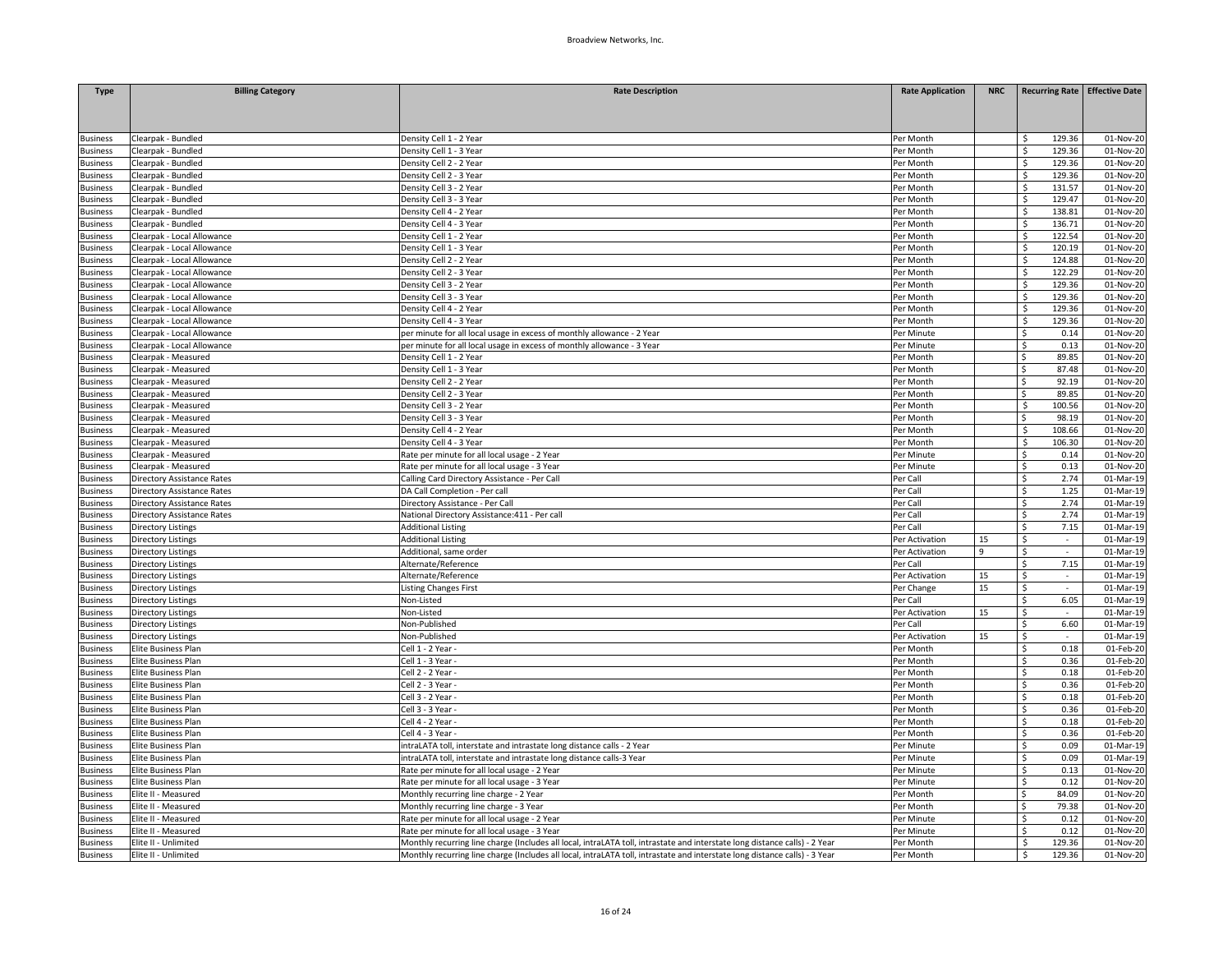| Type | Billing Category | Rate Description | Rate Application | NRC | Recurring Rate | Effective Date |
|---|---|---|---|---|---|---|
| Business | Clearpak - Bundled | Density Cell 1 - 2 Year | Per Month | | $ 129.36 | 01-Nov-20 |
| Business | Clearpak - Bundled | Density Cell 1 - 3 Year | Per Month | | $ 129.36 | 01-Nov-20 |
| Business | Clearpak - Bundled | Density Cell 2 - 2 Year | Per Month | | $ 129.36 | 01-Nov-20 |
| Business | Clearpak - Bundled | Density Cell 2 - 3 Year | Per Month | | $ 129.36 | 01-Nov-20 |
| Business | Clearpak - Bundled | Density Cell 3 - 2 Year | Per Month | | $ 131.57 | 01-Nov-20 |
| Business | Clearpak - Bundled | Density Cell 3 - 3 Year | Per Month | | $ 129.47 | 01-Nov-20 |
| Business | Clearpak - Bundled | Density Cell 4 - 2 Year | Per Month | | $ 138.81 | 01-Nov-20 |
| Business | Clearpak - Bundled | Density Cell 4 - 3 Year | Per Month | | $ 136.71 | 01-Nov-20 |
| Business | Clearpak - Local Allowance | Density Cell 1 - 2 Year | Per Month | | $ 122.54 | 01-Nov-20 |
| Business | Clearpak - Local Allowance | Density Cell 1 - 3 Year | Per Month | | $ 120.19 | 01-Nov-20 |
| Business | Clearpak - Local Allowance | Density Cell 2 - 2 Year | Per Month | | $ 124.88 | 01-Nov-20 |
| Business | Clearpak - Local Allowance | Density Cell 2 - 3 Year | Per Month | | $ 122.29 | 01-Nov-20 |
| Business | Clearpak - Local Allowance | Density Cell 3 - 2 Year | Per Month | | $ 129.36 | 01-Nov-20 |
| Business | Clearpak - Local Allowance | Density Cell 3 - 3 Year | Per Month | | $ 129.36 | 01-Nov-20 |
| Business | Clearpak - Local Allowance | Density Cell 4 - 2 Year | Per Month | | $ 129.36 | 01-Nov-20 |
| Business | Clearpak - Local Allowance | Density Cell 4 - 3 Year | Per Month | | $ 129.36 | 01-Nov-20 |
| Business | Clearpak - Local Allowance | per minute for all local usage in excess of monthly allowance - 2 Year | Per Minute | | $ 0.14 | 01-Nov-20 |
| Business | Clearpak - Local Allowance | per minute for all local usage in excess of monthly allowance - 3 Year | Per Minute | | $ 0.13 | 01-Nov-20 |
| Business | Clearpak - Measured | Density Cell 1 - 2 Year | Per Month | | $ 89.85 | 01-Nov-20 |
| Business | Clearpak - Measured | Density Cell 1 - 3 Year | Per Month | | $ 87.48 | 01-Nov-20 |
| Business | Clearpak - Measured | Density Cell 2 - 2 Year | Per Month | | $ 92.19 | 01-Nov-20 |
| Business | Clearpak - Measured | Density Cell 2 - 3 Year | Per Month | | $ 89.85 | 01-Nov-20 |
| Business | Clearpak - Measured | Density Cell 3 - 2 Year | Per Month | | $ 100.56 | 01-Nov-20 |
| Business | Clearpak - Measured | Density Cell 3 - 3 Year | Per Month | | $ 98.19 | 01-Nov-20 |
| Business | Clearpak - Measured | Density Cell 4 - 2 Year | Per Month | | $ 108.66 | 01-Nov-20 |
| Business | Clearpak - Measured | Density Cell 4 - 3 Year | Per Month | | $ 106.30 | 01-Nov-20 |
| Business | Clearpak - Measured | Rate per minute for all local usage - 2 Year | Per Minute | | $ 0.14 | 01-Nov-20 |
| Business | Clearpak - Measured | Rate per minute for all local usage - 3 Year | Per Minute | | $ 0.13 | 01-Nov-20 |
| Business | Directory Assistance Rates | Calling Card Directory Assistance - Per Call | Per Call | | $ 2.74 | 01-Mar-19 |
| Business | Directory Assistance Rates | DA Call Completion - Per call | Per Call | | $ 1.25 | 01-Mar-19 |
| Business | Directory Assistance Rates | Directory Assistance - Per Call | Per Call | | $ 2.74 | 01-Mar-19 |
| Business | Directory Assistance Rates | National Directory Assistance:411 - Per call | Per Call | | $ 2.74 | 01-Mar-19 |
| Business | Directory Listings | Additional Listing | Per Call | | $ 7.15 | 01-Mar-19 |
| Business | Directory Listings | Additional Listing | Per Activation | 15 | $ - | 01-Mar-19 |
| Business | Directory Listings | Additional, same order | Per Activation | 9 | $ - | 01-Mar-19 |
| Business | Directory Listings | Alternate/Reference | Per Call | | $ 7.15 | 01-Mar-19 |
| Business | Directory Listings | Alternate/Reference | Per Activation | 15 | $ - | 01-Mar-19 |
| Business | Directory Listings | Listing Changes First | Per Change | 15 | $ - | 01-Mar-19 |
| Business | Directory Listings | Non-Listed | Per Call | | $ 6.05 | 01-Mar-19 |
| Business | Directory Listings | Non-Listed | Per Activation | 15 | $ - | 01-Mar-19 |
| Business | Directory Listings | Non-Published | Per Call | | $ 6.60 | 01-Mar-19 |
| Business | Directory Listings | Non-Published | Per Activation | 15 | $ - | 01-Mar-19 |
| Business | Elite Business Plan | Cell 1 - 2 Year - | Per Month | | $ 0.18 | 01-Feb-20 |
| Business | Elite Business Plan | Cell 1 - 3 Year - | Per Month | | $ 0.36 | 01-Feb-20 |
| Business | Elite Business Plan | Cell 2 - 2 Year - | Per Month | | $ 0.18 | 01-Feb-20 |
| Business | Elite Business Plan | Cell 2 - 3 Year - | Per Month | | $ 0.36 | 01-Feb-20 |
| Business | Elite Business Plan | Cell 3 - 2 Year - | Per Month | | $ 0.18 | 01-Feb-20 |
| Business | Elite Business Plan | Cell 3 - 3 Year - | Per Month | | $ 0.36 | 01-Feb-20 |
| Business | Elite Business Plan | Cell 4 - 2 Year - | Per Month | | $ 0.18 | 01-Feb-20 |
| Business | Elite Business Plan | Cell 4 - 3 Year - | Per Month | | $ 0.36 | 01-Feb-20 |
| Business | Elite Business Plan | intraLATA toll, interstate and intrastate long distance calls - 2 Year | Per Minute | | $ 0.09 | 01-Mar-19 |
| Business | Elite Business Plan | intraLATA toll, interstate and intrastate long distance calls-3 Year | Per Minute | | $ 0.09 | 01-Mar-19 |
| Business | Elite Business Plan | Rate per minute for all local usage - 2 Year | Per Minute | | $ 0.13 | 01-Nov-20 |
| Business | Elite Business Plan | Rate per minute for all local usage - 3 Year | Per Minute | | $ 0.12 | 01-Nov-20 |
| Business | Elite II - Measured | Monthly recurring line charge - 2 Year | Per Month | | $ 84.09 | 01-Nov-20 |
| Business | Elite II - Measured | Monthly recurring line charge - 3 Year | Per Month | | $ 79.38 | 01-Nov-20 |
| Business | Elite II - Measured | Rate per minute for all local usage - 2 Year | Per Minute | | $ 0.12 | 01-Nov-20 |
| Business | Elite II - Measured | Rate per minute for all local usage - 3 Year | Per Minute | | $ 0.12 | 01-Nov-20 |
| Business | Elite II - Unlimited | Monthly recurring line charge (Includes all local, intraLATA toll, intrastate and interstate long distance calls) - 2 Year | Per Month | | $ 129.36 | 01-Nov-20 |
| Business | Elite II - Unlimited | Monthly recurring line charge (Includes all local, intraLATA toll, intrastate and interstate long distance calls) - 3 Year | Per Month | | $ 129.36 | 01-Nov-20 |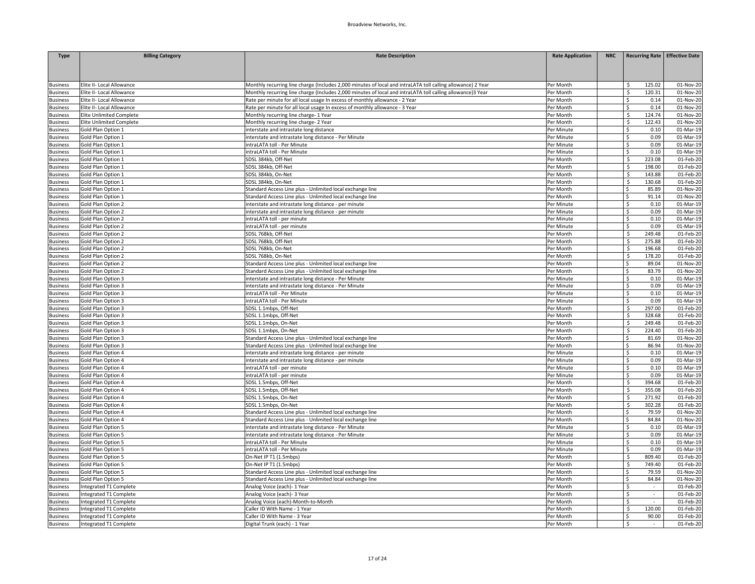| Type | Billing Category | Rate Description | Rate Application | NRC | Recurring Rate | Effective Date |
|---|---|---|---|---|---|---|
| Business | Elite II- Local Allowance | Monthly recurring line charge (Includes 2,000 minutes of local and intraLATA toll calling allowance) 2 Year | Per Month | | $ 125.02 | 01-Nov-20 |
| Business | Elite II- Local Allowance | Monthly recurring line charge (Includes 2,000 minutes of local and intraLATA toll calling allowance)3 Year | Per Month | | $ 120.31 | 01-Nov-20 |
| Business | Elite II- Local Allowance | Rate per minute for all local usage In excess of monthly allowance - 2 Year | Per Month | | $ 0.14 | 01-Nov-20 |
| Business | Elite II- Local Allowance | Rate per minute for all local usage In excess of monthly allowance - 3 Year | Per Month | | $ 0.14 | 01-Nov-20 |
| Business | Elite Unlimited Complete | Monthly recurring line charge- 1 Year | Per Month | | $ 124.74 | 01-Nov-20 |
| Business | Elite Unlimited Complete | Monthly recurring line charge- 2 Year | Per Month | | $ 122.43 | 01-Nov-20 |
| Business | Gold Plan Option 1 | interstate and intrastate long distance | Per Minute | | $ 0.10 | 01-Mar-19 |
| Business | Gold Plan Option 1 | interstate and intrastate long distance - Per Minute | Per Minute | | $ 0.09 | 01-Mar-19 |
| Business | Gold Plan Option 1 | intraLATA toll - Per Minute | Per Minute | | $ 0.09 | 01-Mar-19 |
| Business | Gold Plan Option 1 | intraLATA toll - Per Minute | Per Minute | | $ 0.10 | 01-Mar-19 |
| Business | Gold Plan Option 1 | SDSL 384kb, Off-Net | Per Month | | $ 223.08 | 01-Feb-20 |
| Business | Gold Plan Option 1 | SDSL 384kb, Off-Net | Per Month | | $ 198.00 | 01-Feb-20 |
| Business | Gold Plan Option 1 | SDSL 384kb, On-Net | Per Month | | $ 143.88 | 01-Feb-20 |
| Business | Gold Plan Option 1 | SDSL 384kb, On-Net | Per Month | | $ 130.68 | 01-Feb-20 |
| Business | Gold Plan Option 1 | Standard Access Line plus - Unlimited local exchange line | Per Month | | $ 85.89 | 01-Nov-20 |
| Business | Gold Plan Option 1 | Standard Access Line plus - Unlimited local exchange line | Per Month | | $ 91.14 | 01-Nov-20 |
| Business | Gold Plan Option 2 | interstate and intrastate long distance - per minute | Per Minute | | $ 0.10 | 01-Mar-19 |
| Business | Gold Plan Option 2 | interstate and intrastate long distance - per minute | Per Minute | | $ 0.09 | 01-Mar-19 |
| Business | Gold Plan Option 2 | intraLATA toll - per minute | Per Minute | | $ 0.10 | 01-Mar-19 |
| Business | Gold Plan Option 2 | intraLATA toll - per minute | Per Minute | | $ 0.09 | 01-Mar-19 |
| Business | Gold Plan Option 2 | SDSL 768kb, Off-Net | Per Month | | $ 249.48 | 01-Feb-20 |
| Business | Gold Plan Option 2 | SDSL 768kb, Off-Net | Per Month | | $ 275.88 | 01-Feb-20 |
| Business | Gold Plan Option 2 | SDSL 768kb, On-Net | Per Month | | $ 196.68 | 01-Feb-20 |
| Business | Gold Plan Option 2 | SDSL 768kb, On-Net | Per Month | | $ 178.20 | 01-Feb-20 |
| Business | Gold Plan Option 2 | Standard Access Line plus - Unlimited local exchange line | Per Month | | $ 89.04 | 01-Nov-20 |
| Business | Gold Plan Option 2 | Standard Access Line plus - Unlimited local exchange line | Per Month | | $ 83.79 | 01-Nov-20 |
| Business | Gold Plan Option 3 | interstate and intrastate long distance - Per Minute | Per Minute | | $ 0.10 | 01-Mar-19 |
| Business | Gold Plan Option 3 | interstate and intrastate long distance - Per Minute | Per Minute | | $ 0.09 | 01-Mar-19 |
| Business | Gold Plan Option 3 | intraLATA toll - Per Minute | Per Minute | | $ 0.10 | 01-Mar-19 |
| Business | Gold Plan Option 3 | intraLATA toll - Per Minute | Per Minute | | $ 0.09 | 01-Mar-19 |
| Business | Gold Plan Option 3 | SDSL 1.1mbps, Off-Net | Per Month | | $ 297.00 | 01-Feb-20 |
| Business | Gold Plan Option 3 | SDSL 1.1mbps, Off-Net | Per Month | | $ 328.68 | 01-Feb-20 |
| Business | Gold Plan Option 3 | SDSL 1.1mbps, On-Net | Per Month | | $ 249.48 | 01-Feb-20 |
| Business | Gold Plan Option 3 | SDSL 1.1mbps, On-Net | Per Month | | $ 224.40 | 01-Feb-20 |
| Business | Gold Plan Option 3 | Standard Access Line plus - Unlimited local exchange line | Per Month | | $ 81.69 | 01-Nov-20 |
| Business | Gold Plan Option 3 | Standard Access Line plus - Unlimited local exchange line | Per Month | | $ 86.94 | 01-Nov-20 |
| Business | Gold Plan Option 4 | interstate and intrastate long distance - per minute | Per Minute | | $ 0.10 | 01-Mar-19 |
| Business | Gold Plan Option 4 | interstate and intrastate long distance - per minute | Per Minute | | $ 0.09 | 01-Mar-19 |
| Business | Gold Plan Option 4 | intraLATA toll - per minute | Per Minute | | $ 0.10 | 01-Mar-19 |
| Business | Gold Plan Option 4 | intraLATA toll - per minute | Per Minute | | $ 0.09 | 01-Mar-19 |
| Business | Gold Plan Option 4 | SDSL 1.5mbps, Off-Net | Per Month | | $ 394.68 | 01-Feb-20 |
| Business | Gold Plan Option 4 | SDSL 1.5mbps, Off-Net | Per Month | | $ 355.08 | 01-Feb-20 |
| Business | Gold Plan Option 4 | SDSL 1.5mbps, On-Net | Per Month | | $ 271.92 | 01-Feb-20 |
| Business | Gold Plan Option 4 | SDSL 1.5mbps, On-Net | Per Month | | $ 302.28 | 01-Feb-20 |
| Business | Gold Plan Option 4 | Standard Access Line plus - Unlimited local exchange line | Per Month | | $ 79.59 | 01-Nov-20 |
| Business | Gold Plan Option 4 | Standard Access Line plus - Unlimited local exchange line | Per Month | | $ 84.84 | 01-Nov-20 |
| Business | Gold Plan Option 5 | interstate and intrastate long distance - Per Minute | Per Minute | | $ 0.10 | 01-Mar-19 |
| Business | Gold Plan Option 5 | interstate and intrastate long distance - Per Minute | Per Minute | | $ 0.09 | 01-Mar-19 |
| Business | Gold Plan Option 5 | intraLATA toll - Per Minute | Per Minute | | $ 0.10 | 01-Mar-19 |
| Business | Gold Plan Option 5 | intraLATA toll - Per Minute | Per Minute | | $ 0.09 | 01-Mar-19 |
| Business | Gold Plan Option 5 | On-Net IP T1 (1.5mbps) | Per Month | | $ 809.40 | 01-Feb-20 |
| Business | Gold Plan Option 5 | On-Net IP T1 (1.5mbps) | Per Month | | $ 749.40 | 01-Feb-20 |
| Business | Gold Plan Option 5 | Standard Access Line plus - Unlimited local exchange line | Per Month | | $ 79.59 | 01-Nov-20 |
| Business | Gold Plan Option 5 | Standard Access Line plus - Unlimited local exchange line | Per Month | | $ 84.84 | 01-Nov-20 |
| Business | Integrated T1 Complete | Analog Voice (each)- 1 Year | Per Month | | $ - | 01-Feb-20 |
| Business | Integrated T1 Complete | Analog Voice (each)- 3 Year | Per Month | | $ - | 01-Feb-20 |
| Business | Integrated T1 Complete | Analog Voice (each)-Month-to-Month | Per Month | | $ - | 01-Feb-20 |
| Business | Integrated T1 Complete | Caller ID With Name - 1 Year | Per Month | | $ 120.00 | 01-Feb-20 |
| Business | Integrated T1 Complete | Caller ID With Name - 3 Year | Per Month | | $ 90.00 | 01-Feb-20 |
| Business | Integrated T1 Complete | Digital Trunk (each) - 1 Year | Per Month | | $ - | 01-Feb-20 |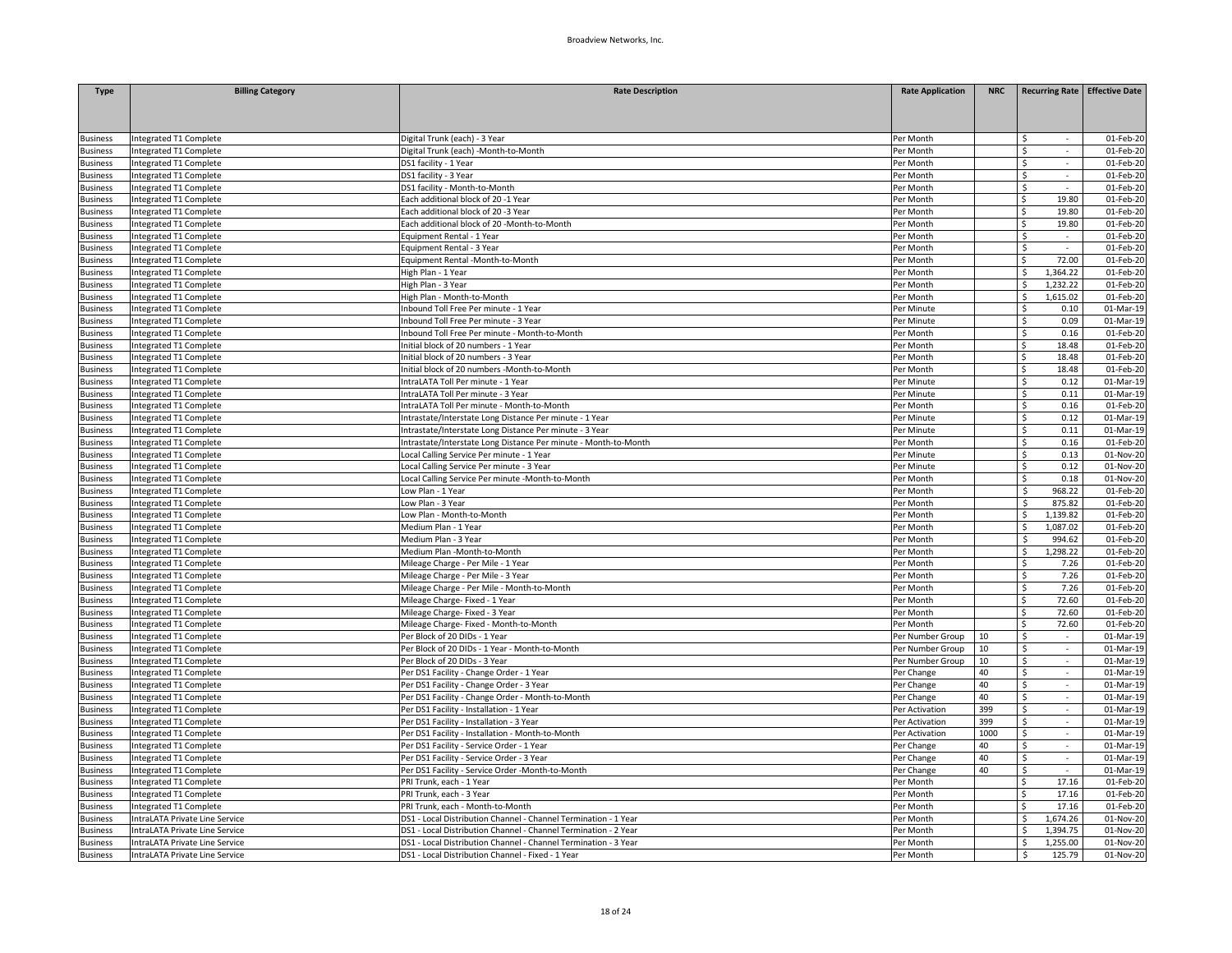| Type | Billing Category | Rate Description | Rate Application | NRC | Recurring Rate | Effective Date |
|---|---|---|---|---|---|---|
| Business | Integrated T1 Complete | Digital Trunk (each) - 3 Year | Per Month | | $ - | 01-Feb-20 |
| Business | Integrated T1 Complete | Digital Trunk (each) -Month-to-Month | Per Month | | $ - | 01-Feb-20 |
| Business | Integrated T1 Complete | DS1 facility - 1 Year | Per Month | | $ - | 01-Feb-20 |
| Business | Integrated T1 Complete | DS1 facility - 3 Year | Per Month | | $ - | 01-Feb-20 |
| Business | Integrated T1 Complete | DS1 facility - Month-to-Month | Per Month | | $ - | 01-Feb-20 |
| Business | Integrated T1 Complete | Each additional block of 20 -1 Year | Per Month | | $ 19.80 | 01-Feb-20 |
| Business | Integrated T1 Complete | Each additional block of 20 -3 Year | Per Month | | $ 19.80 | 01-Feb-20 |
| Business | Integrated T1 Complete | Each additional block of 20 -Month-to-Month | Per Month | | $ 19.80 | 01-Feb-20 |
| Business | Integrated T1 Complete | Equipment Rental - 1 Year | Per Month | | $ - | 01-Feb-20 |
| Business | Integrated T1 Complete | Equipment Rental - 3 Year | Per Month | | $ - | 01-Feb-20 |
| Business | Integrated T1 Complete | Equipment Rental -Month-to-Month | Per Month | | $ 72.00 | 01-Feb-20 |
| Business | Integrated T1 Complete | High Plan - 1 Year | Per Month | | $ 1,364.22 | 01-Feb-20 |
| Business | Integrated T1 Complete | High Plan - 3 Year | Per Month | | $ 1,232.22 | 01-Feb-20 |
| Business | Integrated T1 Complete | High Plan - Month-to-Month | Per Month | | $ 1,615.02 | 01-Feb-20 |
| Business | Integrated T1 Complete | Inbound Toll Free Per minute - 1 Year | Per Minute | | $ 0.10 | 01-Mar-19 |
| Business | Integrated T1 Complete | Inbound Toll Free Per minute - 3 Year | Per Minute | | $ 0.09 | 01-Mar-19 |
| Business | Integrated T1 Complete | Inbound Toll Free Per minute - Month-to-Month | Per Month | | $ 0.16 | 01-Feb-20 |
| Business | Integrated T1 Complete | Initial block of 20 numbers - 1 Year | Per Month | | $ 18.48 | 01-Feb-20 |
| Business | Integrated T1 Complete | Initial block of 20 numbers - 3 Year | Per Month | | $ 18.48 | 01-Feb-20 |
| Business | Integrated T1 Complete | Initial block of 20 numbers -Month-to-Month | Per Month | | $ 18.48 | 01-Feb-20 |
| Business | Integrated T1 Complete | IntraLATA Toll Per minute - 1 Year | Per Minute | | $ 0.12 | 01-Mar-19 |
| Business | Integrated T1 Complete | IntraLATA Toll Per minute - 3 Year | Per Minute | | $ 0.11 | 01-Mar-19 |
| Business | Integrated T1 Complete | IntraLATA Toll Per minute - Month-to-Month | Per Month | | $ 0.16 | 01-Feb-20 |
| Business | Integrated T1 Complete | Intrastate/Interstate Long Distance Per minute - 1 Year | Per Minute | | $ 0.12 | 01-Mar-19 |
| Business | Integrated T1 Complete | Intrastate/Interstate Long Distance Per minute - 3 Year | Per Minute | | $ 0.11 | 01-Mar-19 |
| Business | Integrated T1 Complete | Intrastate/Interstate Long Distance Per minute - Month-to-Month | Per Month | | $ 0.16 | 01-Feb-20 |
| Business | Integrated T1 Complete | Local Calling Service Per minute - 1 Year | Per Minute | | $ 0.13 | 01-Nov-20 |
| Business | Integrated T1 Complete | Local Calling Service Per minute - 3 Year | Per Minute | | $ 0.12 | 01-Nov-20 |
| Business | Integrated T1 Complete | Local Calling Service Per minute -Month-to-Month | Per Month | | $ 0.18 | 01-Nov-20 |
| Business | Integrated T1 Complete | Low Plan - 1 Year | Per Month | | $ 968.22 | 01-Feb-20 |
| Business | Integrated T1 Complete | Low Plan - 3 Year | Per Month | | $ 875.82 | 01-Feb-20 |
| Business | Integrated T1 Complete | Low Plan - Month-to-Month | Per Month | | $ 1,139.82 | 01-Feb-20 |
| Business | Integrated T1 Complete | Medium Plan - 1 Year | Per Month | | $ 1,087.02 | 01-Feb-20 |
| Business | Integrated T1 Complete | Medium Plan - 3 Year | Per Month | | $ 994.62 | 01-Feb-20 |
| Business | Integrated T1 Complete | Medium Plan -Month-to-Month | Per Month | | $ 1,298.22 | 01-Feb-20 |
| Business | Integrated T1 Complete | Mileage Charge - Per Mile - 1 Year | Per Month | | $ 7.26 | 01-Feb-20 |
| Business | Integrated T1 Complete | Mileage Charge - Per Mile - 3 Year | Per Month | | $ 7.26 | 01-Feb-20 |
| Business | Integrated T1 Complete | Mileage Charge - Per Mile - Month-to-Month | Per Month | | $ 7.26 | 01-Feb-20 |
| Business | Integrated T1 Complete | Mileage Charge- Fixed - 1 Year | Per Month | | $ 72.60 | 01-Feb-20 |
| Business | Integrated T1 Complete | Mileage Charge- Fixed - 3 Year | Per Month | | $ 72.60 | 01-Feb-20 |
| Business | Integrated T1 Complete | Mileage Charge- Fixed - Month-to-Month | Per Month | | $ 72.60 | 01-Feb-20 |
| Business | Integrated T1 Complete | Per Block of 20 DIDs - 1 Year | Per Number Group | 10 | $ - | 01-Mar-19 |
| Business | Integrated T1 Complete | Per Block of 20 DIDs - 1 Year - Month-to-Month | Per Number Group | 10 | $ - | 01-Mar-19 |
| Business | Integrated T1 Complete | Per Block of 20 DIDs - 3 Year | Per Number Group | 10 | $ - | 01-Mar-19 |
| Business | Integrated T1 Complete | Per DS1 Facility - Change Order - 1 Year | Per Change | 40 | $ - | 01-Mar-19 |
| Business | Integrated T1 Complete | Per DS1 Facility - Change Order - 3 Year | Per Change | 40 | $ - | 01-Mar-19 |
| Business | Integrated T1 Complete | Per DS1 Facility - Change Order - Month-to-Month | Per Change | 40 | $ - | 01-Mar-19 |
| Business | Integrated T1 Complete | Per DS1 Facility - Installation - 1 Year | Per Activation | 399 | $ - | 01-Mar-19 |
| Business | Integrated T1 Complete | Per DS1 Facility - Installation - 3 Year | Per Activation | 399 | $ - | 01-Mar-19 |
| Business | Integrated T1 Complete | Per DS1 Facility - Installation - Month-to-Month | Per Activation | 1000 | $ - | 01-Mar-19 |
| Business | Integrated T1 Complete | Per DS1 Facility - Service Order - 1 Year | Per Change | 40 | $ - | 01-Mar-19 |
| Business | Integrated T1 Complete | Per DS1 Facility - Service Order - 3 Year | Per Change | 40 | $ - | 01-Mar-19 |
| Business | Integrated T1 Complete | Per DS1 Facility - Service Order -Month-to-Month | Per Change | 40 | $ - | 01-Mar-19 |
| Business | Integrated T1 Complete | PRI Trunk, each - 1 Year | Per Month | | $ 17.16 | 01-Feb-20 |
| Business | Integrated T1 Complete | PRI Trunk, each - 3 Year | Per Month | | $ 17.16 | 01-Feb-20 |
| Business | Integrated T1 Complete | PRI Trunk, each - Month-to-Month | Per Month | | $ 17.16 | 01-Feb-20 |
| Business | IntraLATA Private Line Service | DS1 - Local Distribution Channel - Channel Termination - 1 Year | Per Month | | $ 1,674.26 | 01-Nov-20 |
| Business | IntraLATA Private Line Service | DS1 - Local Distribution Channel - Channel Termination - 2 Year | Per Month | | $ 1,394.75 | 01-Nov-20 |
| Business | IntraLATA Private Line Service | DS1 - Local Distribution Channel - Channel Termination - 3 Year | Per Month | | $ 1,255.00 | 01-Nov-20 |
| Business | IntraLATA Private Line Service | DS1 - Local Distribution Channel - Fixed - 1 Year | Per Month | | $ 125.79 | 01-Nov-20 |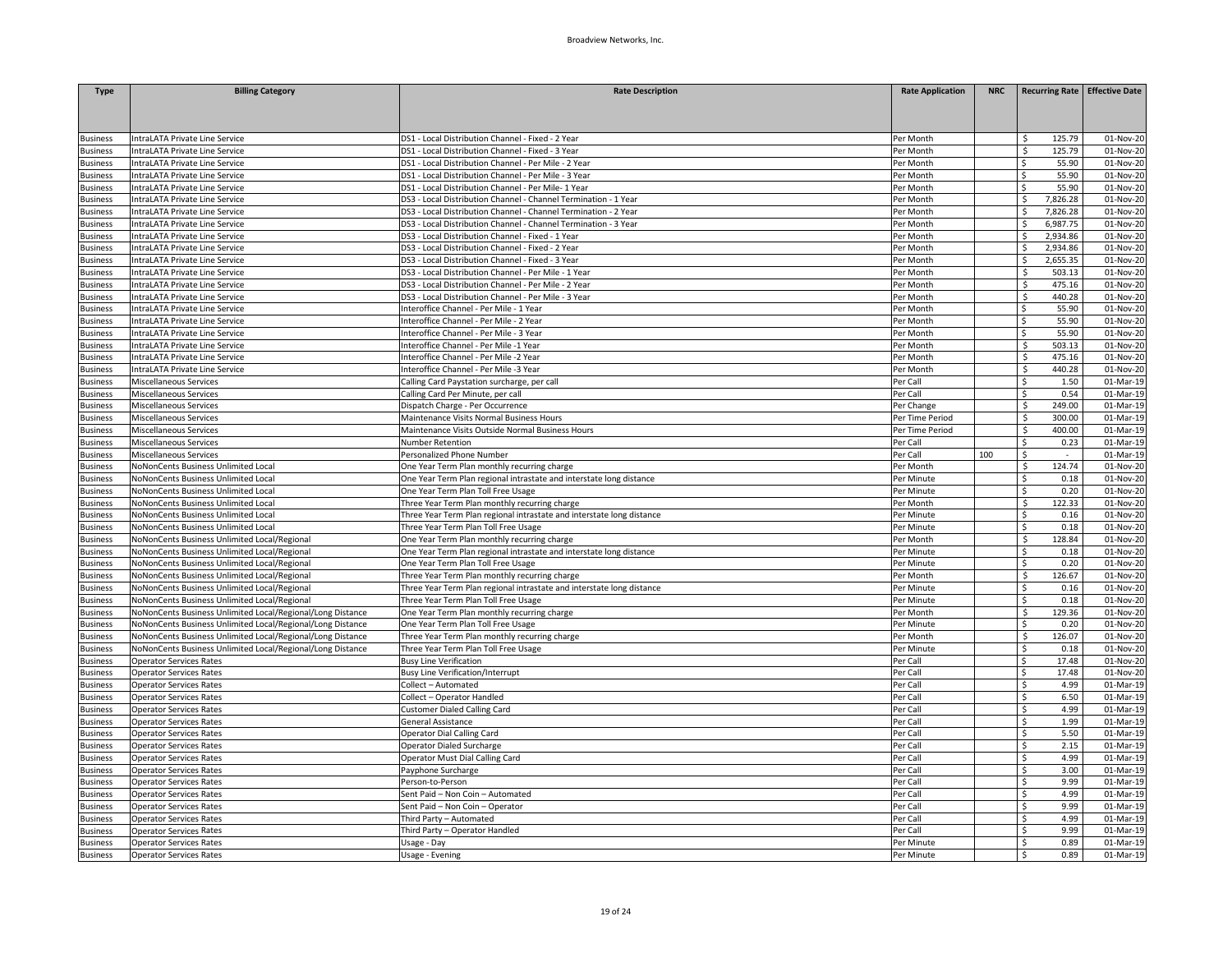| Type | Billing Category | Rate Description | Rate Application | NRC | Recurring Rate | Effective Date |
|---|---|---|---|---|---|---|
| Business | IntraLATA Private Line Service | DS1 - Local Distribution Channel - Fixed - 2 Year | Per Month | | $ 125.79 | 01-Nov-20 |
| Business | IntraLATA Private Line Service | DS1 - Local Distribution Channel - Fixed - 3 Year | Per Month | | $ 125.79 | 01-Nov-20 |
| Business | IntraLATA Private Line Service | DS1 - Local Distribution Channel - Per Mile - 2 Year | Per Month | | $ 55.90 | 01-Nov-20 |
| Business | IntraLATA Private Line Service | DS1 - Local Distribution Channel - Per Mile - 3 Year | Per Month | | $ 55.90 | 01-Nov-20 |
| Business | IntraLATA Private Line Service | DS1 - Local Distribution Channel - Per Mile- 1 Year | Per Month | | $ 55.90 | 01-Nov-20 |
| Business | IntraLATA Private Line Service | DS3 - Local Distribution Channel - Channel Termination - 1 Year | Per Month | | $ 7,826.28 | 01-Nov-20 |
| Business | IntraLATA Private Line Service | DS3 - Local Distribution Channel - Channel Termination - 2 Year | Per Month | | $ 7,826.28 | 01-Nov-20 |
| Business | IntraLATA Private Line Service | DS3 - Local Distribution Channel - Channel Termination - 3 Year | Per Month | | $ 6,987.75 | 01-Nov-20 |
| Business | IntraLATA Private Line Service | DS3 - Local Distribution Channel - Fixed - 1 Year | Per Month | | $ 2,934.86 | 01-Nov-20 |
| Business | IntraLATA Private Line Service | DS3 - Local Distribution Channel - Fixed - 2 Year | Per Month | | $ 2,934.86 | 01-Nov-20 |
| Business | IntraLATA Private Line Service | DS3 - Local Distribution Channel - Fixed - 3 Year | Per Month | | $ 2,655.35 | 01-Nov-20 |
| Business | IntraLATA Private Line Service | DS3 - Local Distribution Channel - Per Mile - 1 Year | Per Month | | $ 503.13 | 01-Nov-20 |
| Business | IntraLATA Private Line Service | DS3 - Local Distribution Channel - Per Mile - 2 Year | Per Month | | $ 475.16 | 01-Nov-20 |
| Business | IntraLATA Private Line Service | DS3 - Local Distribution Channel - Per Mile - 3 Year | Per Month | | $ 440.28 | 01-Nov-20 |
| Business | IntraLATA Private Line Service | Interoffice Channel - Per Mile - 1 Year | Per Month | | $ 55.90 | 01-Nov-20 |
| Business | IntraLATA Private Line Service | Interoffice Channel - Per Mile - 2 Year | Per Month | | $ 55.90 | 01-Nov-20 |
| Business | IntraLATA Private Line Service | Interoffice Channel - Per Mile - 3 Year | Per Month | | $ 55.90 | 01-Nov-20 |
| Business | IntraLATA Private Line Service | Interoffice Channel - Per Mile -1 Year | Per Month | | $ 503.13 | 01-Nov-20 |
| Business | IntraLATA Private Line Service | Interoffice Channel - Per Mile -2 Year | Per Month | | $ 475.16 | 01-Nov-20 |
| Business | IntraLATA Private Line Service | Interoffice Channel - Per Mile -3 Year | Per Month | | $ 440.28 | 01-Nov-20 |
| Business | Miscellaneous Services | Calling Card Paystation surcharge, per call | Per Call | | $ 1.50 | 01-Mar-19 |
| Business | Miscellaneous Services | Calling Card Per Minute, per call | Per Call | | $ 0.54 | 01-Mar-19 |
| Business | Miscellaneous Services | Dispatch Charge - Per Occurrence | Per Change | | $ 249.00 | 01-Mar-19 |
| Business | Miscellaneous Services | Maintenance Visits Normal Business Hours | Per Time Period | | $ 300.00 | 01-Mar-19 |
| Business | Miscellaneous Services | Maintenance Visits Outside Normal Business Hours | Per Time Period | | $ 400.00 | 01-Mar-19 |
| Business | Miscellaneous Services | Number Retention | Per Call | | $ 0.23 | 01-Mar-19 |
| Business | Miscellaneous Services | Personalized Phone Number | Per Call | 100 | $ - | 01-Mar-19 |
| Business | NoNonCents Business Unlimited Local | One Year Term Plan monthly recurring charge | Per Month | | $ 124.74 | 01-Nov-20 |
| Business | NoNonCents Business Unlimited Local | One Year Term Plan regional intrastate and interstate long distance | Per Minute | | $ 0.18 | 01-Nov-20 |
| Business | NoNonCents Business Unlimited Local | One Year Term Plan Toll Free Usage | Per Minute | | $ 0.20 | 01-Nov-20 |
| Business | NoNonCents Business Unlimited Local | Three Year Term Plan monthly recurring charge | Per Month | | $ 122.33 | 01-Nov-20 |
| Business | NoNonCents Business Unlimited Local | Three Year Term Plan regional intrastate and interstate long distance | Per Minute | | $ 0.16 | 01-Nov-20 |
| Business | NoNonCents Business Unlimited Local | Three Year Term Plan Toll Free Usage | Per Minute | | $ 0.18 | 01-Nov-20 |
| Business | NoNonCents Business Unlimited Local/Regional | One Year Term Plan monthly recurring charge | Per Month | | $ 128.84 | 01-Nov-20 |
| Business | NoNonCents Business Unlimited Local/Regional | One Year Term Plan regional intrastate and interstate long distance | Per Minute | | $ 0.18 | 01-Nov-20 |
| Business | NoNonCents Business Unlimited Local/Regional | One Year Term Plan Toll Free Usage | Per Minute | | $ 0.20 | 01-Nov-20 |
| Business | NoNonCents Business Unlimited Local/Regional | Three Year Term Plan monthly recurring charge | Per Month | | $ 126.67 | 01-Nov-20 |
| Business | NoNonCents Business Unlimited Local/Regional | Three Year Term Plan regional intrastate and interstate long distance | Per Minute | | $ 0.16 | 01-Nov-20 |
| Business | NoNonCents Business Unlimited Local/Regional | Three Year Term Plan Toll Free Usage | Per Minute | | $ 0.18 | 01-Nov-20 |
| Business | NoNonCents Business Unlimited Local/Regional/Long Distance | One Year Term Plan monthly recurring charge | Per Month | | $ 129.36 | 01-Nov-20 |
| Business | NoNonCents Business Unlimited Local/Regional/Long Distance | One Year Term Plan Toll Free Usage | Per Minute | | $ 0.20 | 01-Nov-20 |
| Business | NoNonCents Business Unlimited Local/Regional/Long Distance | Three Year Term Plan monthly recurring charge | Per Month | | $ 126.07 | 01-Nov-20 |
| Business | NoNonCents Business Unlimited Local/Regional/Long Distance | Three Year Term Plan Toll Free Usage | Per Minute | | $ 0.18 | 01-Nov-20 |
| Business | Operator Services Rates | Busy Line Verification | Per Call | | $ 17.48 | 01-Nov-20 |
| Business | Operator Services Rates | Busy Line Verification/Interrupt | Per Call | | $ 17.48 | 01-Nov-20 |
| Business | Operator Services Rates | Collect – Automated | Per Call | | $ 4.99 | 01-Mar-19 |
| Business | Operator Services Rates | Collect – Operator Handled | Per Call | | $ 6.50 | 01-Mar-19 |
| Business | Operator Services Rates | Customer Dialed Calling Card | Per Call | | $ 4.99 | 01-Mar-19 |
| Business | Operator Services Rates | General Assistance | Per Call | | $ 1.99 | 01-Mar-19 |
| Business | Operator Services Rates | Operator Dial Calling Card | Per Call | | $ 5.50 | 01-Mar-19 |
| Business | Operator Services Rates | Operator Dialed Surcharge | Per Call | | $ 2.15 | 01-Mar-19 |
| Business | Operator Services Rates | Operator Must Dial Calling Card | Per Call | | $ 4.99 | 01-Mar-19 |
| Business | Operator Services Rates | Payphone Surcharge | Per Call | | $ 3.00 | 01-Mar-19 |
| Business | Operator Services Rates | Person-to-Person | Per Call | | $ 9.99 | 01-Mar-19 |
| Business | Operator Services Rates | Sent Paid – Non Coin – Automated | Per Call | | $ 4.99 | 01-Mar-19 |
| Business | Operator Services Rates | Sent Paid – Non Coin – Operator | Per Call | | $ 9.99 | 01-Mar-19 |
| Business | Operator Services Rates | Third Party – Automated | Per Call | | $ 4.99 | 01-Mar-19 |
| Business | Operator Services Rates | Third Party – Operator Handled | Per Call | | $ 9.99 | 01-Mar-19 |
| Business | Operator Services Rates | Usage - Day | Per Minute | | $ 0.89 | 01-Mar-19 |
| Business | Operator Services Rates | Usage - Evening | Per Minute | | $ 0.89 | 01-Mar-19 |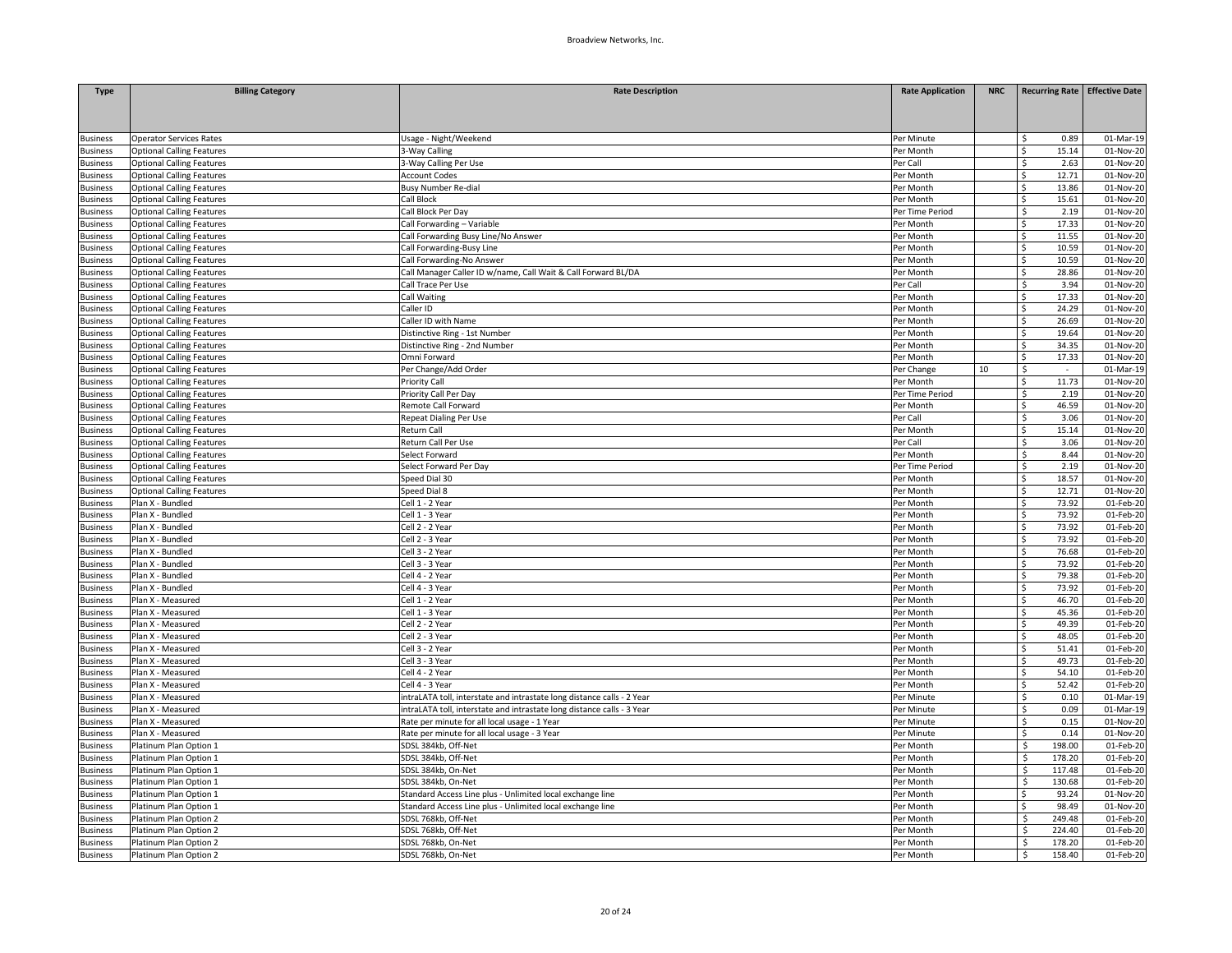| Type | Billing Category | Rate Description | Rate Application | NRC | Recurring Rate | Effective Date |
|---|---|---|---|---|---|---|
| Business | Operator Services Rates | Usage - Night/Weekend | Per Minute | | $ 0.89 | 01-Mar-19 |
| Business | Optional Calling Features | 3-Way Calling | Per Month | | $ 15.14 | 01-Nov-20 |
| Business | Optional Calling Features | 3-Way Calling Per Use | Per Call | | $ 2.63 | 01-Nov-20 |
| Business | Optional Calling Features | Account Codes | Per Month | | $ 12.71 | 01-Nov-20 |
| Business | Optional Calling Features | Busy Number Re-dial | Per Month | | $ 13.86 | 01-Nov-20 |
| Business | Optional Calling Features | Call Block | Per Month | | $ 15.61 | 01-Nov-20 |
| Business | Optional Calling Features | Call Block Per Day | Per Time Period | | $ 2.19 | 01-Nov-20 |
| Business | Optional Calling Features | Call Forwarding – Variable | Per Month | | $ 17.33 | 01-Nov-20 |
| Business | Optional Calling Features | Call Forwarding Busy Line/No Answer | Per Month | | $ 11.55 | 01-Nov-20 |
| Business | Optional Calling Features | Call Forwarding-Busy Line | Per Month | | $ 10.59 | 01-Nov-20 |
| Business | Optional Calling Features | Call Forwarding-No Answer | Per Month | | $ 10.59 | 01-Nov-20 |
| Business | Optional Calling Features | Call Manager Caller ID w/name, Call Wait & Call Forward BL/DA | Per Month | | $ 28.86 | 01-Nov-20 |
| Business | Optional Calling Features | Call Trace Per Use | Per Call | | $ 3.94 | 01-Nov-20 |
| Business | Optional Calling Features | Call Waiting | Per Month | | $ 17.33 | 01-Nov-20 |
| Business | Optional Calling Features | Caller ID | Per Month | | $ 24.29 | 01-Nov-20 |
| Business | Optional Calling Features | Caller ID with Name | Per Month | | $ 26.69 | 01-Nov-20 |
| Business | Optional Calling Features | Distinctive Ring - 1st Number | Per Month | | $ 19.64 | 01-Nov-20 |
| Business | Optional Calling Features | Distinctive Ring - 2nd Number | Per Month | | $ 34.35 | 01-Nov-20 |
| Business | Optional Calling Features | Omni Forward | Per Month | | $ 17.33 | 01-Nov-20 |
| Business | Optional Calling Features | Per Change/Add Order | Per Change | 10 | $ - | 01-Mar-19 |
| Business | Optional Calling Features | Priority Call | Per Month | | $ 11.73 | 01-Nov-20 |
| Business | Optional Calling Features | Priority Call Per Day | Per Time Period | | $ 2.19 | 01-Nov-20 |
| Business | Optional Calling Features | Remote Call Forward | Per Month | | $ 46.59 | 01-Nov-20 |
| Business | Optional Calling Features | Repeat Dialing Per Use | Per Call | | $ 3.06 | 01-Nov-20 |
| Business | Optional Calling Features | Return Call | Per Month | | $ 15.14 | 01-Nov-20 |
| Business | Optional Calling Features | Return Call Per Use | Per Call | | $ 3.06 | 01-Nov-20 |
| Business | Optional Calling Features | Select Forward | Per Month | | $ 8.44 | 01-Nov-20 |
| Business | Optional Calling Features | Select Forward Per Day | Per Time Period | | $ 2.19 | 01-Nov-20 |
| Business | Optional Calling Features | Speed Dial 30 | Per Month | | $ 18.57 | 01-Nov-20 |
| Business | Optional Calling Features | Speed Dial 8 | Per Month | | $ 12.71 | 01-Nov-20 |
| Business | Plan X - Bundled | Cell 1 - 2 Year | Per Month | | $ 73.92 | 01-Feb-20 |
| Business | Plan X - Bundled | Cell 1 - 3 Year | Per Month | | $ 73.92 | 01-Feb-20 |
| Business | Plan X - Bundled | Cell 2 - 2 Year | Per Month | | $ 73.92 | 01-Feb-20 |
| Business | Plan X - Bundled | Cell 2 - 3 Year | Per Month | | $ 73.92 | 01-Feb-20 |
| Business | Plan X - Bundled | Cell 3 - 2 Year | Per Month | | $ 76.68 | 01-Feb-20 |
| Business | Plan X - Bundled | Cell 3 - 3 Year | Per Month | | $ 73.92 | 01-Feb-20 |
| Business | Plan X - Bundled | Cell 4 - 2 Year | Per Month | | $ 79.38 | 01-Feb-20 |
| Business | Plan X - Bundled | Cell 4 - 3 Year | Per Month | | $ 73.92 | 01-Feb-20 |
| Business | Plan X - Measured | Cell 1 - 2 Year | Per Month | | $ 46.70 | 01-Feb-20 |
| Business | Plan X - Measured | Cell 1 - 3 Year | Per Month | | $ 45.36 | 01-Feb-20 |
| Business | Plan X - Measured | Cell 2 - 2 Year | Per Month | | $ 49.39 | 01-Feb-20 |
| Business | Plan X - Measured | Cell 2 - 3 Year | Per Month | | $ 48.05 | 01-Feb-20 |
| Business | Plan X - Measured | Cell 3 - 2 Year | Per Month | | $ 51.41 | 01-Feb-20 |
| Business | Plan X - Measured | Cell 3 - 3 Year | Per Month | | $ 49.73 | 01-Feb-20 |
| Business | Plan X - Measured | Cell 4 - 2 Year | Per Month | | $ 54.10 | 01-Feb-20 |
| Business | Plan X - Measured | Cell 4 - 3 Year | Per Month | | $ 52.42 | 01-Feb-20 |
| Business | Plan X - Measured | intraLATA toll, interstate and intrastate long distance calls - 2 Year | Per Minute | | $ 0.10 | 01-Mar-19 |
| Business | Plan X - Measured | intraLATA toll, interstate and intrastate long distance calls - 3 Year | Per Minute | | $ 0.09 | 01-Mar-19 |
| Business | Plan X - Measured | Rate per minute for all local usage - 1 Year | Per Minute | | $ 0.15 | 01-Nov-20 |
| Business | Plan X - Measured | Rate per minute for all local usage - 3 Year | Per Minute | | $ 0.14 | 01-Nov-20 |
| Business | Platinum Plan Option 1 | SDSL 384kb, Off-Net | Per Month | | $ 198.00 | 01-Feb-20 |
| Business | Platinum Plan Option 1 | SDSL 384kb, Off-Net | Per Month | | $ 178.20 | 01-Feb-20 |
| Business | Platinum Plan Option 1 | SDSL 384kb, On-Net | Per Month | | $ 117.48 | 01-Feb-20 |
| Business | Platinum Plan Option 1 | SDSL 384kb, On-Net | Per Month | | $ 130.68 | 01-Feb-20 |
| Business | Platinum Plan Option 1 | Standard Access Line plus - Unlimited local exchange line | Per Month | | $ 93.24 | 01-Nov-20 |
| Business | Platinum Plan Option 1 | Standard Access Line plus - Unlimited local exchange line | Per Month | | $ 98.49 | 01-Nov-20 |
| Business | Platinum Plan Option 2 | SDSL 768kb, Off-Net | Per Month | | $ 249.48 | 01-Feb-20 |
| Business | Platinum Plan Option 2 | SDSL 768kb, Off-Net | Per Month | | $ 224.40 | 01-Feb-20 |
| Business | Platinum Plan Option 2 | SDSL 768kb, On-Net | Per Month | | $ 178.20 | 01-Feb-20 |
| Business | Platinum Plan Option 2 | SDSL 768kb, On-Net | Per Month | | $ 158.40 | 01-Feb-20 |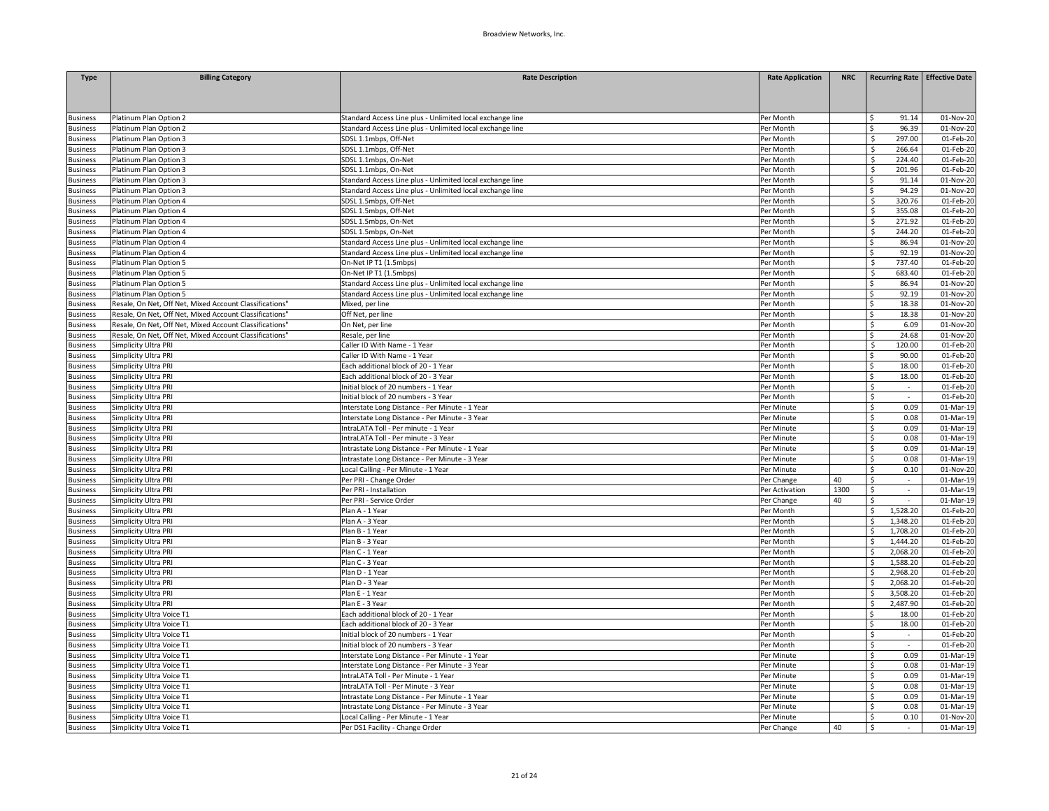| Type | Billing Category | Rate Description | Rate Application | NRC | Recurring Rate | Effective Date |
|---|---|---|---|---|---|---|
| Business | Platinum Plan Option 2 | Standard Access Line plus - Unlimited local exchange line | Per Month | | $ 91.14 | 01-Nov-20 |
| Business | Platinum Plan Option 2 | Standard Access Line plus - Unlimited local exchange line | Per Month | | $ 96.39 | 01-Nov-20 |
| Business | Platinum Plan Option 3 | SDSL 1.1mbps, Off-Net | Per Month | | $ 297.00 | 01-Feb-20 |
| Business | Platinum Plan Option 3 | SDSL 1.1mbps, Off-Net | Per Month | | $ 266.64 | 01-Feb-20 |
| Business | Platinum Plan Option 3 | SDSL 1.1mbps, On-Net | Per Month | | $ 224.40 | 01-Feb-20 |
| Business | Platinum Plan Option 3 | SDSL 1.1mbps, On-Net | Per Month | | $ 201.96 | 01-Feb-20 |
| Business | Platinum Plan Option 3 | Standard Access Line plus - Unlimited local exchange line | Per Month | | $ 91.14 | 01-Nov-20 |
| Business | Platinum Plan Option 3 | Standard Access Line plus - Unlimited local exchange line | Per Month | | $ 94.29 | 01-Nov-20 |
| Business | Platinum Plan Option 4 | SDSL 1.5mbps, Off-Net | Per Month | | $ 320.76 | 01-Feb-20 |
| Business | Platinum Plan Option 4 | SDSL 1.5mbps, Off-Net | Per Month | | $ 355.08 | 01-Feb-20 |
| Business | Platinum Plan Option 4 | SDSL 1.5mbps, On-Net | Per Month | | $ 271.92 | 01-Feb-20 |
| Business | Platinum Plan Option 4 | SDSL 1.5mbps, On-Net | Per Month | | $ 244.20 | 01-Feb-20 |
| Business | Platinum Plan Option 4 | Standard Access Line plus - Unlimited local exchange line | Per Month | | $ 86.94 | 01-Nov-20 |
| Business | Platinum Plan Option 4 | Standard Access Line plus - Unlimited local exchange line | Per Month | | $ 92.19 | 01-Nov-20 |
| Business | Platinum Plan Option 5 | On-Net IP T1 (1.5mbps) | Per Month | | $ 737.40 | 01-Feb-20 |
| Business | Platinum Plan Option 5 | On-Net IP T1 (1.5mbps) | Per Month | | $ 683.40 | 01-Feb-20 |
| Business | Platinum Plan Option 5 | Standard Access Line plus - Unlimited local exchange line | Per Month | | $ 86.94 | 01-Nov-20 |
| Business | Platinum Plan Option 5 | Standard Access Line plus - Unlimited local exchange line | Per Month | | $ 92.19 | 01-Nov-20 |
| Business | Resale, On Net, Off Net, Mixed Account Classifications" | Mixed, per line | Per Month | | $ 18.38 | 01-Nov-20 |
| Business | Resale, On Net, Off Net, Mixed Account Classifications" | Off Net, per line | Per Month | | $ 18.38 | 01-Nov-20 |
| Business | Resale, On Net, Off Net, Mixed Account Classifications" | On Net, per line | Per Month | | $ 6.09 | 01-Nov-20 |
| Business | Resale, On Net, Off Net, Mixed Account Classifications" | Resale, per line | Per Month | | $ 24.68 | 01-Nov-20 |
| Business | Simplicity Ultra PRI | Caller ID With Name - 1 Year | Per Month | | $ 120.00 | 01-Feb-20 |
| Business | Simplicity Ultra PRI | Caller ID With Name - 1 Year | Per Month | | $ 90.00 | 01-Feb-20 |
| Business | Simplicity Ultra PRI | Each additional block of 20 - 1 Year | Per Month | | $ 18.00 | 01-Feb-20 |
| Business | Simplicity Ultra PRI | Each additional block of 20 - 3 Year | Per Month | | $ 18.00 | 01-Feb-20 |
| Business | Simplicity Ultra PRI | Initial block of 20 numbers - 1 Year | Per Month | | $ - | 01-Feb-20 |
| Business | Simplicity Ultra PRI | Initial block of 20 numbers - 3 Year | Per Month | | $ - | 01-Feb-20 |
| Business | Simplicity Ultra PRI | Interstate Long Distance - Per Minute - 1 Year | Per Minute | | $ 0.09 | 01-Mar-19 |
| Business | Simplicity Ultra PRI | Interstate Long Distance - Per Minute - 3 Year | Per Minute | | $ 0.08 | 01-Mar-19 |
| Business | Simplicity Ultra PRI | IntraLATA Toll - Per minute - 1 Year | Per Minute | | $ 0.09 | 01-Mar-19 |
| Business | Simplicity Ultra PRI | IntraLATA Toll - Per minute - 3 Year | Per Minute | | $ 0.08 | 01-Mar-19 |
| Business | Simplicity Ultra PRI | Intrastate Long Distance - Per Minute - 1 Year | Per Minute | | $ 0.09 | 01-Mar-19 |
| Business | Simplicity Ultra PRI | Intrastate Long Distance - Per Minute - 3 Year | Per Minute | | $ 0.08 | 01-Mar-19 |
| Business | Simplicity Ultra PRI | Local Calling - Per Minute - 1 Year | Per Minute | | $ 0.10 | 01-Nov-20 |
| Business | Simplicity Ultra PRI | Per PRI - Change Order | Per Change | 40 | $ - | 01-Mar-19 |
| Business | Simplicity Ultra PRI | Per PRI - Installation | Per Activation | 1300 | $ - | 01-Mar-19 |
| Business | Simplicity Ultra PRI | Per PRI - Service Order | Per Change | 40 | $ - | 01-Mar-19 |
| Business | Simplicity Ultra PRI | Plan A - 1 Year | Per Month | | $ 1,528.20 | 01-Feb-20 |
| Business | Simplicity Ultra PRI | Plan A - 3 Year | Per Month | | $ 1,348.20 | 01-Feb-20 |
| Business | Simplicity Ultra PRI | Plan B - 1 Year | Per Month | | $ 1,708.20 | 01-Feb-20 |
| Business | Simplicity Ultra PRI | Plan B - 3 Year | Per Month | | $ 1,444.20 | 01-Feb-20 |
| Business | Simplicity Ultra PRI | Plan C - 1 Year | Per Month | | $ 2,068.20 | 01-Feb-20 |
| Business | Simplicity Ultra PRI | Plan C - 3 Year | Per Month | | $ 1,588.20 | 01-Feb-20 |
| Business | Simplicity Ultra PRI | Plan D - 1 Year | Per Month | | $ 2,968.20 | 01-Feb-20 |
| Business | Simplicity Ultra PRI | Plan D - 3 Year | Per Month | | $ 2,068.20 | 01-Feb-20 |
| Business | Simplicity Ultra PRI | Plan E - 1 Year | Per Month | | $ 3,508.20 | 01-Feb-20 |
| Business | Simplicity Ultra PRI | Plan E - 3 Year | Per Month | | $ 2,487.90 | 01-Feb-20 |
| Business | Simplicity Ultra Voice T1 | Each additional block of 20 - 1 Year | Per Month | | $ 18.00 | 01-Feb-20 |
| Business | Simplicity Ultra Voice T1 | Each additional block of 20 - 3 Year | Per Month | | $ 18.00 | 01-Feb-20 |
| Business | Simplicity Ultra Voice T1 | Initial block of 20 numbers - 1 Year | Per Month | | $ - | 01-Feb-20 |
| Business | Simplicity Ultra Voice T1 | Initial block of 20 numbers - 3 Year | Per Month | | $ - | 01-Feb-20 |
| Business | Simplicity Ultra Voice T1 | Interstate Long Distance - Per Minute - 1 Year | Per Minute | | $ 0.09 | 01-Mar-19 |
| Business | Simplicity Ultra Voice T1 | Interstate Long Distance - Per Minute - 3 Year | Per Minute | | $ 0.08 | 01-Mar-19 |
| Business | Simplicity Ultra Voice T1 | IntraLATA Toll - Per Minute - 1 Year | Per Minute | | $ 0.09 | 01-Mar-19 |
| Business | Simplicity Ultra Voice T1 | IntraLATA Toll - Per Minute - 3 Year | Per Minute | | $ 0.08 | 01-Mar-19 |
| Business | Simplicity Ultra Voice T1 | Intrastate Long Distance - Per Minute - 1 Year | Per Minute | | $ 0.09 | 01-Mar-19 |
| Business | Simplicity Ultra Voice T1 | Intrastate Long Distance - Per Minute - 3 Year | Per Minute | | $ 0.08 | 01-Mar-19 |
| Business | Simplicity Ultra Voice T1 | Local Calling - Per Minute - 1 Year | Per Minute | | $ 0.10 | 01-Nov-20 |
| Business | Simplicity Ultra Voice T1 | Per DS1 Facility - Change Order | Per Change | 40 | $ - | 01-Mar-19 |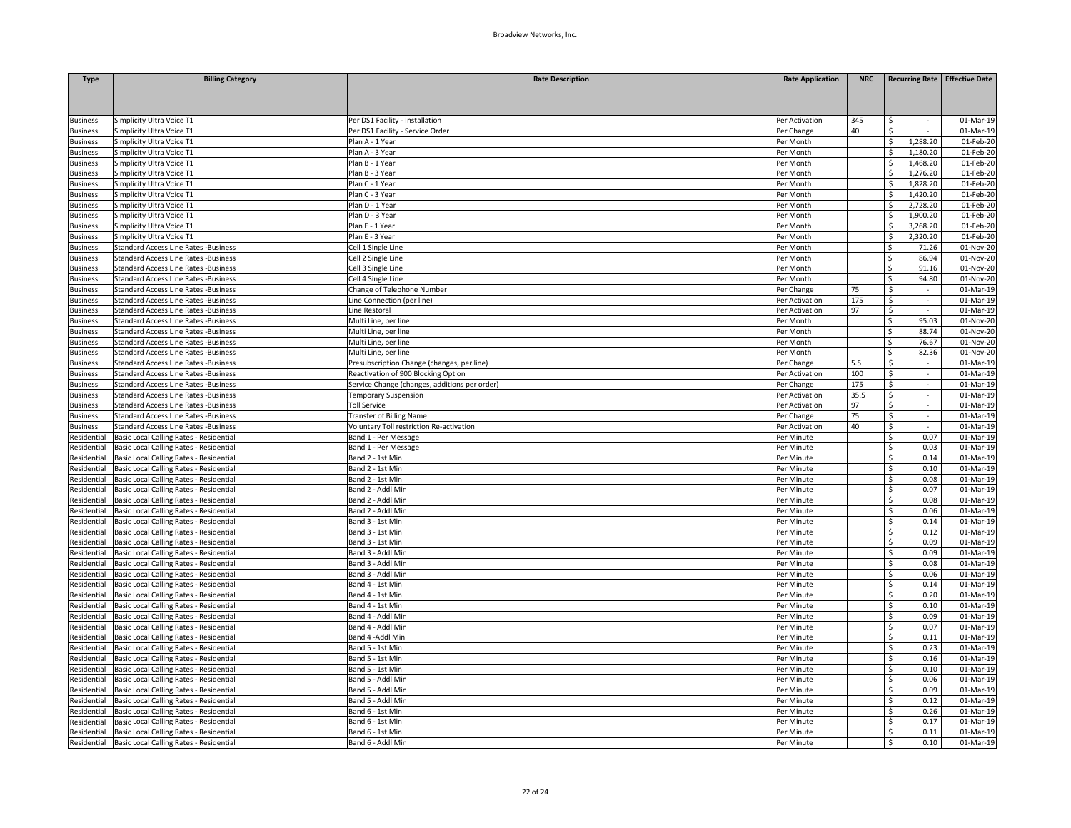| Type | Billing Category | Rate Description | Rate Application | NRC | Recurring Rate | Effective Date |
|---|---|---|---|---|---|---|
| Business | Simplicity Ultra Voice T1 | Per DS1 Facility - Installation | Per Activation | 345 | $ - | 01-Mar-19 |
| Business | Simplicity Ultra Voice T1 | Per DS1 Facility - Service Order | Per Change | 40 | $ - | 01-Mar-19 |
| Business | Simplicity Ultra Voice T1 | Plan A - 1 Year | Per Month | | $ 1,288.20 | 01-Feb-20 |
| Business | Simplicity Ultra Voice T1 | Plan A - 3 Year | Per Month | | $ 1,180.20 | 01-Feb-20 |
| Business | Simplicity Ultra Voice T1 | Plan B - 1 Year | Per Month | | $ 1,468.20 | 01-Feb-20 |
| Business | Simplicity Ultra Voice T1 | Plan B - 3 Year | Per Month | | $ 1,276.20 | 01-Feb-20 |
| Business | Simplicity Ultra Voice T1 | Plan C - 1 Year | Per Month | | $ 1,828.20 | 01-Feb-20 |
| Business | Simplicity Ultra Voice T1 | Plan C - 3 Year | Per Month | | $ 1,420.20 | 01-Feb-20 |
| Business | Simplicity Ultra Voice T1 | Plan D - 1 Year | Per Month | | $ 2,728.20 | 01-Feb-20 |
| Business | Simplicity Ultra Voice T1 | Plan D - 3 Year | Per Month | | $ 1,900.20 | 01-Feb-20 |
| Business | Simplicity Ultra Voice T1 | Plan E - 1 Year | Per Month | | $ 3,268.20 | 01-Feb-20 |
| Business | Simplicity Ultra Voice T1 | Plan E - 3 Year | Per Month | | $ 2,320.20 | 01-Feb-20 |
| Business | Standard Access Line Rates -Business | Cell 1 Single Line | Per Month | | $ 71.26 | 01-Nov-20 |
| Business | Standard Access Line Rates -Business | Cell 2 Single Line | Per Month | | $ 86.94 | 01-Nov-20 |
| Business | Standard Access Line Rates -Business | Cell 3 Single Line | Per Month | | $ 91.16 | 01-Nov-20 |
| Business | Standard Access Line Rates -Business | Cell 4 Single Line | Per Month | | $ 94.80 | 01-Nov-20 |
| Business | Standard Access Line Rates -Business | Change of Telephone Number | Per Change | 75 | $ - | 01-Mar-19 |
| Business | Standard Access Line Rates -Business | Line Connection (per line) | Per Activation | 175 | $ - | 01-Mar-19 |
| Business | Standard Access Line Rates -Business | Line Restoral | Per Activation | 97 | $ - | 01-Mar-19 |
| Business | Standard Access Line Rates -Business | Multi Line, per line | Per Month | | $ 95.03 | 01-Nov-20 |
| Business | Standard Access Line Rates -Business | Multi Line, per line | Per Month | | $ 88.74 | 01-Nov-20 |
| Business | Standard Access Line Rates -Business | Multi Line, per line | Per Month | | $ 76.67 | 01-Nov-20 |
| Business | Standard Access Line Rates -Business | Multi Line, per line | Per Month | | $ 82.36 | 01-Nov-20 |
| Business | Standard Access Line Rates -Business | Presubscription Change (changes, per line) | Per Change | 5.5 | $ - | 01-Mar-19 |
| Business | Standard Access Line Rates -Business | Reactivation of 900 Blocking Option | Per Activation | 100 | $ - | 01-Mar-19 |
| Business | Standard Access Line Rates -Business | Service Change (changes, additions per order) | Per Change | 175 | $ - | 01-Mar-19 |
| Business | Standard Access Line Rates -Business | Temporary Suspension | Per Activation | 35.5 | $ - | 01-Mar-19 |
| Business | Standard Access Line Rates -Business | Toll Service | Per Activation | 97 | $ - | 01-Mar-19 |
| Business | Standard Access Line Rates -Business | Transfer of Billing Name | Per Change | 75 | $ - | 01-Mar-19 |
| Business | Standard Access Line Rates -Business | Voluntary Toll restriction Re-activation | Per Activation | 40 | $ - | 01-Mar-19 |
| Residential | Basic Local Calling Rates - Residential | Band 1 - Per Message | Per Minute | | $ 0.07 | 01-Mar-19 |
| Residential | Basic Local Calling Rates - Residential | Band 1 - Per Message | Per Minute | | $ 0.03 | 01-Mar-19 |
| Residential | Basic Local Calling Rates - Residential | Band 2 - 1st Min | Per Minute | | $ 0.14 | 01-Mar-19 |
| Residential | Basic Local Calling Rates - Residential | Band 2 - 1st Min | Per Minute | | $ 0.10 | 01-Mar-19 |
| Residential | Basic Local Calling Rates - Residential | Band 2 - 1st Min | Per Minute | | $ 0.08 | 01-Mar-19 |
| Residential | Basic Local Calling Rates - Residential | Band 2 - Addl Min | Per Minute | | $ 0.07 | 01-Mar-19 |
| Residential | Basic Local Calling Rates - Residential | Band 2 - Addl Min | Per Minute | | $ 0.08 | 01-Mar-19 |
| Residential | Basic Local Calling Rates - Residential | Band 2 - Addl Min | Per Minute | | $ 0.06 | 01-Mar-19 |
| Residential | Basic Local Calling Rates - Residential | Band 3 - 1st Min | Per Minute | | $ 0.14 | 01-Mar-19 |
| Residential | Basic Local Calling Rates - Residential | Band 3 - 1st Min | Per Minute | | $ 0.12 | 01-Mar-19 |
| Residential | Basic Local Calling Rates - Residential | Band 3 - 1st Min | Per Minute | | $ 0.09 | 01-Mar-19 |
| Residential | Basic Local Calling Rates - Residential | Band 3 - Addl Min | Per Minute | | $ 0.09 | 01-Mar-19 |
| Residential | Basic Local Calling Rates - Residential | Band 3 - Addl Min | Per Minute | | $ 0.08 | 01-Mar-19 |
| Residential | Basic Local Calling Rates - Residential | Band 3 - Addl Min | Per Minute | | $ 0.06 | 01-Mar-19 |
| Residential | Basic Local Calling Rates - Residential | Band 4 - 1st Min | Per Minute | | $ 0.14 | 01-Mar-19 |
| Residential | Basic Local Calling Rates - Residential | Band 4 - 1st Min | Per Minute | | $ 0.20 | 01-Mar-19 |
| Residential | Basic Local Calling Rates - Residential | Band 4 - 1st Min | Per Minute | | $ 0.10 | 01-Mar-19 |
| Residential | Basic Local Calling Rates - Residential | Band 4 - Addl Min | Per Minute | | $ 0.09 | 01-Mar-19 |
| Residential | Basic Local Calling Rates - Residential | Band 4 - Addl Min | Per Minute | | $ 0.07 | 01-Mar-19 |
| Residential | Basic Local Calling Rates - Residential | Band 4 -Addl Min | Per Minute | | $ 0.11 | 01-Mar-19 |
| Residential | Basic Local Calling Rates - Residential | Band 5 - 1st Min | Per Minute | | $ 0.23 | 01-Mar-19 |
| Residential | Basic Local Calling Rates - Residential | Band 5 - 1st Min | Per Minute | | $ 0.16 | 01-Mar-19 |
| Residential | Basic Local Calling Rates - Residential | Band 5 - 1st Min | Per Minute | | $ 0.10 | 01-Mar-19 |
| Residential | Basic Local Calling Rates - Residential | Band 5 - Addl Min | Per Minute | | $ 0.06 | 01-Mar-19 |
| Residential | Basic Local Calling Rates - Residential | Band 5 - Addl Min | Per Minute | | $ 0.09 | 01-Mar-19 |
| Residential | Basic Local Calling Rates - Residential | Band 5 - Addl Min | Per Minute | | $ 0.12 | 01-Mar-19 |
| Residential | Basic Local Calling Rates - Residential | Band 6 - 1st Min | Per Minute | | $ 0.26 | 01-Mar-19 |
| Residential | Basic Local Calling Rates - Residential | Band 6 - 1st Min | Per Minute | | $ 0.17 | 01-Mar-19 |
| Residential | Basic Local Calling Rates - Residential | Band 6 - 1st Min | Per Minute | | $ 0.11 | 01-Mar-19 |
| Residential | Basic Local Calling Rates - Residential | Band 6 - Addl Min | Per Minute | | $ 0.10 | 01-Mar-19 |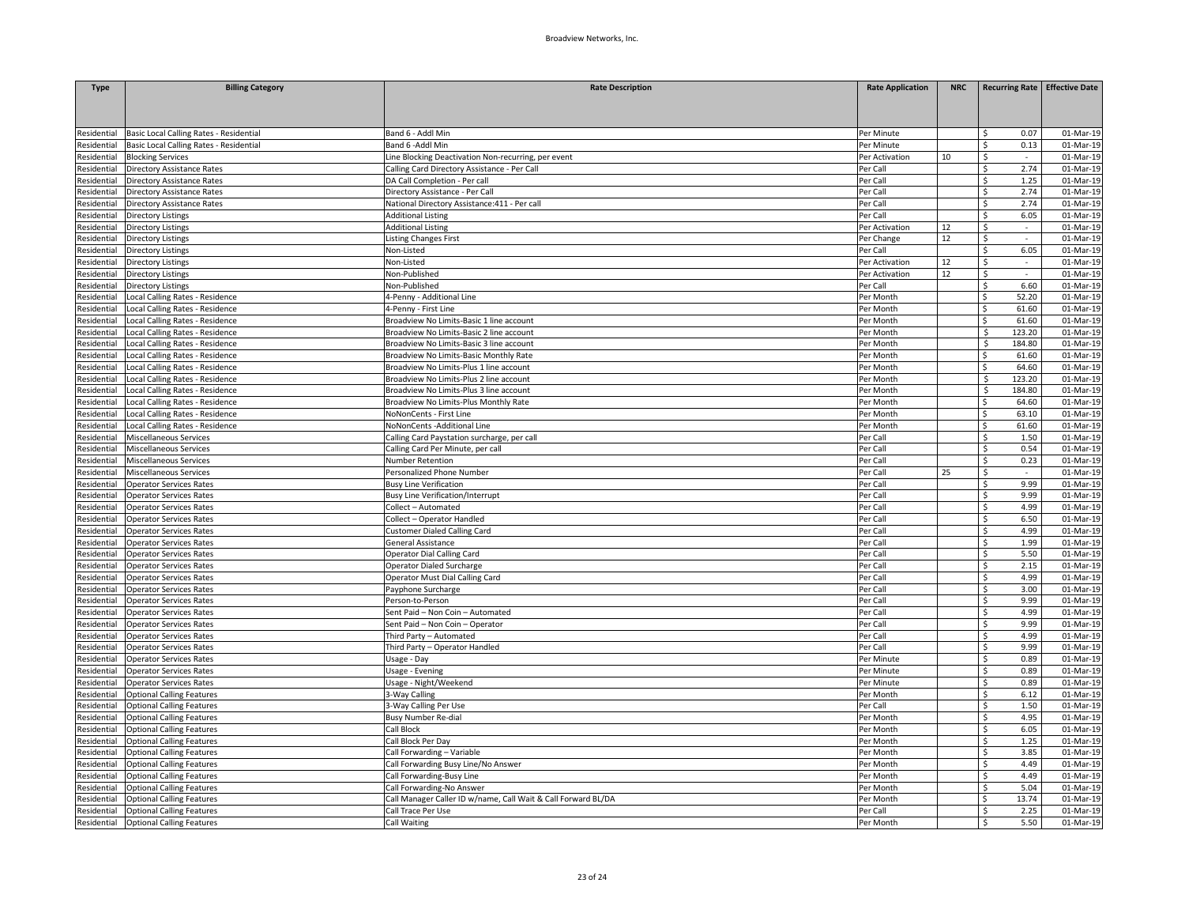| Type | Billing Category | Rate Description | Rate Application | NRC | Recurring Rate | Effective Date |
|---|---|---|---|---|---|---|
| Residential | Basic Local Calling Rates - Residential | Band 6 - Addl Min | Per Minute | | $ 0.07 | 01-Mar-19 |
| Residential | Basic Local Calling Rates - Residential | Band 6 -Addl Min | Per Minute | | $ 0.13 | 01-Mar-19 |
| Residential | Blocking Services | Line Blocking Deactivation Non-recurring, per event | Per Activation | 10 | $ - | 01-Mar-19 |
| Residential | Directory Assistance Rates | Calling Card Directory Assistance - Per Call | Per Call | | $ 2.74 | 01-Mar-19 |
| Residential | Directory Assistance Rates | DA Call Completion - Per call | Per Call | | $ 1.25 | 01-Mar-19 |
| Residential | Directory Assistance Rates | Directory Assistance - Per Call | Per Call | | $ 2.74 | 01-Mar-19 |
| Residential | Directory Assistance Rates | National Directory Assistance:411 - Per call | Per Call | | $ 2.74 | 01-Mar-19 |
| Residential | Directory Listings | Additional Listing | Per Call | | $ 6.05 | 01-Mar-19 |
| Residential | Directory Listings | Additional Listing | Per Activation | 12 | $ - | 01-Mar-19 |
| Residential | Directory Listings | Listing Changes First | Per Change | 12 | $ - | 01-Mar-19 |
| Residential | Directory Listings | Non-Listed | Per Call | | $ 6.05 | 01-Mar-19 |
| Residential | Directory Listings | Non-Listed | Per Activation | 12 | $ - | 01-Mar-19 |
| Residential | Directory Listings | Non-Published | Per Activation | 12 | $ - | 01-Mar-19 |
| Residential | Directory Listings | Non-Published | Per Call | | $ 6.60 | 01-Mar-19 |
| Residential | Local Calling Rates - Residence | 4-Penny - Additional Line | Per Month | | $ 52.20 | 01-Mar-19 |
| Residential | Local Calling Rates - Residence | 4-Penny - First Line | Per Month | | $ 61.60 | 01-Mar-19 |
| Residential | Local Calling Rates - Residence | Broadview No Limits-Basic 1 line account | Per Month | | $ 61.60 | 01-Mar-19 |
| Residential | Local Calling Rates - Residence | Broadview No Limits-Basic 2 line account | Per Month | | $ 123.20 | 01-Mar-19 |
| Residential | Local Calling Rates - Residence | Broadview No Limits-Basic 3 line account | Per Month | | $ 184.80 | 01-Mar-19 |
| Residential | Local Calling Rates - Residence | Broadview No Limits-Basic Monthly Rate | Per Month | | $ 61.60 | 01-Mar-19 |
| Residential | Local Calling Rates - Residence | Broadview No Limits-Plus 1 line account | Per Month | | $ 64.60 | 01-Mar-19 |
| Residential | Local Calling Rates - Residence | Broadview No Limits-Plus 2 line account | Per Month | | $ 123.20 | 01-Mar-19 |
| Residential | Local Calling Rates - Residence | Broadview No Limits-Plus 3 line account | Per Month | | $ 184.80 | 01-Mar-19 |
| Residential | Local Calling Rates - Residence | Broadview No Limits-Plus Monthly Rate | Per Month | | $ 64.60 | 01-Mar-19 |
| Residential | Local Calling Rates - Residence | NoNonCents - First Line | Per Month | | $ 63.10 | 01-Mar-19 |
| Residential | Local Calling Rates - Residence | NoNonCents -Additional Line | Per Month | | $ 61.60 | 01-Mar-19 |
| Residential | Miscellaneous Services | Calling Card Paystation surcharge, per call | Per Call | | $ 1.50 | 01-Mar-19 |
| Residential | Miscellaneous Services | Calling Card Per Minute, per call | Per Call | | $ 0.54 | 01-Mar-19 |
| Residential | Miscellaneous Services | Number Retention | Per Call | | $ 0.23 | 01-Mar-19 |
| Residential | Miscellaneous Services | Personalized Phone Number | Per Call | 25 | $ - | 01-Mar-19 |
| Residential | Operator Services Rates | Busy Line Verification | Per Call | | $ 9.99 | 01-Mar-19 |
| Residential | Operator Services Rates | Busy Line Verification/Interrupt | Per Call | | $ 9.99 | 01-Mar-19 |
| Residential | Operator Services Rates | Collect – Automated | Per Call | | $ 4.99 | 01-Mar-19 |
| Residential | Operator Services Rates | Collect – Operator Handled | Per Call | | $ 6.50 | 01-Mar-19 |
| Residential | Operator Services Rates | Customer Dialed Calling Card | Per Call | | $ 4.99 | 01-Mar-19 |
| Residential | Operator Services Rates | General Assistance | Per Call | | $ 1.99 | 01-Mar-19 |
| Residential | Operator Services Rates | Operator Dial Calling Card | Per Call | | $ 5.50 | 01-Mar-19 |
| Residential | Operator Services Rates | Operator Dialed Surcharge | Per Call | | $ 2.15 | 01-Mar-19 |
| Residential | Operator Services Rates | Operator Must Dial Calling Card | Per Call | | $ 4.99 | 01-Mar-19 |
| Residential | Operator Services Rates | Payphone Surcharge | Per Call | | $ 3.00 | 01-Mar-19 |
| Residential | Operator Services Rates | Person-to-Person | Per Call | | $ 9.99 | 01-Mar-19 |
| Residential | Operator Services Rates | Sent Paid – Non Coin – Automated | Per Call | | $ 4.99 | 01-Mar-19 |
| Residential | Operator Services Rates | Sent Paid – Non Coin – Operator | Per Call | | $ 9.99 | 01-Mar-19 |
| Residential | Operator Services Rates | Third Party – Automated | Per Call | | $ 4.99 | 01-Mar-19 |
| Residential | Operator Services Rates | Third Party – Operator Handled | Per Call | | $ 9.99 | 01-Mar-19 |
| Residential | Operator Services Rates | Usage - Day | Per Minute | | $ 0.89 | 01-Mar-19 |
| Residential | Operator Services Rates | Usage - Evening | Per Minute | | $ 0.89 | 01-Mar-19 |
| Residential | Operator Services Rates | Usage - Night/Weekend | Per Minute | | $ 0.89 | 01-Mar-19 |
| Residential | Optional Calling Features | 3-Way Calling | Per Month | | $ 6.12 | 01-Mar-19 |
| Residential | Optional Calling Features | 3-Way Calling Per Use | Per Call | | $ 1.50 | 01-Mar-19 |
| Residential | Optional Calling Features | Busy Number Re-dial | Per Month | | $ 4.95 | 01-Mar-19 |
| Residential | Optional Calling Features | Call Block | Per Month | | $ 6.05 | 01-Mar-19 |
| Residential | Optional Calling Features | Call Block Per Day | Per Month | | $ 1.25 | 01-Mar-19 |
| Residential | Optional Calling Features | Call Forwarding – Variable | Per Month | | $ 3.85 | 01-Mar-19 |
| Residential | Optional Calling Features | Call Forwarding Busy Line/No Answer | Per Month | | $ 4.49 | 01-Mar-19 |
| Residential | Optional Calling Features | Call Forwarding-Busy Line | Per Month | | $ 4.49 | 01-Mar-19 |
| Residential | Optional Calling Features | Call Forwarding-No Answer | Per Month | | $ 5.04 | 01-Mar-19 |
| Residential | Optional Calling Features | Call Manager Caller ID w/name, Call Wait & Call Forward BL/DA | Per Month | | $ 13.74 | 01-Mar-19 |
| Residential | Optional Calling Features | Call Trace Per Use | Per Call | | $ 2.25 | 01-Mar-19 |
| Residential | Optional Calling Features | Call Waiting | Per Month | | $ 5.50 | 01-Mar-19 |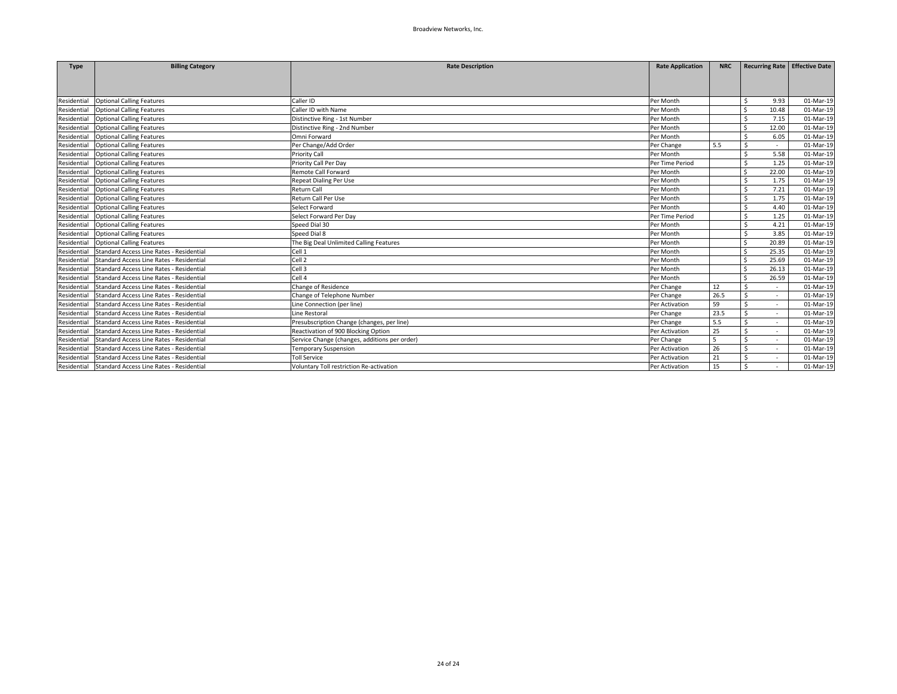| Type | Billing Category | Rate Description | Rate Application | NRC | Recurring Rate | Effective Date |
|---|---|---|---|---|---|---|
| Residential | Optional Calling Features | Caller ID | Per Month | | $ 9.93 | 01-Mar-19 |
| Residential | Optional Calling Features | Caller ID with Name | Per Month | | $ 10.48 | 01-Mar-19 |
| Residential | Optional Calling Features | Distinctive Ring - 1st Number | Per Month | | $ 7.15 | 01-Mar-19 |
| Residential | Optional Calling Features | Distinctive Ring - 2nd Number | Per Month | | $ 12.00 | 01-Mar-19 |
| Residential | Optional Calling Features | Omni Forward | Per Month | | $ 6.05 | 01-Mar-19 |
| Residential | Optional Calling Features | Per Change/Add Order | Per Change | 5.5 | $ - | 01-Mar-19 |
| Residential | Optional Calling Features | Priority Call | Per Month | | $ 5.58 | 01-Mar-19 |
| Residential | Optional Calling Features | Priority Call Per Day | Per Time Period | | $ 1.25 | 01-Mar-19 |
| Residential | Optional Calling Features | Remote Call Forward | Per Month | | $ 22.00 | 01-Mar-19 |
| Residential | Optional Calling Features | Repeat Dialing Per Use | Per Month | | $ 1.75 | 01-Mar-19 |
| Residential | Optional Calling Features | Return Call | Per Month | | $ 7.21 | 01-Mar-19 |
| Residential | Optional Calling Features | Return Call Per Use | Per Month | | $ 1.75 | 01-Mar-19 |
| Residential | Optional Calling Features | Select Forward | Per Month | | $ 4.40 | 01-Mar-19 |
| Residential | Optional Calling Features | Select Forward Per Day | Per Time Period | | $ 1.25 | 01-Mar-19 |
| Residential | Optional Calling Features | Speed Dial 30 | Per Month | | $ 4.21 | 01-Mar-19 |
| Residential | Optional Calling Features | Speed Dial 8 | Per Month | | $ 3.85 | 01-Mar-19 |
| Residential | Optional Calling Features | The Big Deal Unlimited Calling Features | Per Month | | $ 20.89 | 01-Mar-19 |
| Residential | Standard Access Line Rates - Residential | Cell 1 | Per Month | | $ 25.35 | 01-Mar-19 |
| Residential | Standard Access Line Rates - Residential | Cell 2 | Per Month | | $ 25.69 | 01-Mar-19 |
| Residential | Standard Access Line Rates - Residential | Cell 3 | Per Month | | $ 26.13 | 01-Mar-19 |
| Residential | Standard Access Line Rates - Residential | Cell 4 | Per Month | | $ 26.59 | 01-Mar-19 |
| Residential | Standard Access Line Rates - Residential | Change of Residence | Per Change | 12 | $ - | 01-Mar-19 |
| Residential | Standard Access Line Rates - Residential | Change of Telephone Number | Per Change | 26.5 | $ - | 01-Mar-19 |
| Residential | Standard Access Line Rates - Residential | Line Connection (per line) | Per Activation | 59 | $ - | 01-Mar-19 |
| Residential | Standard Access Line Rates - Residential | Line Restoral | Per Change | 23.5 | $ - | 01-Mar-19 |
| Residential | Standard Access Line Rates - Residential | Presubscription Change (changes, per line) | Per Change | 5.5 | $ - | 01-Mar-19 |
| Residential | Standard Access Line Rates - Residential | Reactivation of 900 Blocking Option | Per Activation | 25 | $ - | 01-Mar-19 |
| Residential | Standard Access Line Rates - Residential | Service Change (changes, additions per order) | Per Change | 5 | $ - | 01-Mar-19 |
| Residential | Standard Access Line Rates - Residential | Temporary Suspension | Per Activation | 26 | $ - | 01-Mar-19 |
| Residential | Standard Access Line Rates - Residential | Toll Service | Per Activation | 21 | $ - | 01-Mar-19 |
| Residential | Standard Access Line Rates - Residential | Voluntary Toll restriction Re-activation | Per Activation | 15 | $ - | 01-Mar-19 |